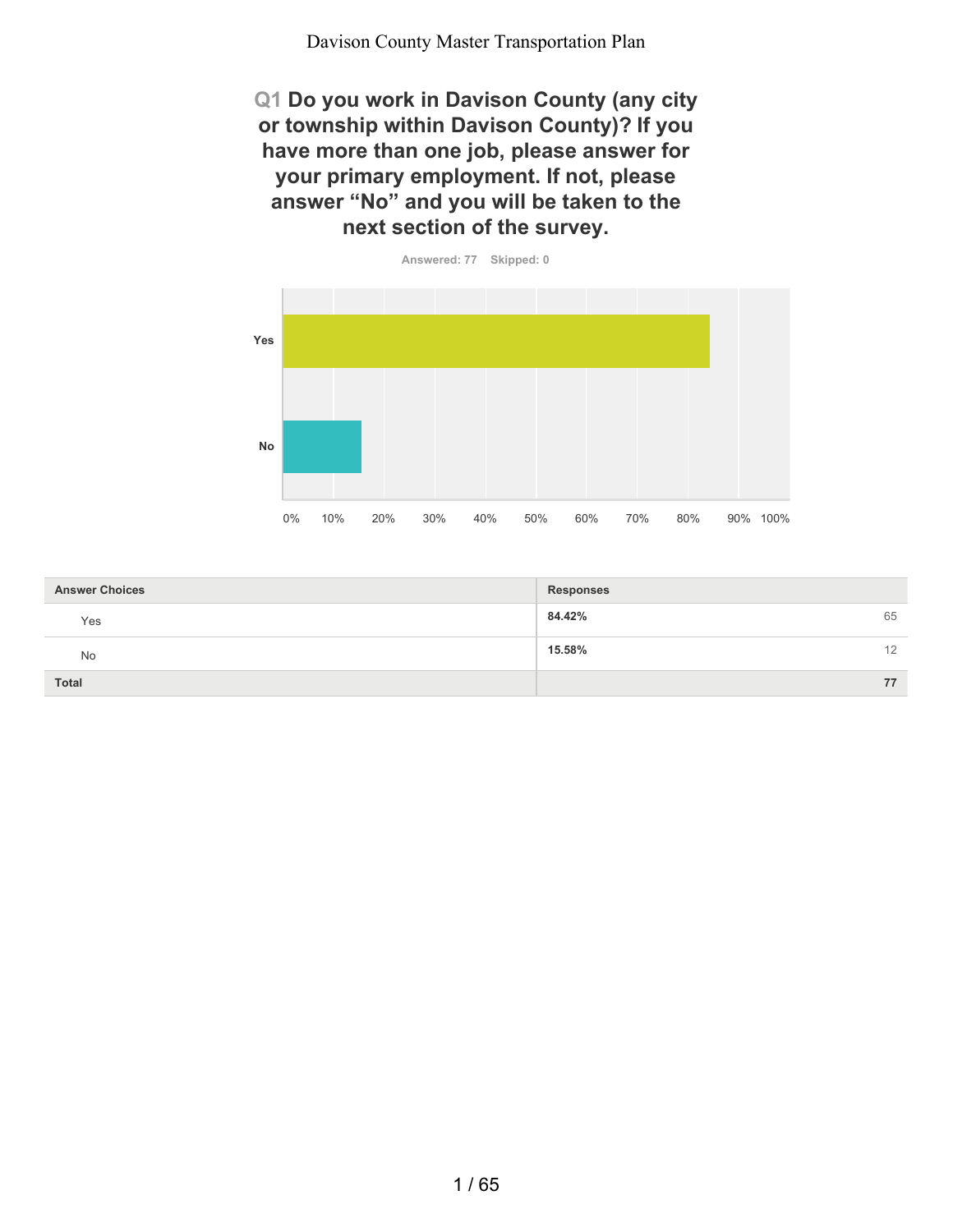## Q1 Do you work in Davison County (any city or township within Davison County)? If you have more than one job, please answer for your primary employment. If not, please answer "No" and you will be taken to the next section of the survey.

Answered: 77 Skipped: 0

| Answer Choices | Responses | |
|---|---|---|
| Yes | **84.42%** | 65 |
| No | **15.58%** | 12 |
| **Total** | | **77** |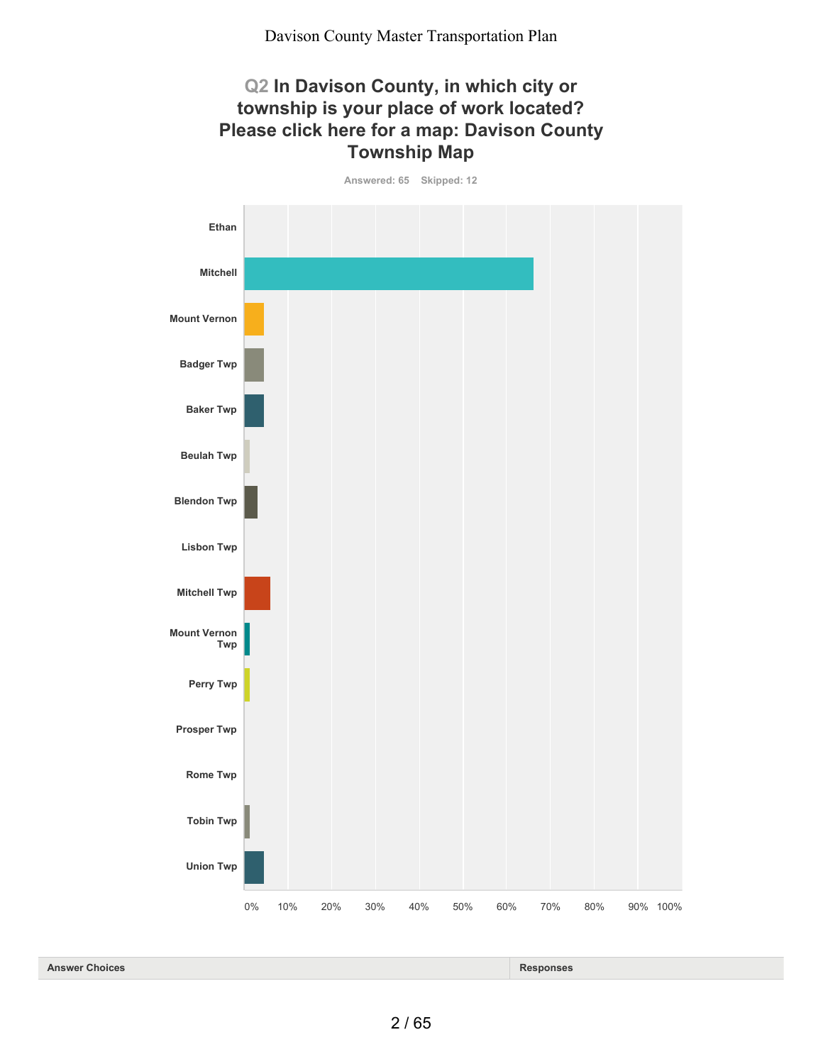## Q2 In Davison County, in which city or township is your place of work located? Please click here for a map: Davison County Township Map

Answered: 65    Skipped: 12

Ethan

Mitchell

Mount Vernon

Badger Twp

Baker Twp

Beulah Twp

Blendon Twp

Lisbon Twp

Mitchell Twp

Mount Vernon Twp

Perry Twp

Prosper Twp

Rome Twp

Tobin Twp

Union Twp

0% 10% 20% 30% 40% 50% 60% 70% 80% 90% 100%

| Answer Choices | Responses |
| --- | --- |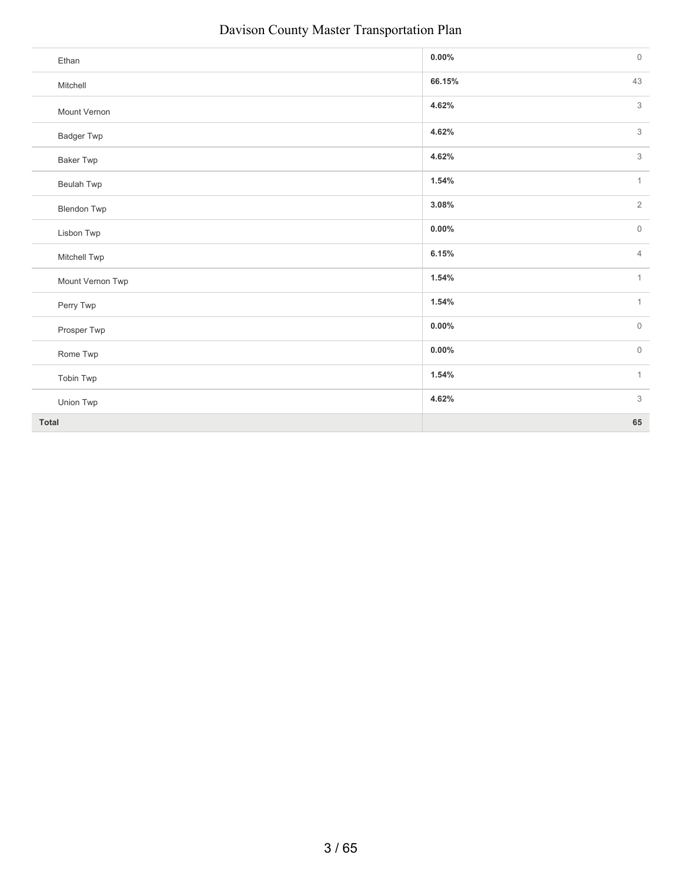| | | |
|---|---|---|
| Ethan | **0.00%** | 0 |
| Mitchell | **66.15%** | 43 |
| Mount Vernon | **4.62%** | 3 |
| Badger Twp | **4.62%** | 3 |
| Baker Twp | **4.62%** | 3 |
| Beulah Twp | **1.54%** | 1 |
| Blendon Twp | **3.08%** | 2 |
| Lisbon Twp | **0.00%** | 0 |
| Mitchell Twp | **6.15%** | 4 |
| Mount Vernon Twp | **1.54%** | 1 |
| Perry Twp | **1.54%** | 1 |
| Prosper Twp | **0.00%** | 0 |
| Rome Twp | **0.00%** | 0 |
| Tobin Twp | **1.54%** | 1 |
| Union Twp | **4.62%** | 3 |
| **Total** | | **65** |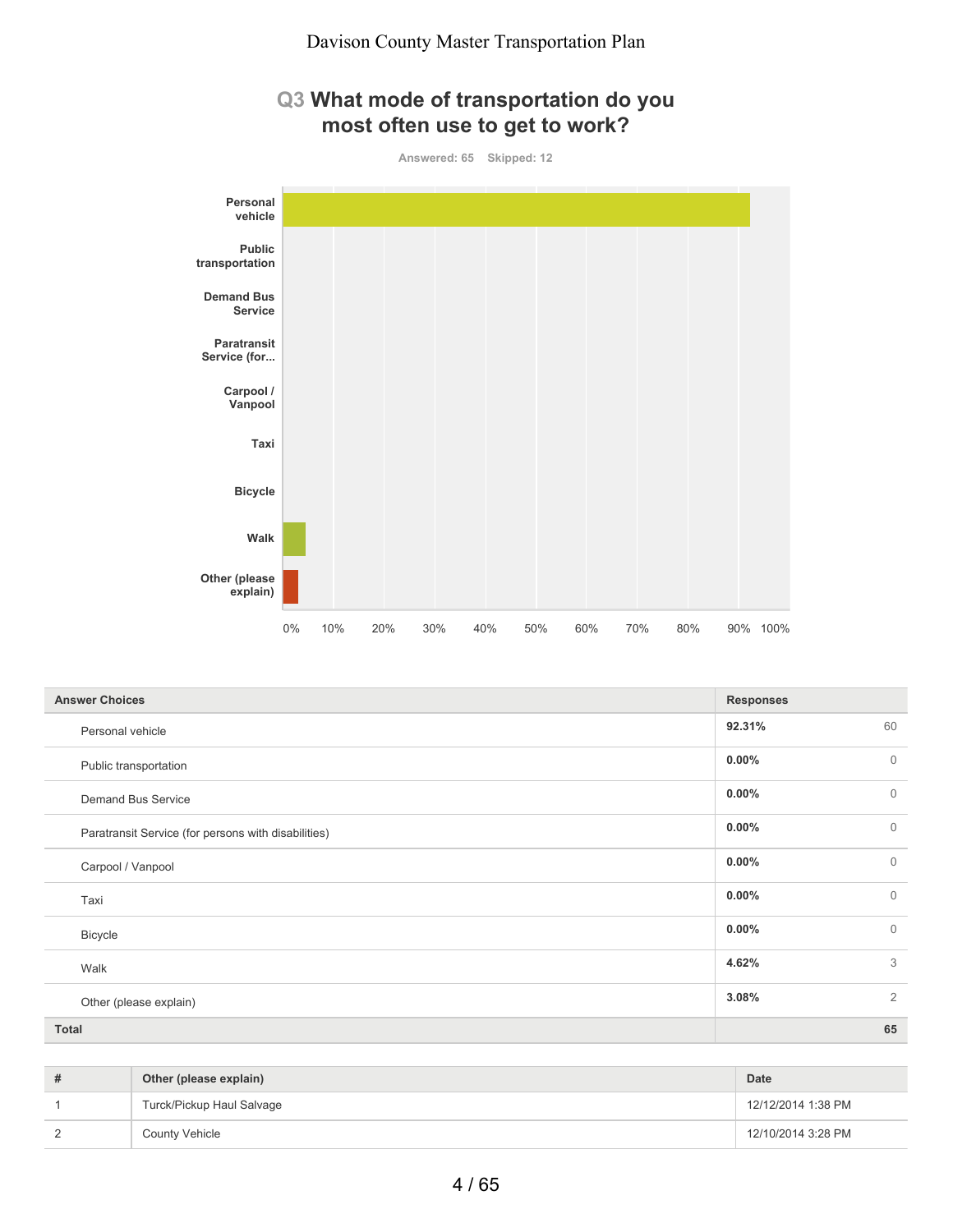## Q3 What mode of transportation do you most often use to get to work?

Answered: 65 Skipped: 12

| Answer Choices | Responses | |
|---|---|---|
| Personal vehicle | **92.31%** | 60 |
| Public transportation | **0.00%** | 0 |
| Demand Bus Service | **0.00%** | 0 |
| Paratransit Service (for persons with disabilities) | **0.00%** | 0 |
| Carpool / Vanpool | **0.00%** | 0 |
| Taxi | **0.00%** | 0 |
| Bicycle | **0.00%** | 0 |
| Walk | **4.62%** | 3 |
| Other (please explain) | **3.08%** | 2 |
| **Total** | | **65** |

| # | Other (please explain) | Date |
|---|---|---|
| 1 | Turck/Pickup Haul Salvage | 12/12/2014 1:38 PM |
| 2 | County Vehicle | 12/10/2014 3:28 PM |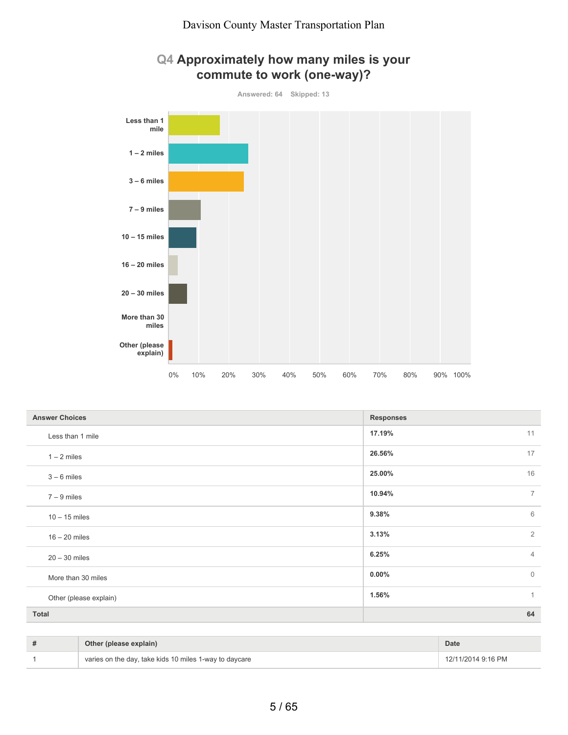## Q4 Approximately how many miles is your commute to work (one-way)?

Answered: 64 Skipped: 13

| Answer Choices | Responses | |
|---|---|---|
| Less than 1 mile | 17.19% | 11 |
| 1 – 2 miles | 26.56% | 17 |
| 3 – 6 miles | 25.00% | 16 |
| 7 – 9 miles | 10.94% | 7 |
| 10 – 15 miles | 9.38% | 6 |
| 16 – 20 miles | 3.13% | 2 |
| 20 – 30 miles | 6.25% | 4 |
| More than 30 miles | 0.00% | 0 |
| Other (please explain) | 1.56% | 1 |
| **Total** | | **64** |

| # | Other (please explain) | Date |
|---|---|---|
| 1 | varies on the day, take kids 10 miles 1-way to daycare | 12/11/2014 9:16 PM |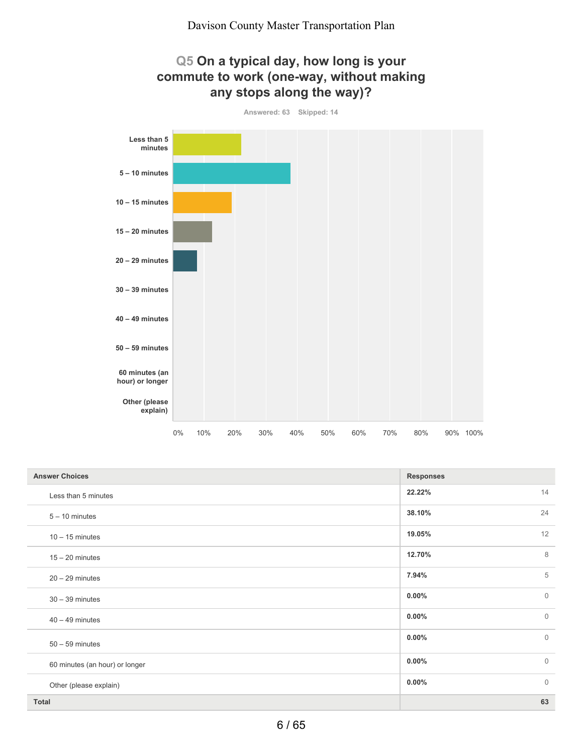## Q5 On a typical day, how long is your commute to work (one-way, without making any stops along the way)?

Answered: 63 Skipped: 14

| Answer Choices | Responses | |
|---|---|---|
| Less than 5 minutes | **22.22%** | 14 |
| 5 – 10 minutes | **38.10%** | 24 |
| 10 – 15 minutes | **19.05%** | 12 |
| 15 – 20 minutes | **12.70%** | 8 |
| 20 – 29 minutes | **7.94%** | 5 |
| 30 – 39 minutes | **0.00%** | 0 |
| 40 – 49 minutes | **0.00%** | 0 |
| 50 – 59 minutes | **0.00%** | 0 |
| 60 minutes (an hour) or longer | **0.00%** | 0 |
| Other (please explain) | **0.00%** | 0 |
| **Total** | | **63** |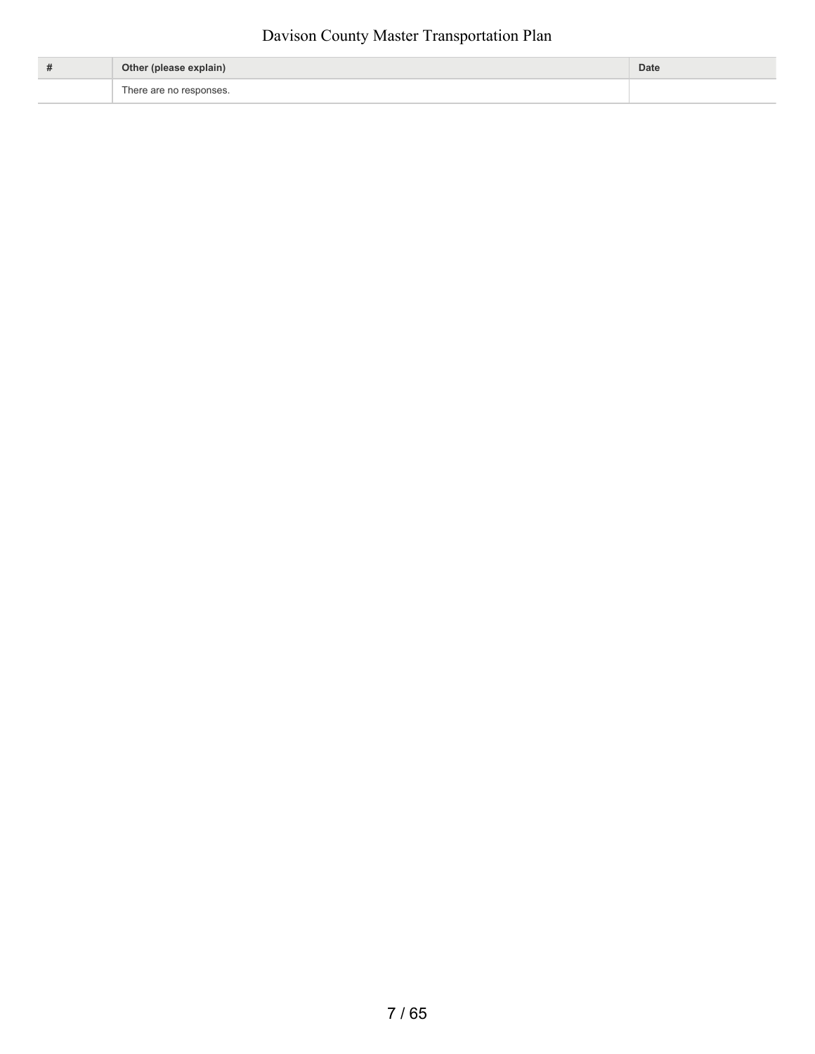| # | Other (please explain) | Date |
| --- | --- | --- |
| | There are no responses. | |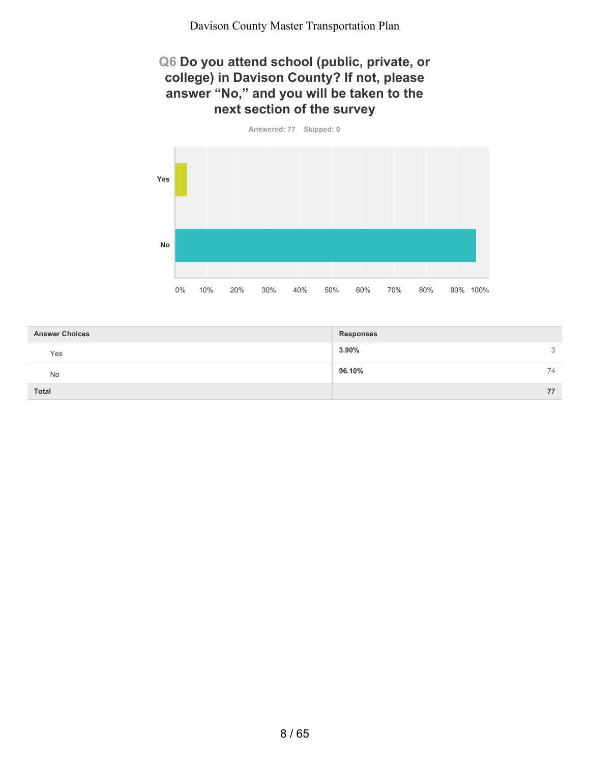## Q6 Do you attend school (public, private, or college) in Davison County? If not, please answer "No," and you will be taken to the next section of the survey

Answered: 77 Skipped: 0

| Answer Choices | Responses | |
|---|---|---|
| Yes | 3.90% | 3 |
| No | 96.10% | 74 |
| **Total** | | **77** |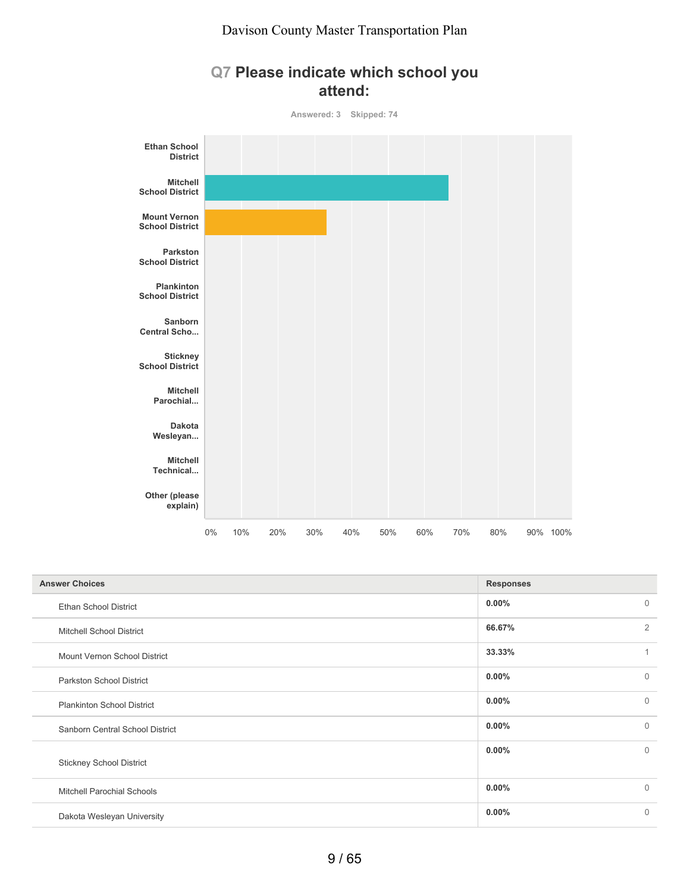## Q7 Please indicate which school you attend:

Answered: 3 Skipped: 74

| Answer Choices | Responses | |
|---|---|---|
| Ethan School District | 0.00% | 0 |
| Mitchell School District | 66.67% | 2 |
| Mount Vernon School District | 33.33% | 1 |
| Parkston School District | 0.00% | 0 |
| Plankinton School District | 0.00% | 0 |
| Sanborn Central School District | 0.00% | 0 |
| Stickney School District | 0.00% | 0 |
| Mitchell Parochial Schools | 0.00% | 0 |
| Dakota Wesleyan University | 0.00% | 0 |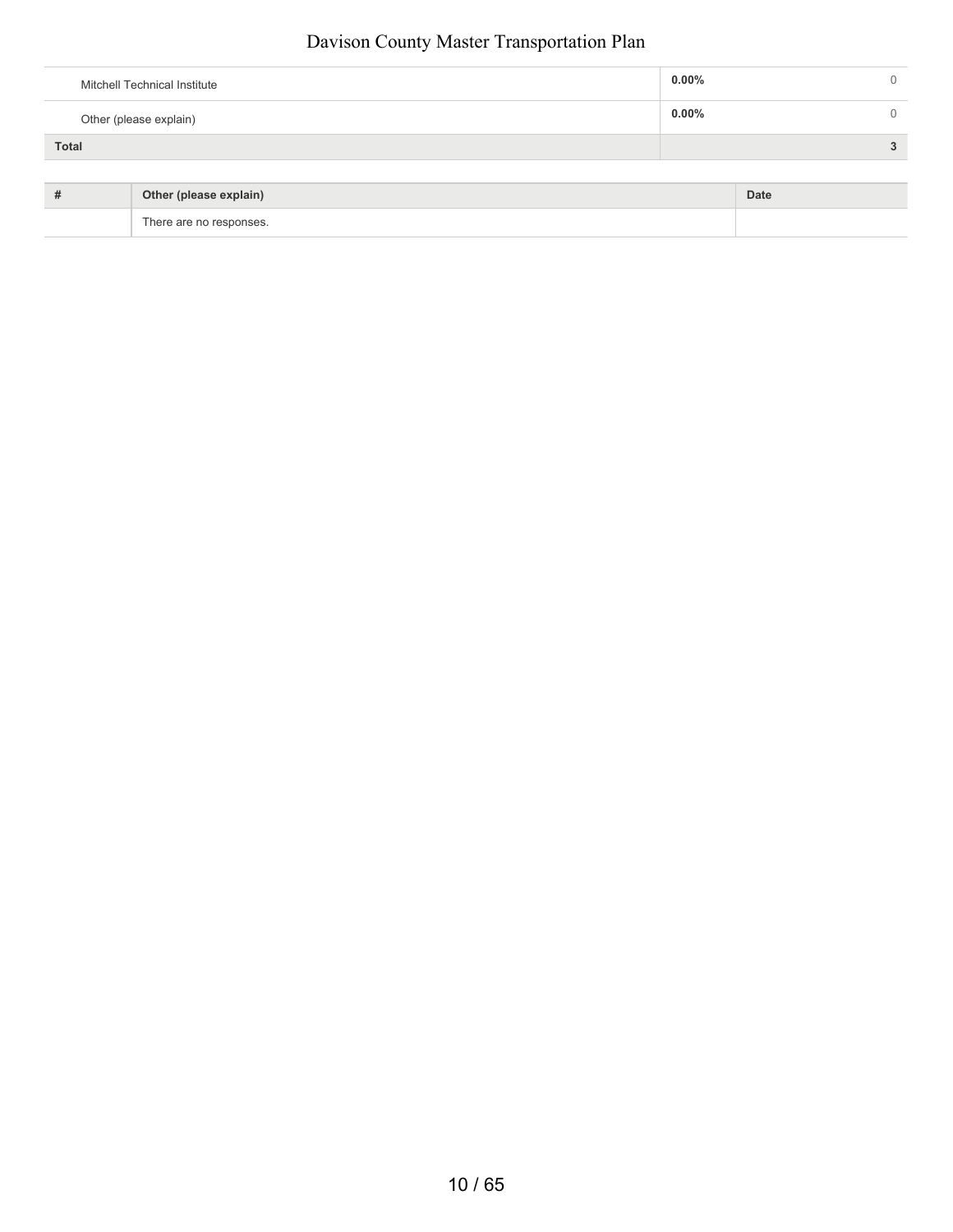| | | |
|---|---|---|
| Mitchell Technical Institute | **0.00%** | 0 |
| Other (please explain) | **0.00%** | 0 |
| **Total** | | **3** |

| # | Other (please explain) | Date |
|---|---|---|
| | There are no responses. | |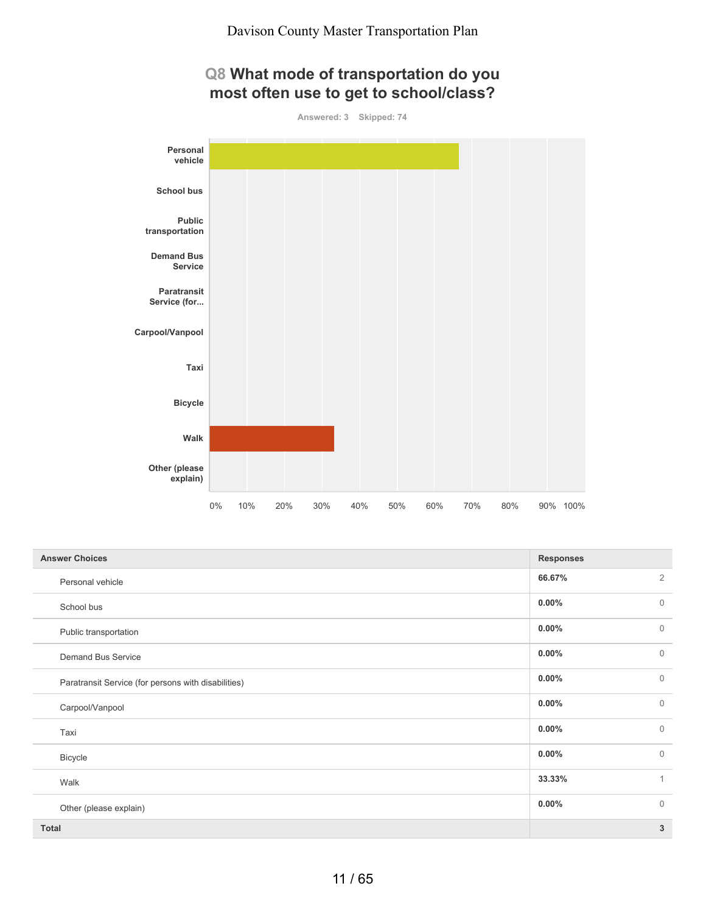## Q8 What mode of transportation do you most often use to get to school/class?

Answered: 3 Skipped: 74

| Answer Choices | Responses | |
|---|---|---|
| Personal vehicle | 66.67% | 2 |
| School bus | 0.00% | 0 |
| Public transportation | 0.00% | 0 |
| Demand Bus Service | 0.00% | 0 |
| Paratransit Service (for persons with disabilities) | 0.00% | 0 |
| Carpool/Vanpool | 0.00% | 0 |
| Taxi | 0.00% | 0 |
| Bicycle | 0.00% | 0 |
| Walk | 33.33% | 1 |
| Other (please explain) | 0.00% | 0 |
| **Total** | | **3** |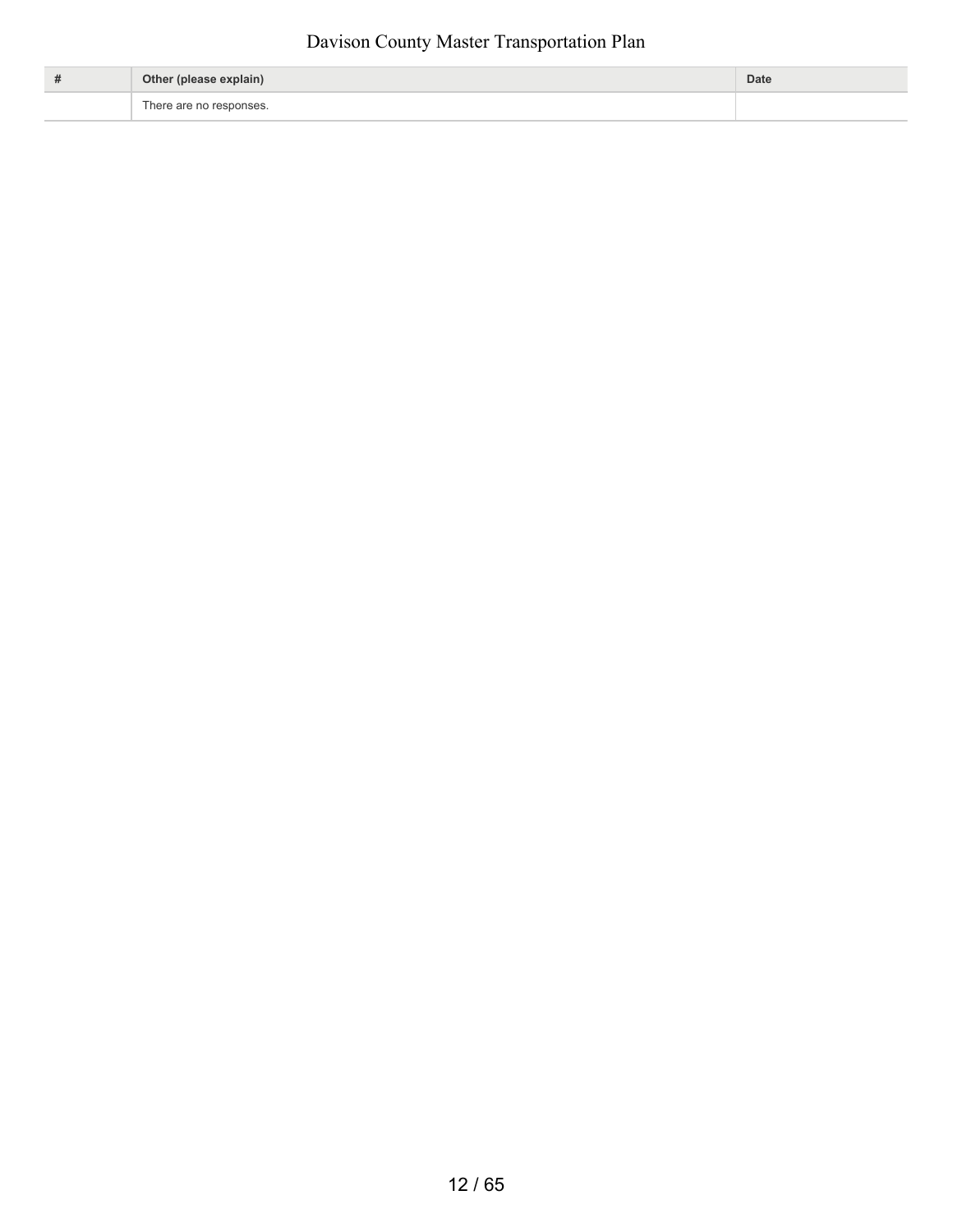| # | Other (please explain) | Date |
|---|---|---|
| | There are no responses. | |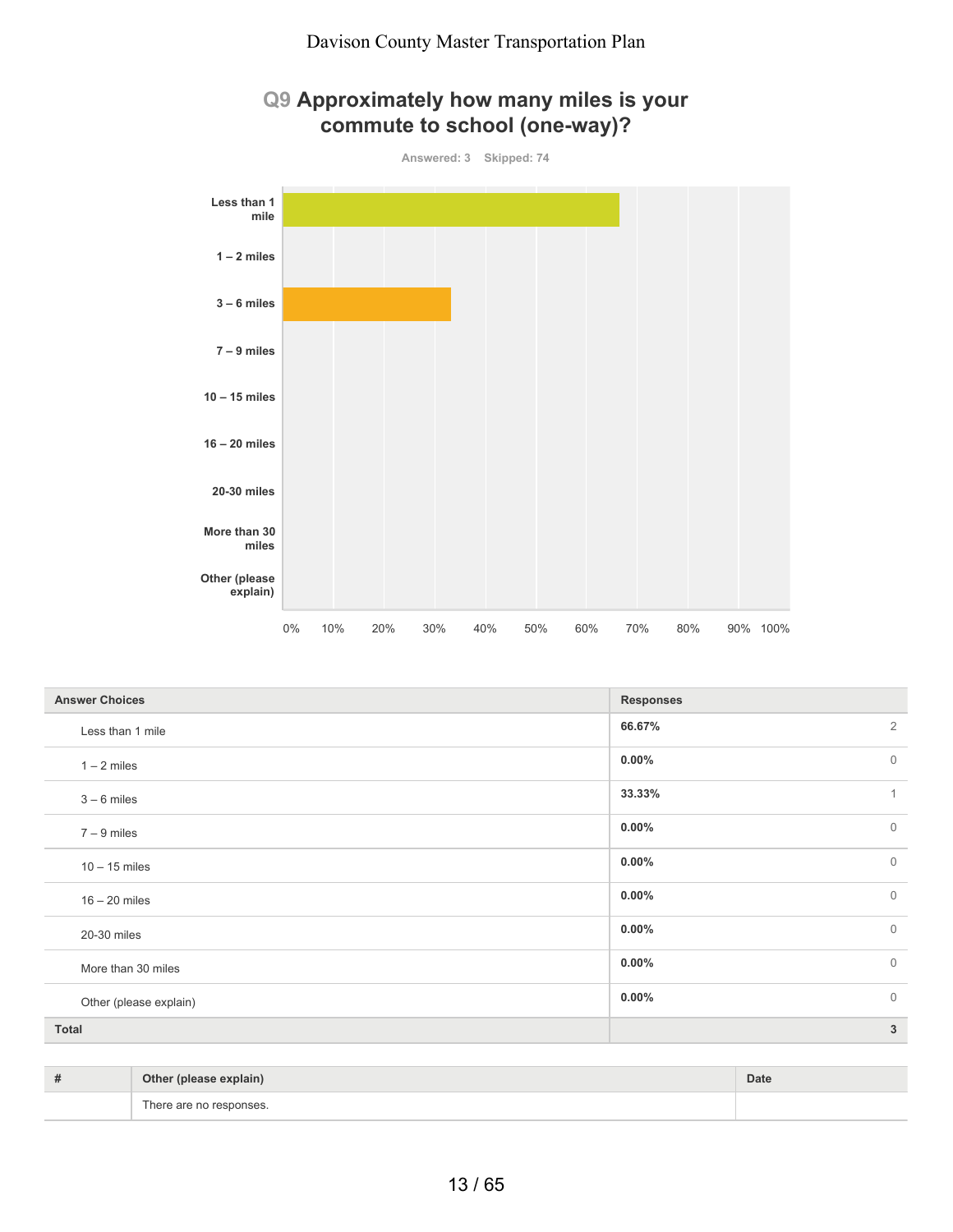## Q9 Approximately how many miles is your commute to school (one-way)?

Answered: 3 Skipped: 74

| Answer Choices | Responses | |
|---|---|---|
| Less than 1 mile | 66.67% | 2 |
| 1 – 2 miles | 0.00% | 0 |
| 3 – 6 miles | 33.33% | 1 |
| 7 – 9 miles | 0.00% | 0 |
| 10 – 15 miles | 0.00% | 0 |
| 16 – 20 miles | 0.00% | 0 |
| 20-30 miles | 0.00% | 0 |
| More than 30 miles | 0.00% | 0 |
| Other (please explain) | 0.00% | 0 |
| **Total** | | **3** |

| # | Other (please explain) | Date |
|---|---|---|
| | There are no responses. | |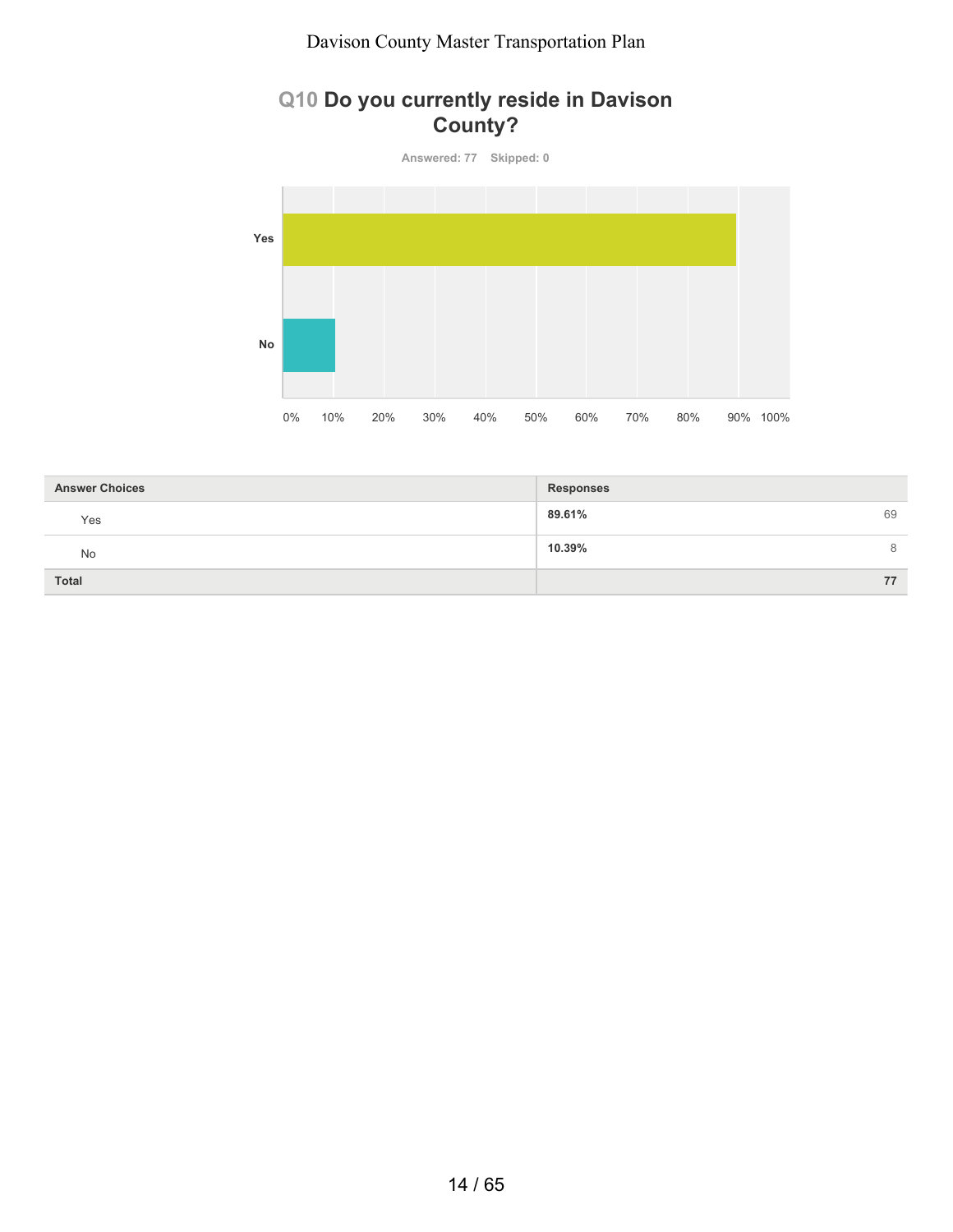## Q10 Do you currently reside in Davison County?

Answered: 77 Skipped: 0

| Answer Choices | Responses | |
|---|---|---|
| Yes | 89.61% | 69 |
| No | 10.39% | 8 |
| Total | | 77 |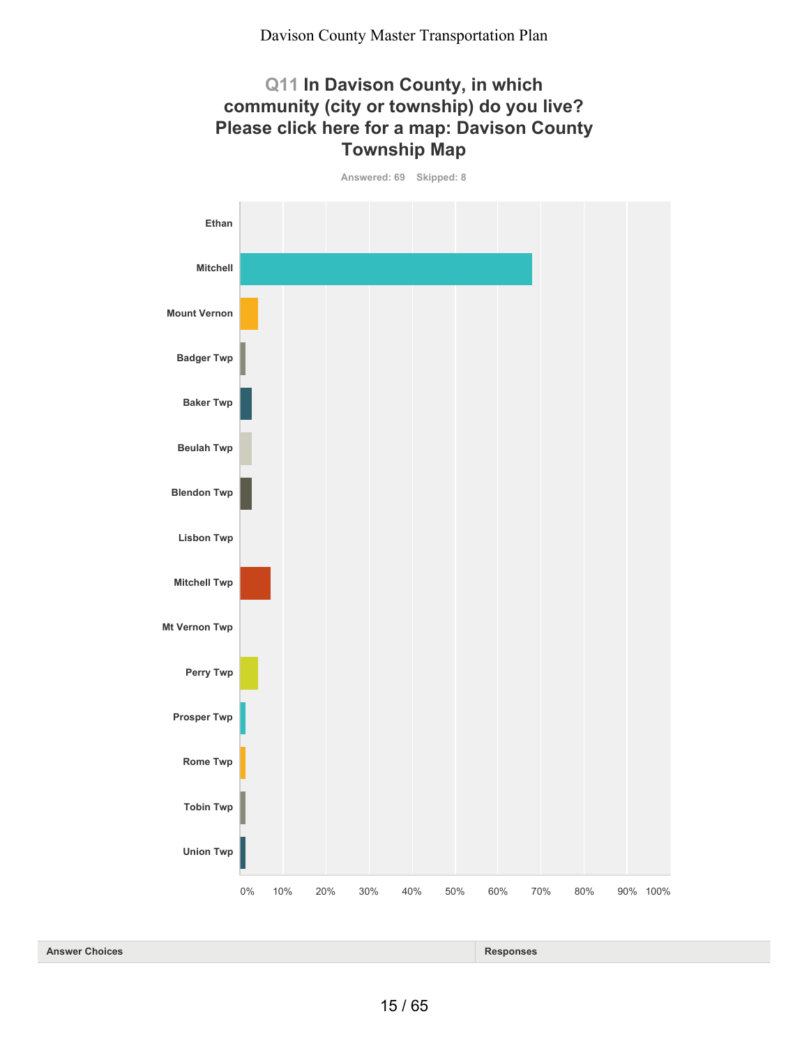## Q11 In Davison County, in which community (city or township) do you live? Please click here for a map: Davison County Township Map

Answered: 69 Skipped: 8

Ethan

Mitchell

Mount Vernon

Badger Twp

Baker Twp

Beulah Twp

Blendon Twp

Lisbon Twp

Mitchell Twp

Mt Vernon Twp

Perry Twp

Prosper Twp

Rome Twp

Tobin Twp

Union Twp

0% 10% 20% 30% 40% 50% 60% 70% 80% 90% 100%

| Answer Choices | Responses |
|---|---|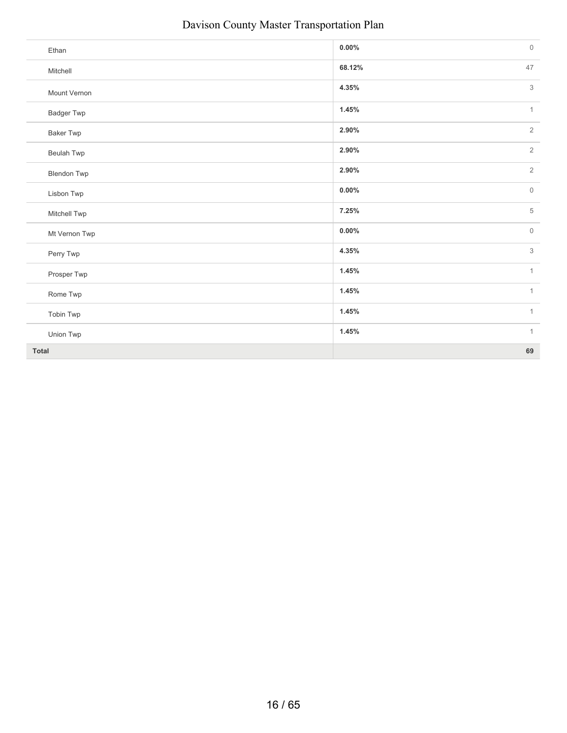| | | |
|---|---|---|
| Ethan | 0.00% | 0 |
| Mitchell | 68.12% | 47 |
| Mount Vernon | 4.35% | 3 |
| Badger Twp | 1.45% | 1 |
| Baker Twp | 2.90% | 2 |
| Beulah Twp | 2.90% | 2 |
| Blendon Twp | 2.90% | 2 |
| Lisbon Twp | 0.00% | 0 |
| Mitchell Twp | 7.25% | 5 |
| Mt Vernon Twp | 0.00% | 0 |
| Perry Twp | 4.35% | 3 |
| Prosper Twp | 1.45% | 1 |
| Rome Twp | 1.45% | 1 |
| Tobin Twp | 1.45% | 1 |
| Union Twp | 1.45% | 1 |
| **Total** | | **69** |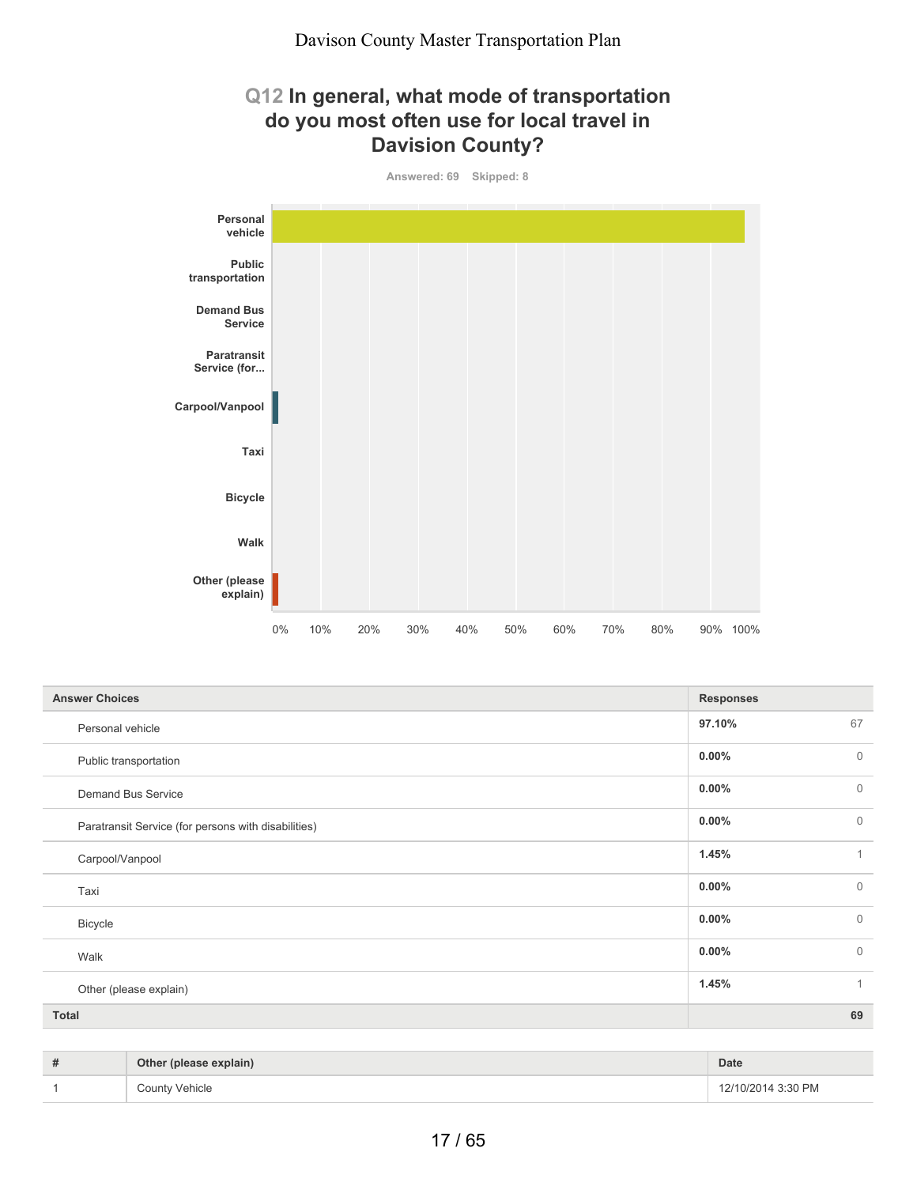## Q12 In general, what mode of transportation do you most often use for local travel in Davision County?

Answered: 69 Skipped: 8

| Answer Choices | Responses | |
|---|---|---|
| Personal vehicle | **97.10%** | 67 |
| Public transportation | **0.00%** | 0 |
| Demand Bus Service | **0.00%** | 0 |
| Paratransit Service (for persons with disabilities) | **0.00%** | 0 |
| Carpool/Vanpool | **1.45%** | 1 |
| Taxi | **0.00%** | 0 |
| Bicycle | **0.00%** | 0 |
| Walk | **0.00%** | 0 |
| Other (please explain) | **1.45%** | 1 |
| **Total** | | **69** |

| # | Other (please explain) | Date |
|---|---|---|
| 1 | County Vehicle | 12/10/2014 3:30 PM |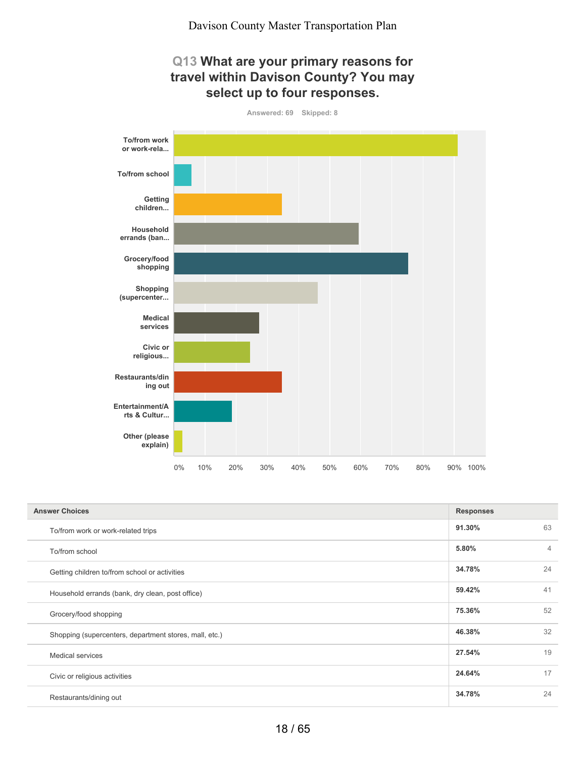## Q13 What are your primary reasons for travel within Davison County? You may select up to four responses.

Answered: 69 Skipped: 8

| Answer Choices | Responses | |
|---|---|---|
| To/from work or work-related trips | 91.30% | 63 |
| To/from school | 5.80% | 4 |
| Getting children to/from school or activities | 34.78% | 24 |
| Household errands (bank, dry clean, post office) | 59.42% | 41 |
| Grocery/food shopping | 75.36% | 52 |
| Shopping (supercenters, department stores, mall, etc.) | 46.38% | 32 |
| Medical services | 27.54% | 19 |
| Civic or religious activities | 24.64% | 17 |
| Restaurants/dining out | 34.78% | 24 |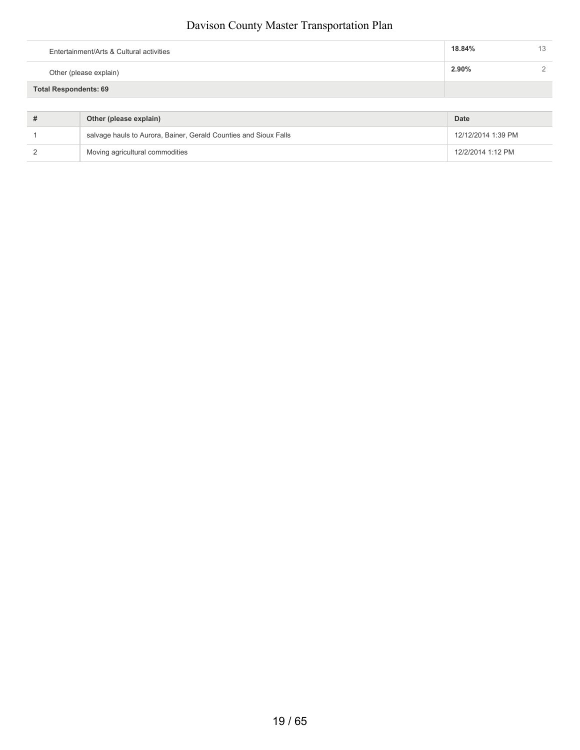| | | |
|---|---|---|
| Entertainment/Arts & Cultural activities | **18.84%** | 13 |
| Other (please explain) | **2.90%** | 2 |
| **Total Respondents: 69** | | |

| # | Other (please explain) | Date |
|---|---|---|
| 1 | salvage hauls to Aurora, Bainer, Gerald Counties and Sioux Falls | 12/12/2014 1:39 PM |
| 2 | Moving agricultural commodities | 12/2/2014 1:12 PM |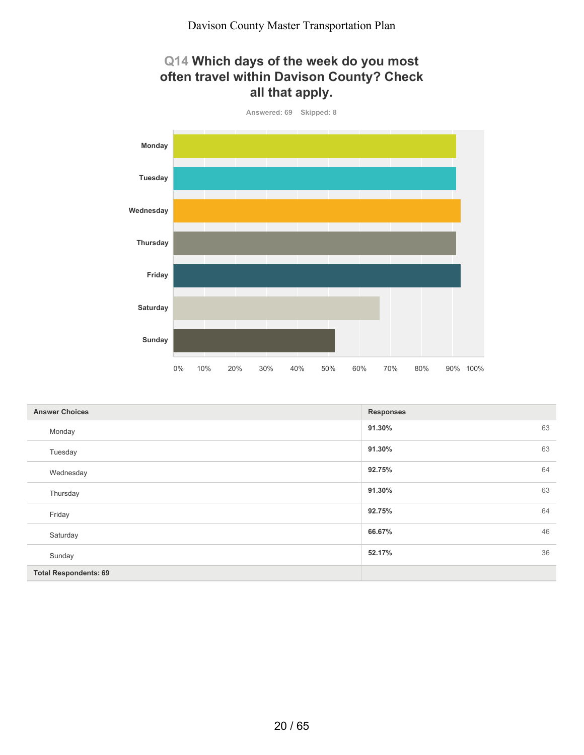## Q14 Which days of the week do you most often travel within Davison County? Check all that apply.

Answered: 69 Skipped: 8

| Answer Choices | Responses | |
|---|---|---|
| Monday | 91.30% | 63 |
| Tuesday | 91.30% | 63 |
| Wednesday | 92.75% | 64 |
| Thursday | 91.30% | 63 |
| Friday | 92.75% | 64 |
| Saturday | 66.67% | 46 |
| Sunday | 52.17% | 36 |
| **Total Respondents: 69** | | |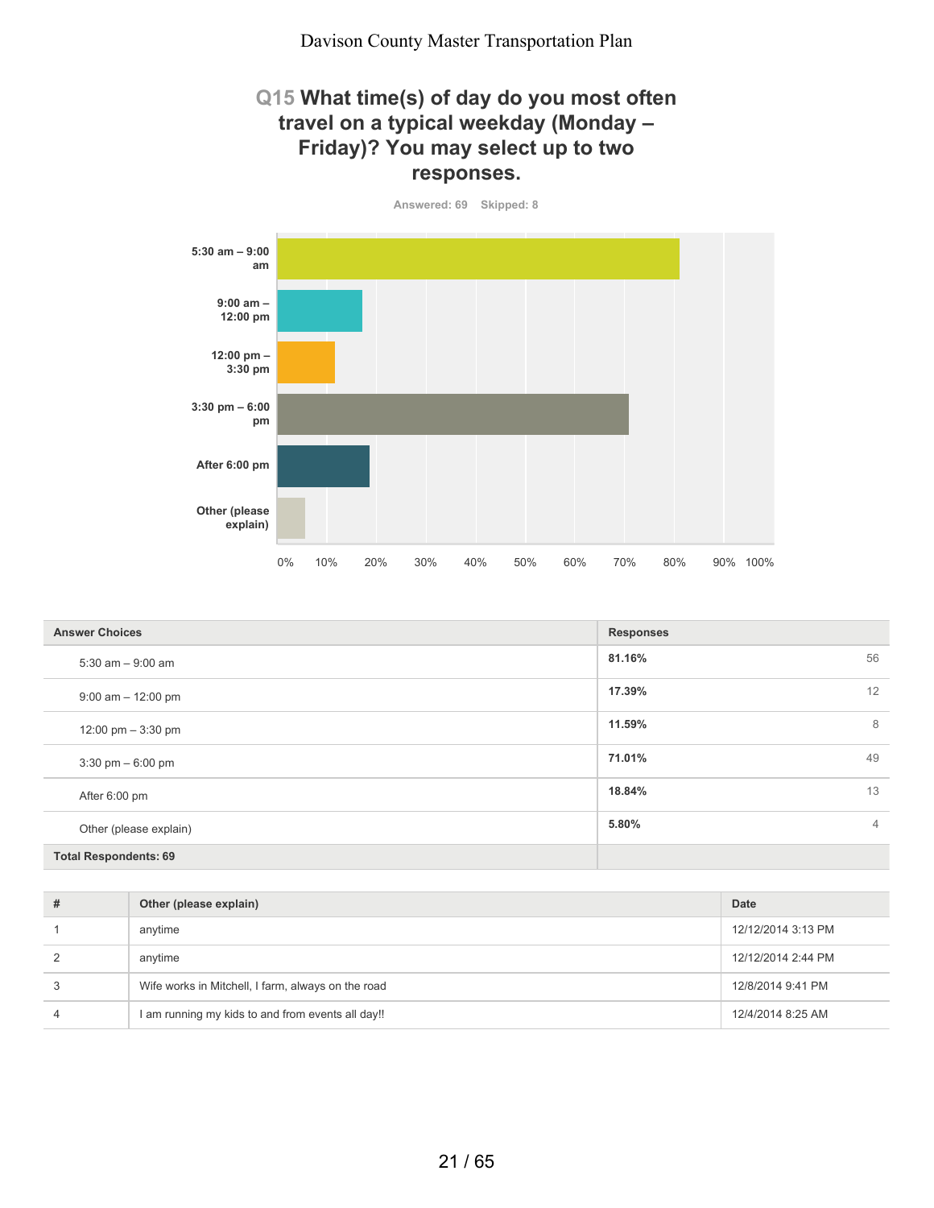## Q15 What time(s) of day do you most often travel on a typical weekday (Monday – Friday)? You may select up to two responses.

Answered: 69 Skipped: 8

| Answer Choices | Responses | |
|---|---|---|
| 5:30 am – 9:00 am | **81.16%** | 56 |
| 9:00 am – 12:00 pm | **17.39%** | 12 |
| 12:00 pm – 3:30 pm | **11.59%** | 8 |
| 3:30 pm – 6:00 pm | **71.01%** | 49 |
| After 6:00 pm | **18.84%** | 13 |
| Other (please explain) | **5.80%** | 4 |
| **Total Respondents: 69** | | |

| # | Other (please explain) | Date |
|---|---|---|
| 1 | anytime | 12/12/2014 3:13 PM |
| 2 | anytime | 12/12/2014 2:44 PM |
| 3 | Wife works in Mitchell, I farm, always on the road | 12/8/2014 9:41 PM |
| 4 | I am running my kids to and from events all day!! | 12/4/2014 8:25 AM |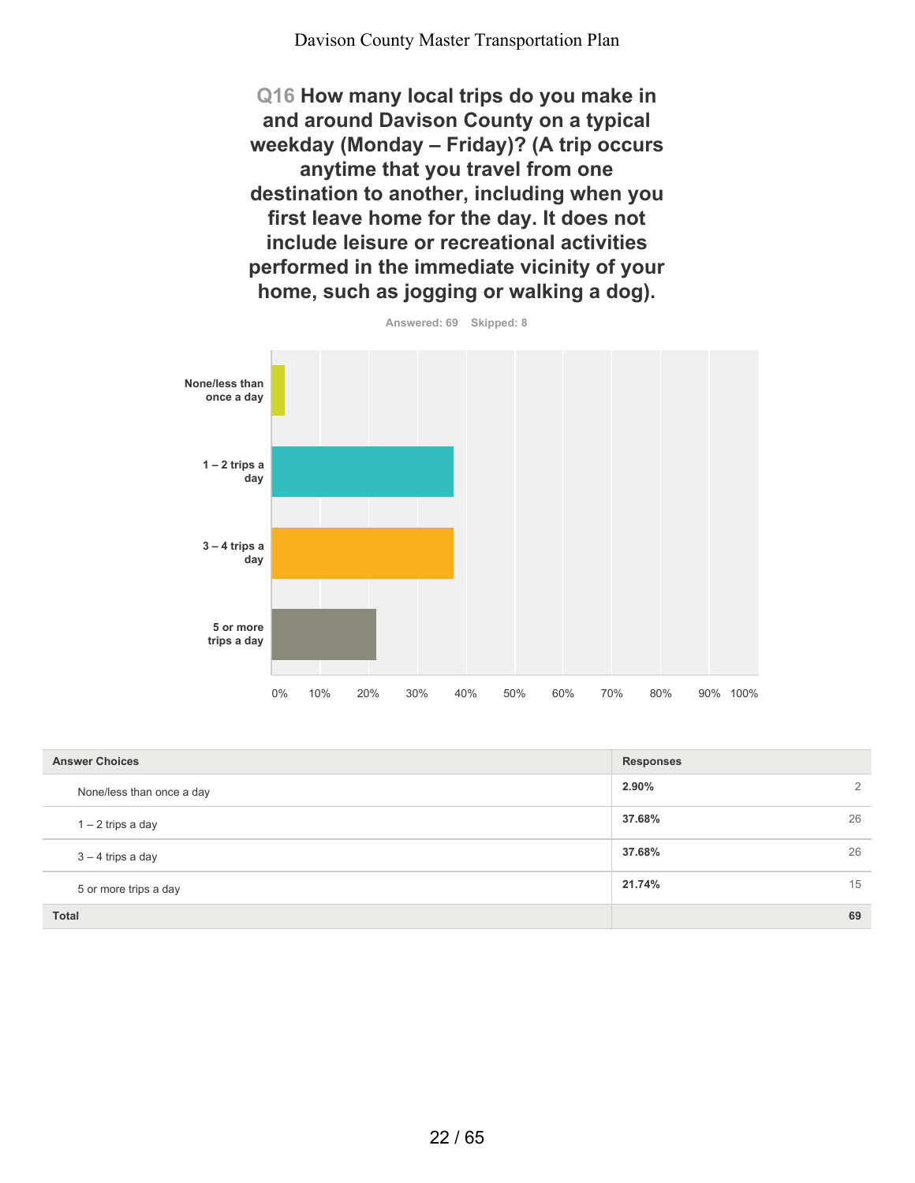## Q16 How many local trips do you make in and around Davison County on a typical weekday (Monday – Friday)? (A trip occurs anytime that you travel from one destination to another, including when you first leave home for the day. It does not include leisure or recreational activities performed in the immediate vicinity of your home, such as jogging or walking a dog).

Answered: 69 Skipped: 8

| Answer Choices | Responses | |
|---|---|---|
| None/less than once a day | 2.90% | 2 |
| 1 – 2 trips a day | 37.68% | 26 |
| 3 – 4 trips a day | 37.68% | 26 |
| 5 or more trips a day | 21.74% | 15 |
| **Total** | | **69** |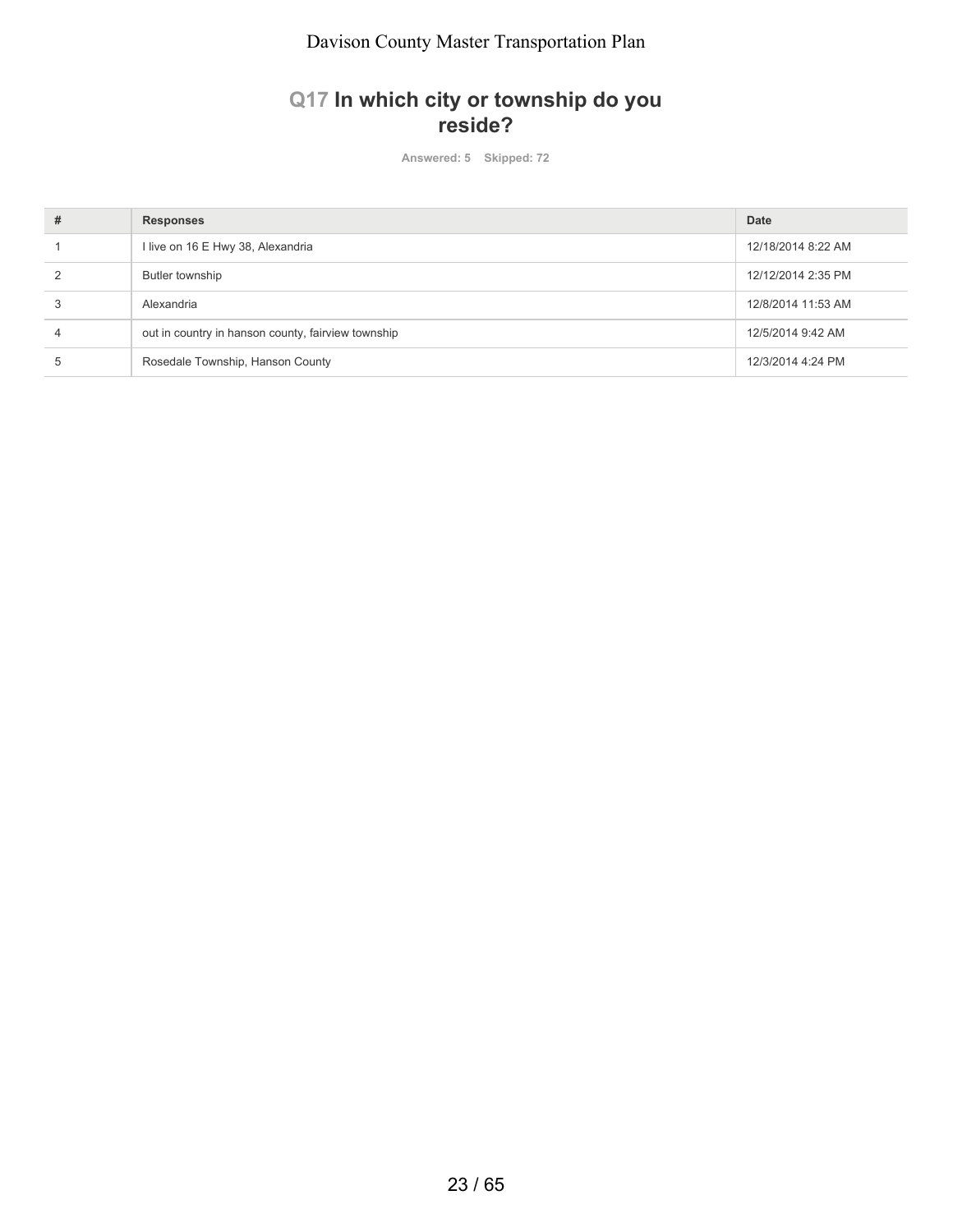## Q17 In which city or township do you reside?

Answered: 5 Skipped: 72

| # | Responses | Date |
|---|---|---|
| 1 | I live on 16 E Hwy 38, Alexandria | 12/18/2014 8:22 AM |
| 2 | Butler township | 12/12/2014 2:35 PM |
| 3 | Alexandria | 12/8/2014 11:53 AM |
| 4 | out in country in hanson county, fairview township | 12/5/2014 9:42 AM |
| 5 | Rosedale Township, Hanson County | 12/3/2014 4:24 PM |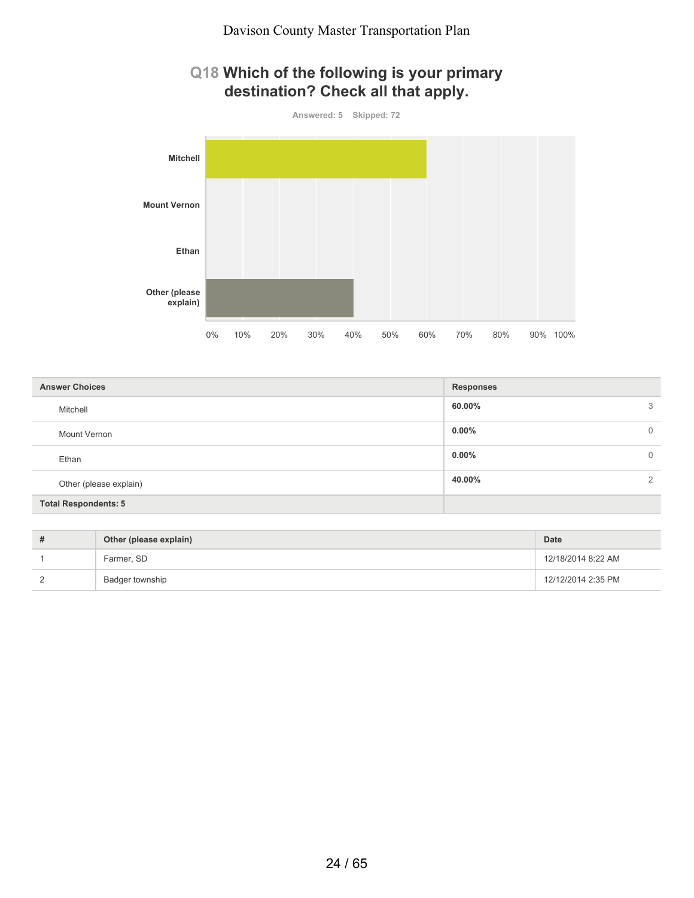## Q18 Which of the following is your primary destination? Check all that apply.

Answered: 5 Skipped: 72

| Answer Choices | Responses | |
|---|---|---|
| Mitchell | 60.00% | 3 |
| Mount Vernon | 0.00% | 0 |
| Ethan | 0.00% | 0 |
| Other (please explain) | 40.00% | 2 |
| **Total Respondents: 5** | | |

| # | Other (please explain) | Date |
|---|---|---|
| 1 | Farmer, SD | 12/18/2014 8:22 AM |
| 2 | Badger township | 12/12/2014 2:35 PM |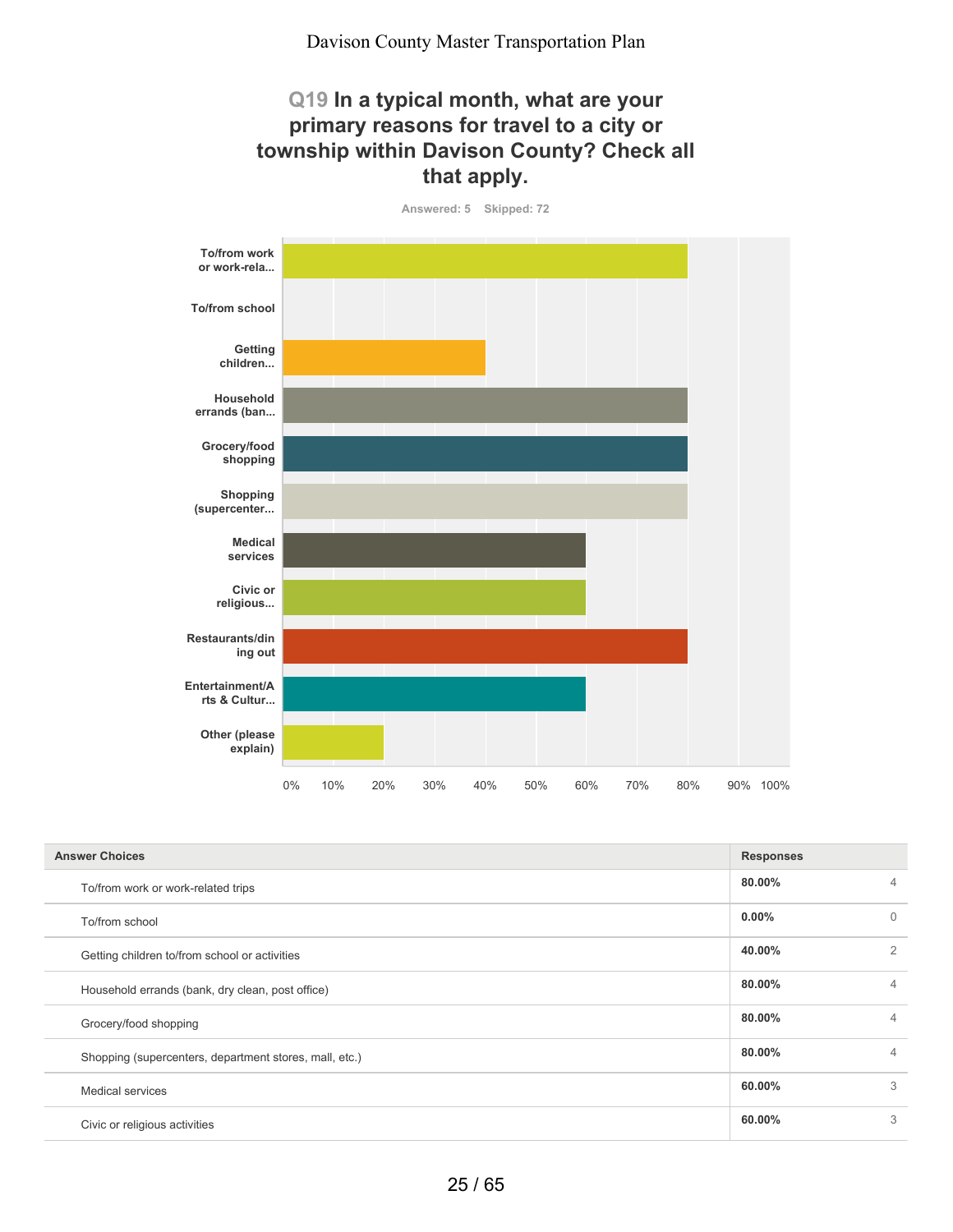## Q19 In a typical month, what are your primary reasons for travel to a city or township within Davison County? Check all that apply.

Answered: 5 Skipped: 72

| Answer Choices | Responses | |
|---|---|---|
| To/from work or work-related trips | 80.00% | 4 |
| To/from school | 0.00% | 0 |
| Getting children to/from school or activities | 40.00% | 2 |
| Household errands (bank, dry clean, post office) | 80.00% | 4 |
| Grocery/food shopping | 80.00% | 4 |
| Shopping (supercenters, department stores, mall, etc.) | 80.00% | 4 |
| Medical services | 60.00% | 3 |
| Civic or religious activities | 60.00% | 3 |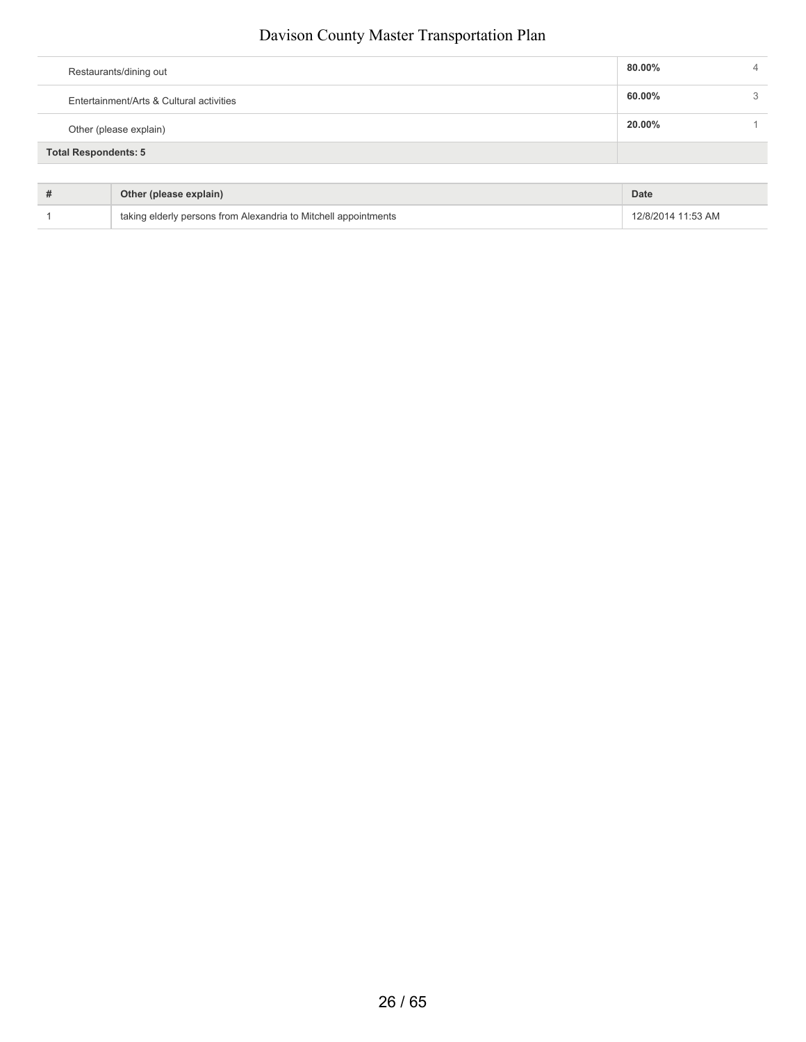| | | |
|---|---|---|
| Restaurants/dining out | **80.00%** | 4 |
| Entertainment/Arts & Cultural activities | **60.00%** | 3 |
| Other (please explain) | **20.00%** | 1 |
| **Total Respondents: 5** | | |

| # | Other (please explain) | Date |
|---|---|---|
| 1 | taking elderly persons from Alexandria to Mitchell appointments | 12/8/2014 11:53 AM |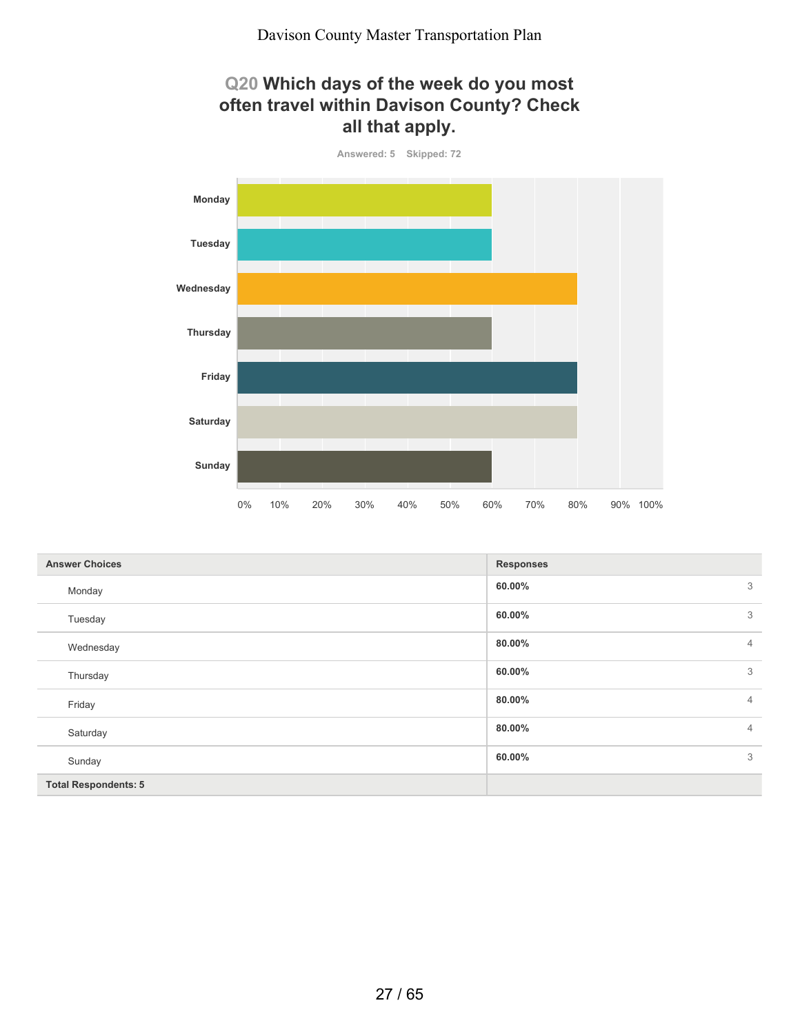## Q20 Which days of the week do you most often travel within Davison County? Check all that apply.

Answered: 5 Skipped: 72

| Answer Choices | Responses | |
|---|---|---|
| Monday | 60.00% | 3 |
| Tuesday | 60.00% | 3 |
| Wednesday | 80.00% | 4 |
| Thursday | 60.00% | 3 |
| Friday | 80.00% | 4 |
| Saturday | 80.00% | 4 |
| Sunday | 60.00% | 3 |
| **Total Respondents: 5** | | |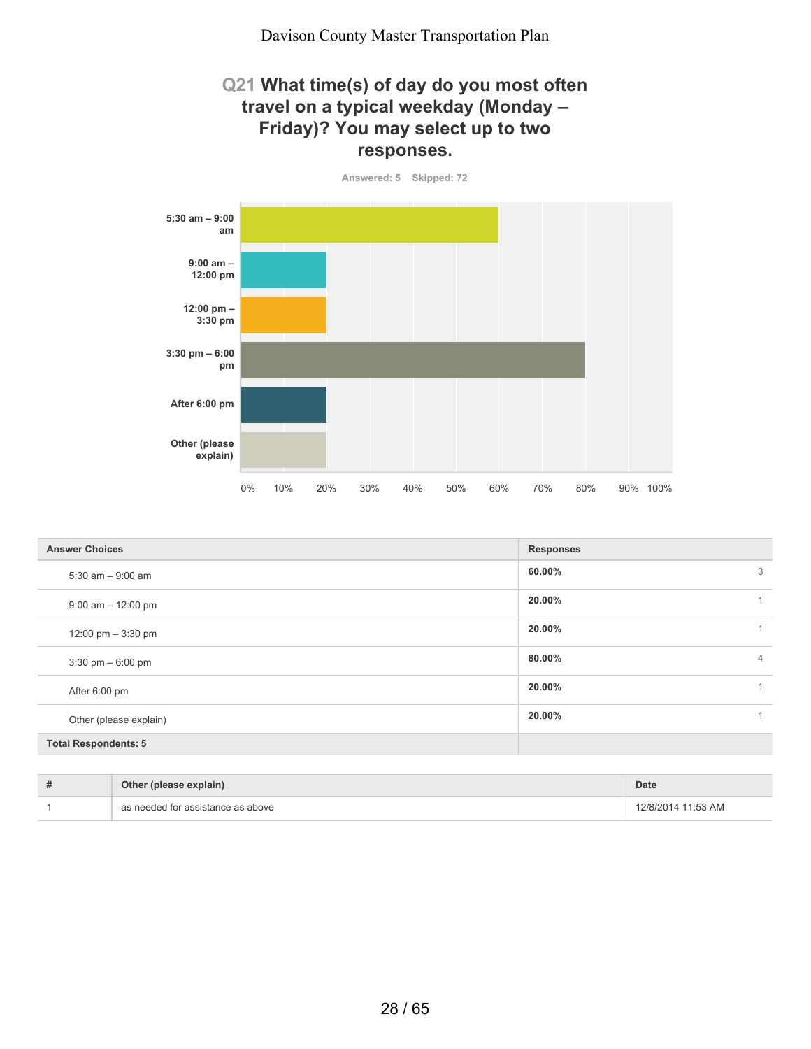## Q21 What time(s) of day do you most often travel on a typical weekday (Monday – Friday)? You may select up to two responses.

Answered: 5 Skipped: 72

| Answer Choices | Responses | |
|---|---|---|
| 5:30 am – 9:00 am | 60.00% | 3 |
| 9:00 am – 12:00 pm | 20.00% | 1 |
| 12:00 pm – 3:30 pm | 20.00% | 1 |
| 3:30 pm – 6:00 pm | 80.00% | 4 |
| After 6:00 pm | 20.00% | 1 |
| Other (please explain) | 20.00% | 1 |
| **Total Respondents: 5** | | |

| # | Other (please explain) | Date |
|---|---|---|
| 1 | as needed for assistance as above | 12/8/2014 11:53 AM |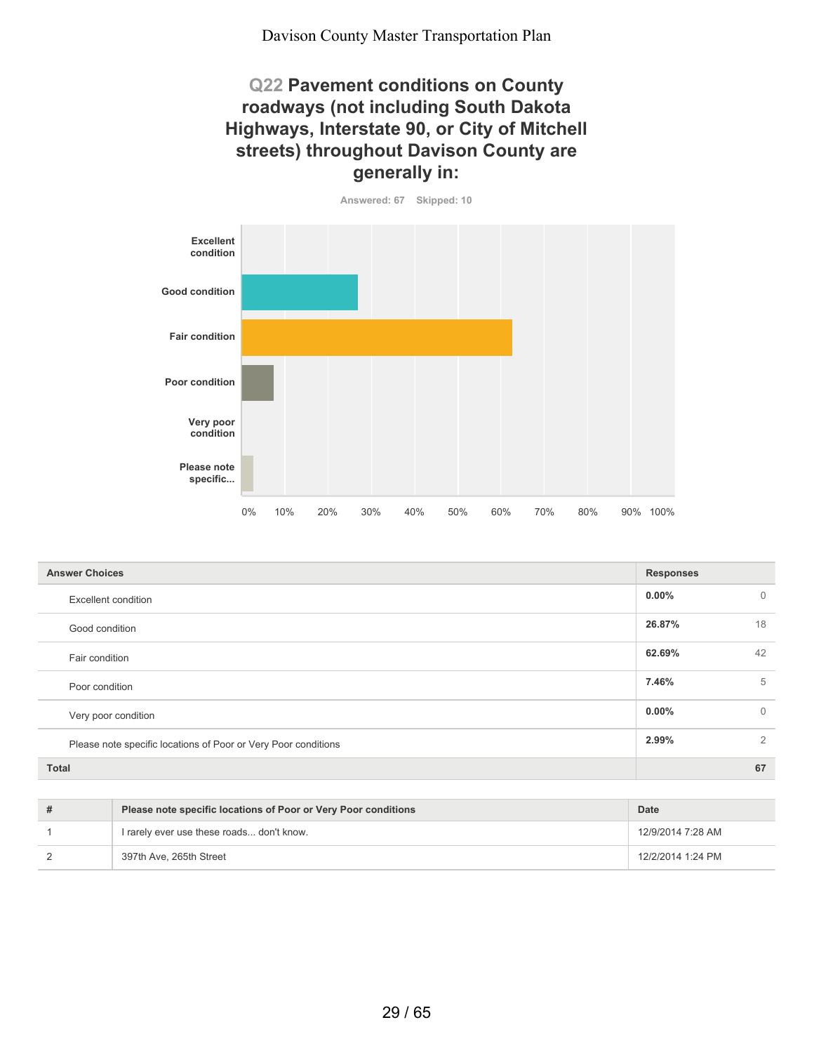## Q22 Pavement conditions on County roadways (not including South Dakota Highways, Interstate 90, or City of Mitchell streets) throughout Davison County are generally in:

Answered: 67 Skipped: 10

| Answer Choices | Responses | |
|---|---|---|
| Excellent condition | 0.00% | 0 |
| Good condition | 26.87% | 18 |
| Fair condition | 62.69% | 42 |
| Poor condition | 7.46% | 5 |
| Very poor condition | 0.00% | 0 |
| Please note specific locations of Poor or Very Poor conditions | 2.99% | 2 |
| **Total** | | **67** |

| # | Please note specific locations of Poor or Very Poor conditions | Date |
|---|---|---|
| 1 | I rarely ever use these roads... don't know. | 12/9/2014 7:28 AM |
| 2 | 397th Ave, 265th Street | 12/2/2014 1:24 PM |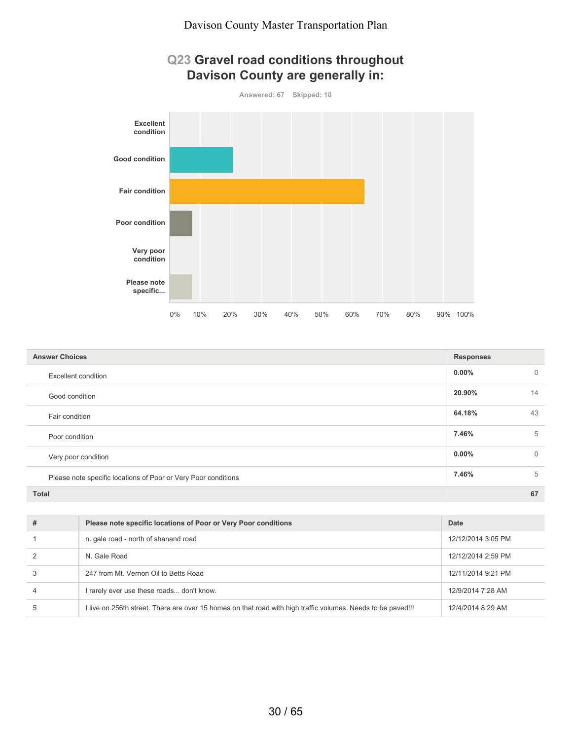## Q23 Gravel road conditions throughout Davison County are generally in:

Answered: 67 Skipped: 10

| Answer Choices | Responses | |
|---|---|---|
| Excellent condition | 0.00% | 0 |
| Good condition | 20.90% | 14 |
| Fair condition | 64.18% | 43 |
| Poor condition | 7.46% | 5 |
| Very poor condition | 0.00% | 0 |
| Please note specific locations of Poor or Very Poor conditions | 7.46% | 5 |
| **Total** | | **67** |

| # | Please note specific locations of Poor or Very Poor conditions | Date |
|---|---|---|
| 1 | n. gale road - north of shanand road | 12/12/2014 3:05 PM |
| 2 | N. Gale Road | 12/12/2014 2:59 PM |
| 3 | 247 from Mt. Vernon Oil to Betts Road | 12/11/2014 9:21 PM |
| 4 | I rarely ever use these roads... don't know. | 12/9/2014 7:28 AM |
| 5 | I live on 256th street. There are over 15 homes on that road with high traffic volumes. Needs to be paved!!! | 12/4/2014 8:29 AM |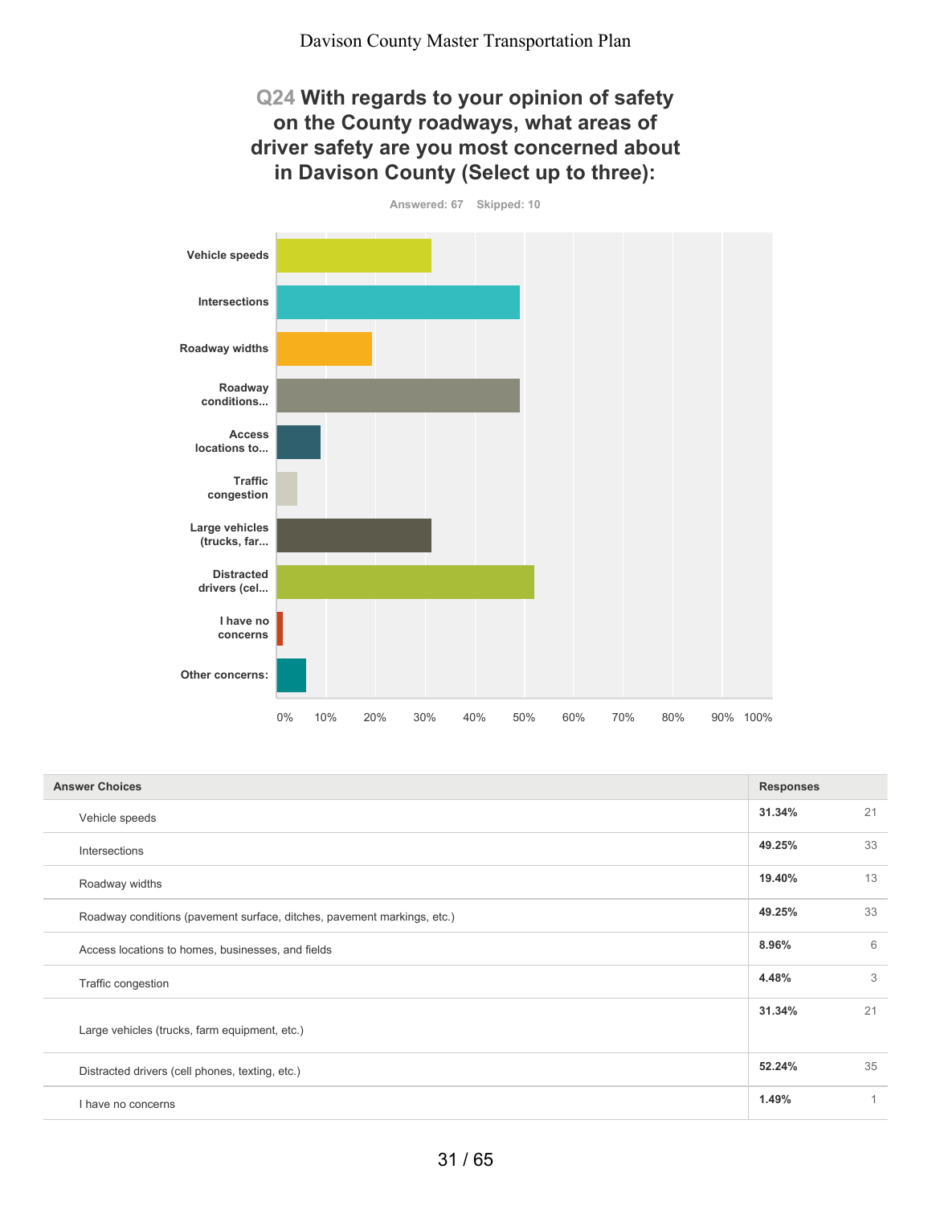## Q24 With regards to your opinion of safety on the County roadways, what areas of driver safety are you most concerned about in Davison County (Select up to three):

Answered: 67 Skipped: 10

| Answer Choices | Responses | |
|---|---|---|
| Vehicle speeds | 31.34% | 21 |
| Intersections | 49.25% | 33 |
| Roadway widths | 19.40% | 13 |
| Roadway conditions (pavement surface, ditches, pavement markings, etc.) | 49.25% | 33 |
| Access locations to homes, businesses, and fields | 8.96% | 6 |
| Traffic congestion | 4.48% | 3 |
| Large vehicles (trucks, farm equipment, etc.) | 31.34% | 21 |
| Distracted drivers (cell phones, texting, etc.) | 52.24% | 35 |
| I have no concerns | 1.49% | 1 |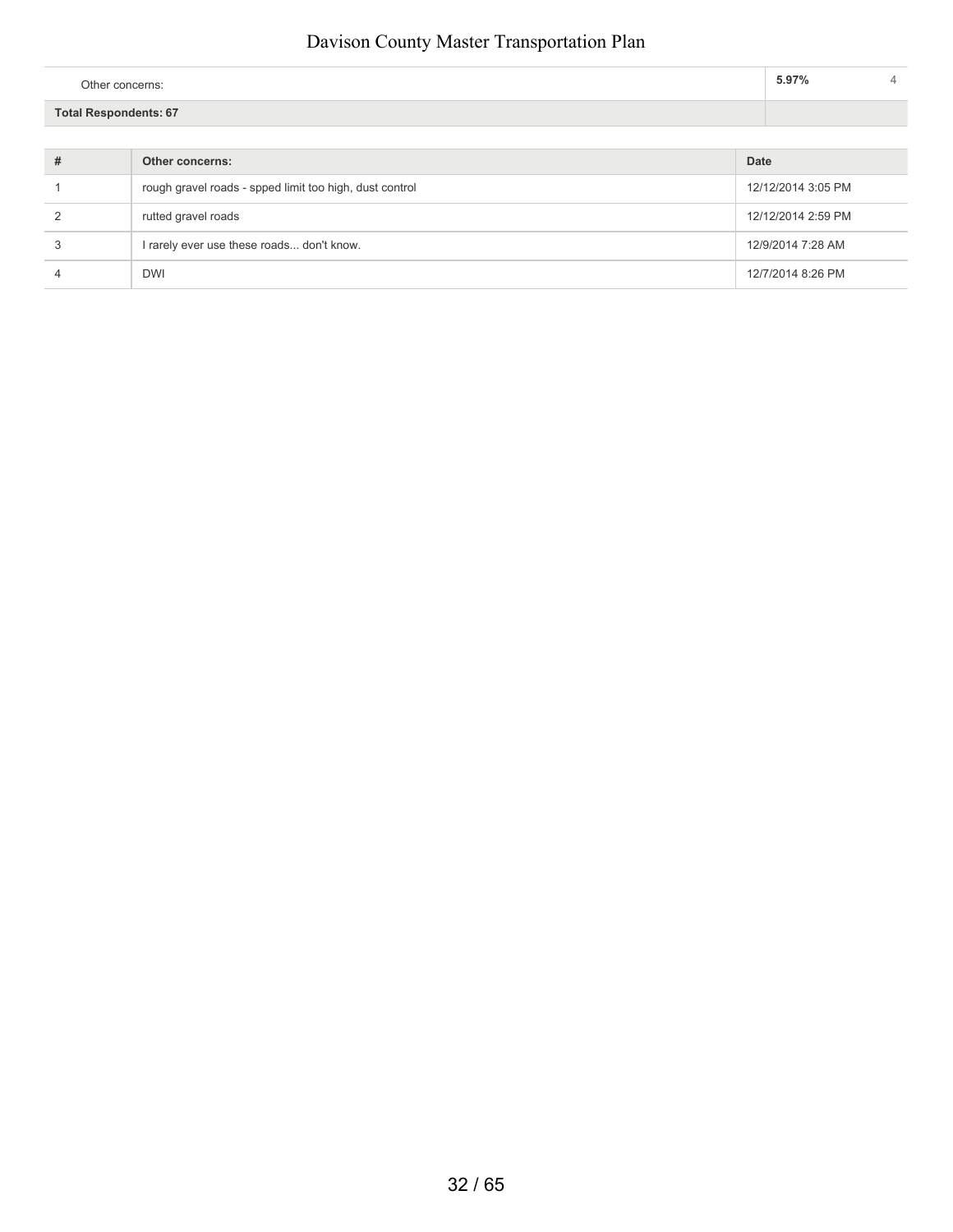| Other concerns: | 5.97% | 4 |
|---|---|---|
| **Total Respondents: 67** | | |

| # | Other concerns: | Date |
|---|---|---|
| 1 | rough gravel roads - spped limit too high, dust control | 12/12/2014 3:05 PM |
| 2 | rutted gravel roads | 12/12/2014 2:59 PM |
| 3 | I rarely ever use these roads... don't know. | 12/9/2014 7:28 AM |
| 4 | DWI | 12/7/2014 8:26 PM |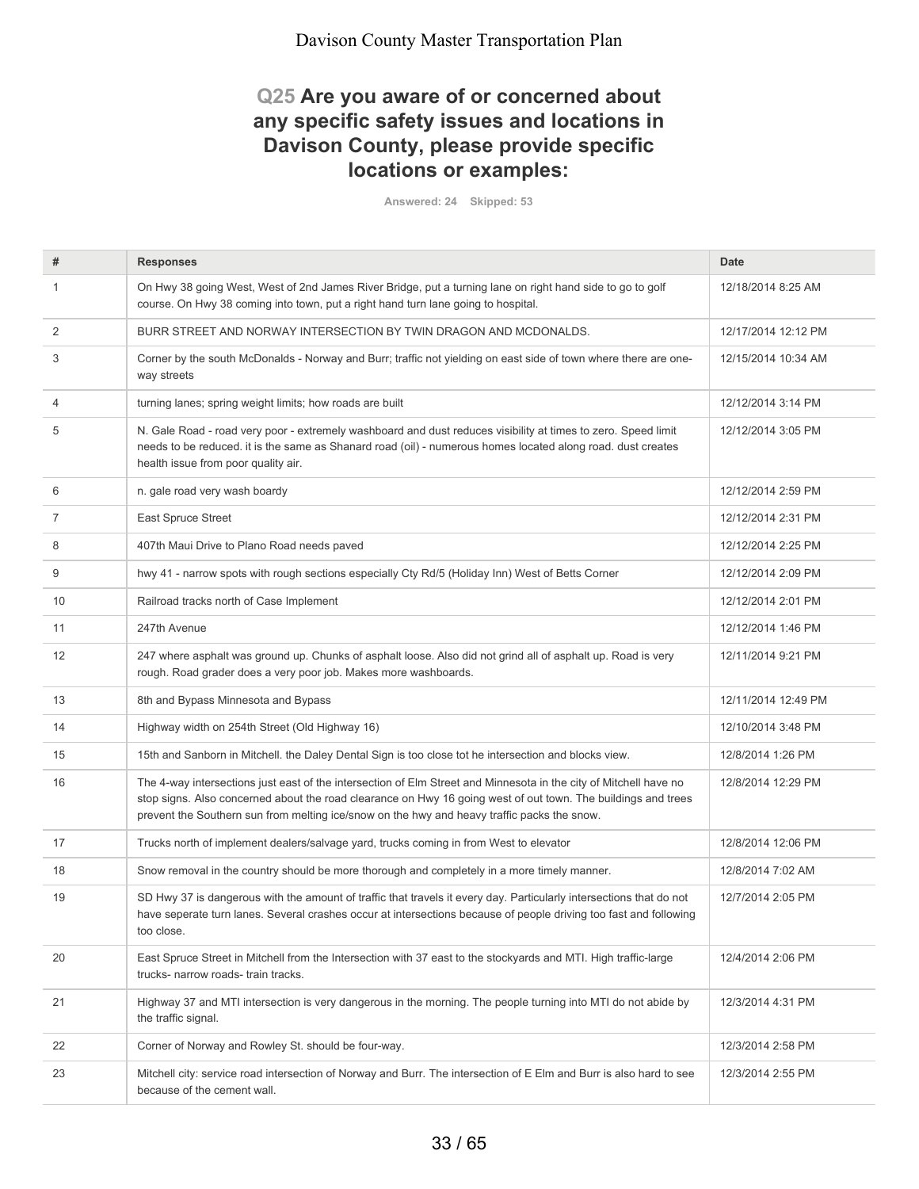## Q25 Are you aware of or concerned about any specific safety issues and locations in Davison County, please provide specific locations or examples:

Answered: 24 Skipped: 53

| # | Responses | Date |
|---|---|---|
| 1 | On Hwy 38 going West, West of 2nd James River Bridge, put a turning lane on right hand side to go to golf course. On Hwy 38 coming into town, put a right hand turn lane going to hospital. | 12/18/2014 8:25 AM |
| 2 | BURR STREET AND NORWAY INTERSECTION BY TWIN DRAGON AND MCDONALDS. | 12/17/2014 12:12 PM |
| 3 | Corner by the south McDonalds - Norway and Burr; traffic not yielding on east side of town where there are one-way streets | 12/15/2014 10:34 AM |
| 4 | turning lanes; spring weight limits; how roads are built | 12/12/2014 3:14 PM |
| 5 | N. Gale Road - road very poor - extremely washboard and dust reduces visibility at times to zero. Speed limit needs to be reduced. it is the same as Shanard road (oil) - numerous homes located along road. dust creates health issue from poor quality air. | 12/12/2014 3:05 PM |
| 6 | n. gale road very wash boardy | 12/12/2014 2:59 PM |
| 7 | East Spruce Street | 12/12/2014 2:31 PM |
| 8 | 407th Maui Drive to Plano Road needs paved | 12/12/2014 2:25 PM |
| 9 | hwy 41 - narrow spots with rough sections especially Cty Rd/5 (Holiday Inn) West of Betts Corner | 12/12/2014 2:09 PM |
| 10 | Railroad tracks north of Case Implement | 12/12/2014 2:01 PM |
| 11 | 247th Avenue | 12/12/2014 1:46 PM |
| 12 | 247 where asphalt was ground up. Chunks of asphalt loose. Also did not grind all of asphalt up. Road is very rough. Road grader does a very poor job. Makes more washboards. | 12/11/2014 9:21 PM |
| 13 | 8th and Bypass Minnesota and Bypass | 12/11/2014 12:49 PM |
| 14 | Highway width on 254th Street (Old Highway 16) | 12/10/2014 3:48 PM |
| 15 | 15th and Sanborn in Mitchell. the Daley Dental Sign is too close tot he intersection and blocks view. | 12/8/2014 1:26 PM |
| 16 | The 4-way intersections just east of the intersection of Elm Street and Minnesota in the city of Mitchell have no stop signs. Also concerned about the road clearance on Hwy 16 going west of out town. The buildings and trees prevent the Southern sun from melting ice/snow on the hwy and heavy traffic packs the snow. | 12/8/2014 12:29 PM |
| 17 | Trucks north of implement dealers/salvage yard, trucks coming in from West to elevator | 12/8/2014 12:06 PM |
| 18 | Snow removal in the country should be more thorough and completely in a more timely manner. | 12/8/2014 7:02 AM |
| 19 | SD Hwy 37 is dangerous with the amount of traffic that travels it every day. Particularly intersections that do not have seperate turn lanes. Several crashes occur at intersections because of people driving too fast and following too close. | 12/7/2014 2:05 PM |
| 20 | East Spruce Street in Mitchell from the Intersection with 37 east to the stockyards and MTI. High traffic-large trucks- narrow roads- train tracks. | 12/4/2014 2:06 PM |
| 21 | Highway 37 and MTI intersection is very dangerous in the morning. The people turning into MTI do not abide by the traffic signal. | 12/3/2014 4:31 PM |
| 22 | Corner of Norway and Rowley St. should be four-way. | 12/3/2014 2:58 PM |
| 23 | Mitchell city: service road intersection of Norway and Burr. The intersection of E Elm and Burr is also hard to see because of the cement wall. | 12/3/2014 2:55 PM |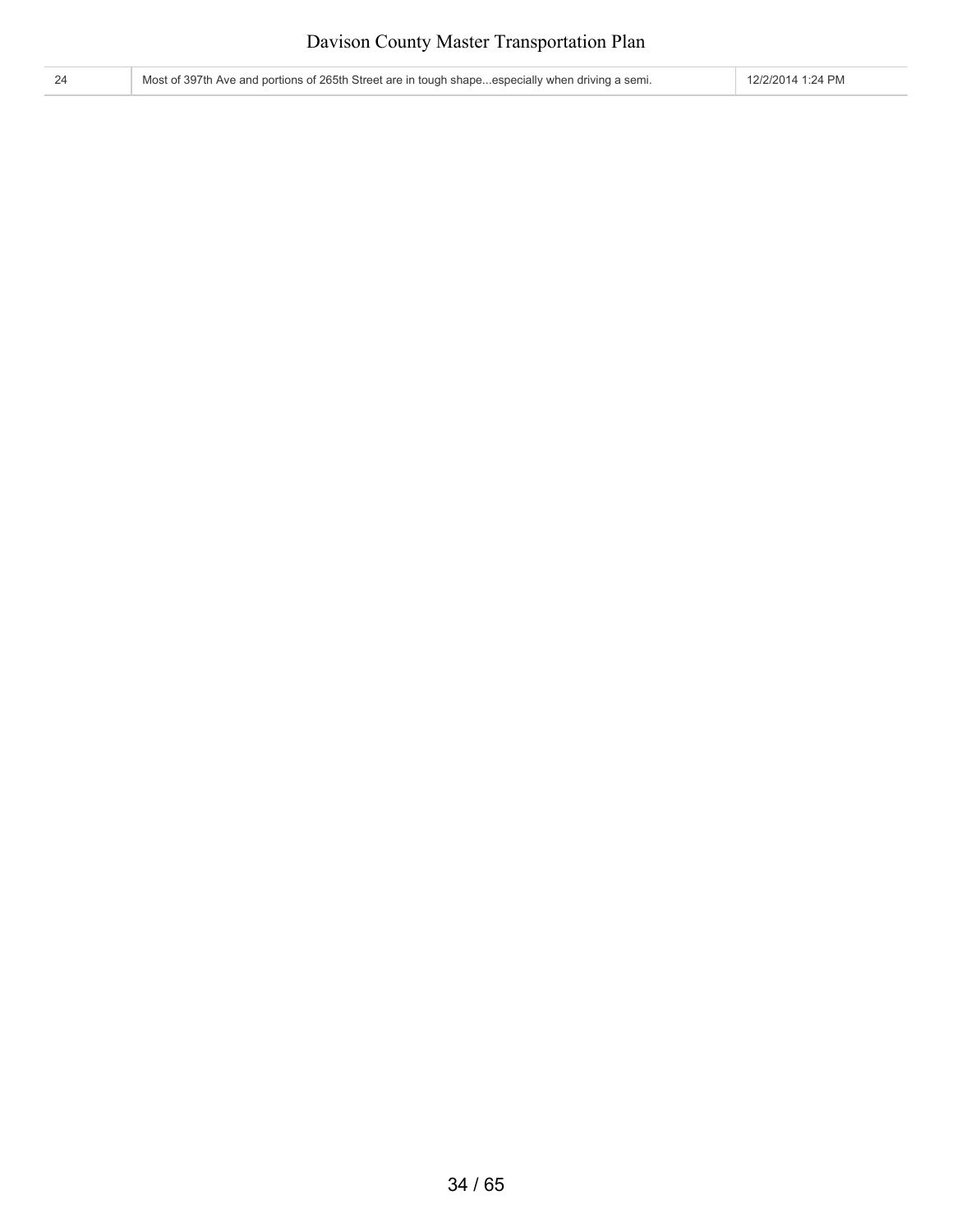| | | |
|---|---|---|
| 24 | Most of 397th Ave and portions of 265th Street are in tough shape...especially when driving a semi. | 12/2/2014 1:24 PM |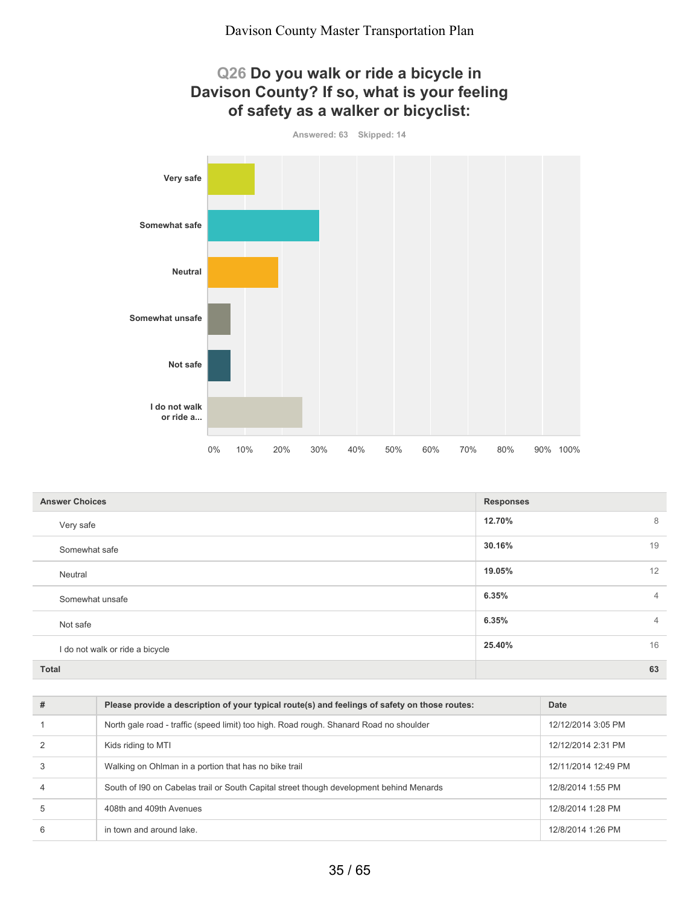## Q26 Do you walk or ride a bicycle in Davison County? If so, what is your feeling of safety as a walker or bicyclist:

Answered: 63 Skipped: 14

| Answer Choices | Responses | |
|---|---|---|
| Very safe | 12.70% | 8 |
| Somewhat safe | 30.16% | 19 |
| Neutral | 19.05% | 12 |
| Somewhat unsafe | 6.35% | 4 |
| Not safe | 6.35% | 4 |
| I do not walk or ride a bicycle | 25.40% | 16 |
| **Total** | | **63** |

| # | Please provide a description of your typical route(s) and feelings of safety on those routes: | Date |
|---|---|---|
| 1 | North gale road - traffic (speed limit) too high. Road rough. Shanard Road no shoulder | 12/12/2014 3:05 PM |
| 2 | Kids riding to MTI | 12/12/2014 2:31 PM |
| 3 | Walking on Ohlman in a portion that has no bike trail | 12/11/2014 12:49 PM |
| 4 | South of I90 on Cabelas trail or South Capital street though development behind Menards | 12/8/2014 1:55 PM |
| 5 | 408th and 409th Avenues | 12/8/2014 1:28 PM |
| 6 | in town and around lake. | 12/8/2014 1:26 PM |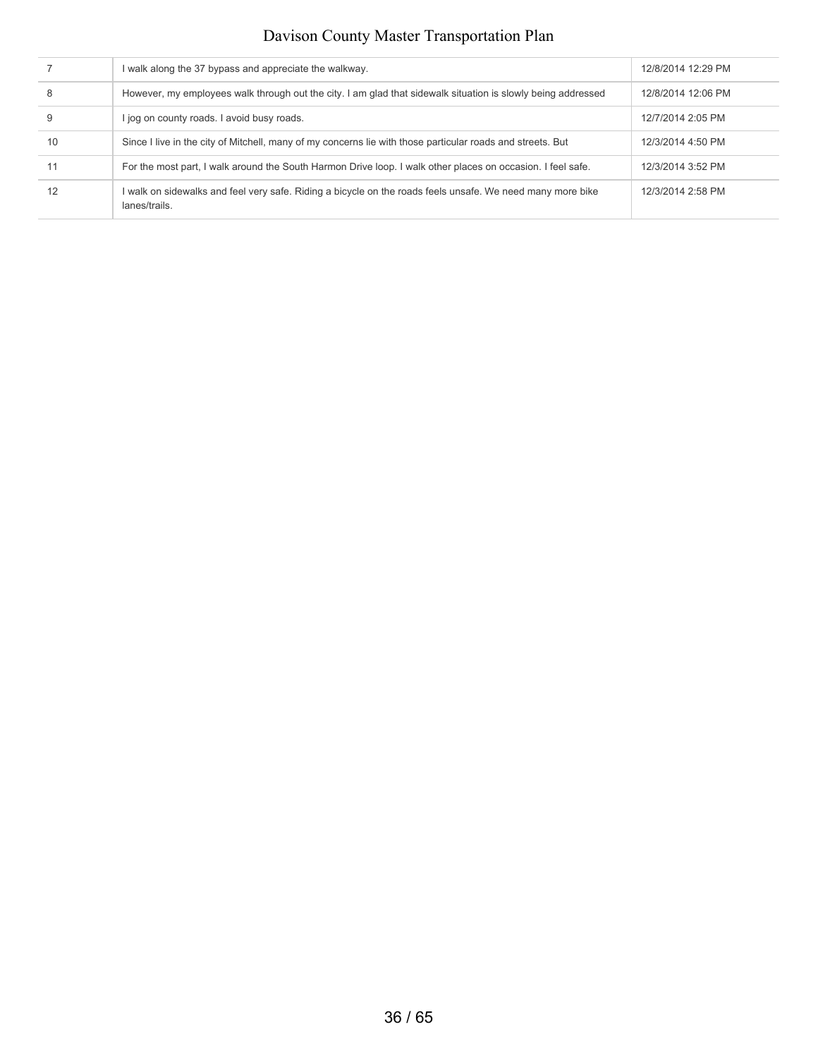| | | |
|---|---|---|
| 7 | I walk along the 37 bypass and appreciate the walkway. | 12/8/2014 12:29 PM |
| 8 | However, my employees walk through out the city. I am glad that sidewalk situation is slowly being addressed | 12/8/2014 12:06 PM |
| 9 | I jog on county roads. I avoid busy roads. | 12/7/2014 2:05 PM |
| 10 | Since I live in the city of Mitchell, many of my concerns lie with those particular roads and streets. But | 12/3/2014 4:50 PM |
| 11 | For the most part, I walk around the South Harmon Drive loop. I walk other places on occasion. I feel safe. | 12/3/2014 3:52 PM |
| 12 | I walk on sidewalks and feel very safe. Riding a bicycle on the roads feels unsafe. We need many more bike lanes/trails. | 12/3/2014 2:58 PM |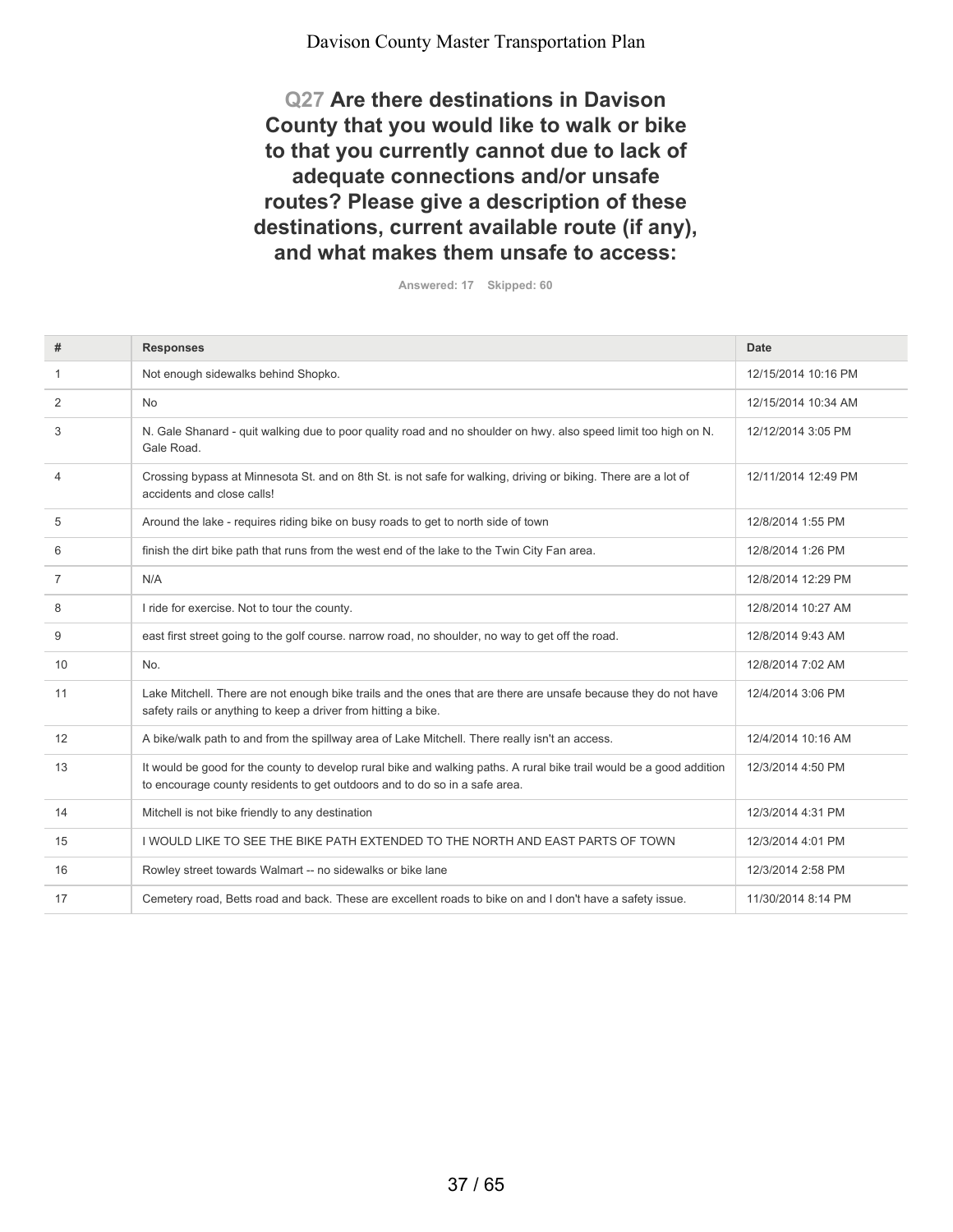## Q27 Are there destinations in Davison County that you would like to walk or bike to that you currently cannot due to lack of adequate connections and/or unsafe routes? Please give a description of these destinations, current available route (if any), and what makes them unsafe to access:

Answered: 17 Skipped: 60

| # | Responses | Date |
|---|---|---|
| 1 | Not enough sidewalks behind Shopko. | 12/15/2014 10:16 PM |
| 2 | No | 12/15/2014 10:34 AM |
| 3 | N. Gale Shanard - quit walking due to poor quality road and no shoulder on hwy. also speed limit too high on N. Gale Road. | 12/12/2014 3:05 PM |
| 4 | Crossing bypass at Minnesota St. and on 8th St. is not safe for walking, driving or biking. There are a lot of accidents and close calls! | 12/11/2014 12:49 PM |
| 5 | Around the lake - requires riding bike on busy roads to get to north side of town | 12/8/2014 1:55 PM |
| 6 | finish the dirt bike path that runs from the west end of the lake to the Twin City Fan area. | 12/8/2014 1:26 PM |
| 7 | N/A | 12/8/2014 12:29 PM |
| 8 | I ride for exercise. Not to tour the county. | 12/8/2014 10:27 AM |
| 9 | east first street going to the golf course. narrow road, no shoulder, no way to get off the road. | 12/8/2014 9:43 AM |
| 10 | No. | 12/8/2014 7:02 AM |
| 11 | Lake Mitchell. There are not enough bike trails and the ones that are there are unsafe because they do not have safety rails or anything to keep a driver from hitting a bike. | 12/4/2014 3:06 PM |
| 12 | A bike/walk path to and from the spillway area of Lake Mitchell. There really isn't an access. | 12/4/2014 10:16 AM |
| 13 | It would be good for the county to develop rural bike and walking paths. A rural bike trail would be a good addition to encourage county residents to get outdoors and to do so in a safe area. | 12/3/2014 4:50 PM |
| 14 | Mitchell is not bike friendly to any destination | 12/3/2014 4:31 PM |
| 15 | I WOULD LIKE TO SEE THE BIKE PATH EXTENDED TO THE NORTH AND EAST PARTS OF TOWN | 12/3/2014 4:01 PM |
| 16 | Rowley street towards Walmart -- no sidewalks or bike lane | 12/3/2014 2:58 PM |
| 17 | Cemetery road, Betts road and back. These are excellent roads to bike on and I don't have a safety issue. | 11/30/2014 8:14 PM |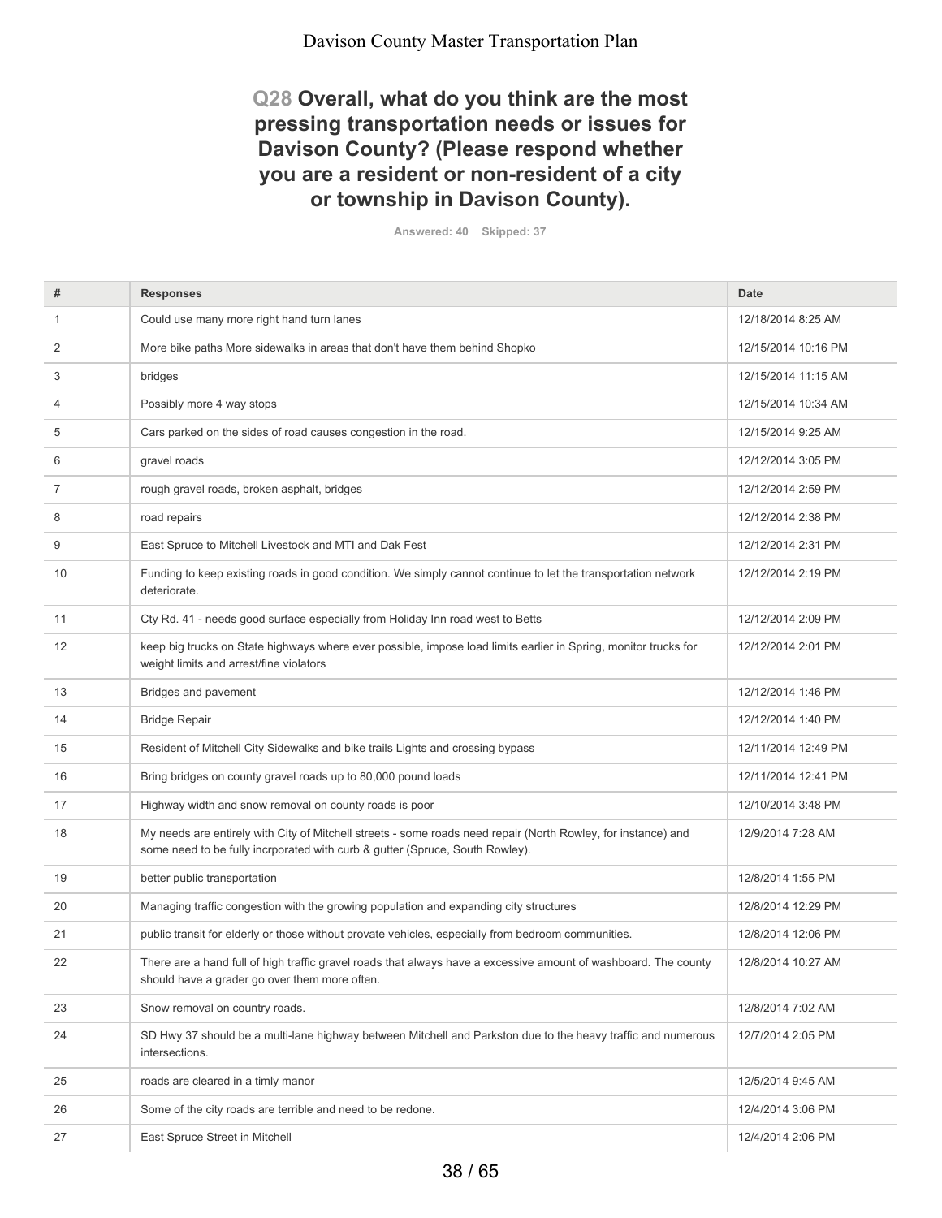## Q28 Overall, what do you think are the most pressing transportation needs or issues for Davison County? (Please respond whether you are a resident or non-resident of a city or township in Davison County).

Answered: 40 Skipped: 37

| # | Responses | Date |
|---|---|---|
| 1 | Could use many more right hand turn lanes | 12/18/2014 8:25 AM |
| 2 | More bike paths More sidewalks in areas that don't have them behind Shopko | 12/15/2014 10:16 PM |
| 3 | bridges | 12/15/2014 11:15 AM |
| 4 | Possibly more 4 way stops | 12/15/2014 10:34 AM |
| 5 | Cars parked on the sides of road causes congestion in the road. | 12/15/2014 9:25 AM |
| 6 | gravel roads | 12/12/2014 3:05 PM |
| 7 | rough gravel roads, broken asphalt, bridges | 12/12/2014 2:59 PM |
| 8 | road repairs | 12/12/2014 2:38 PM |
| 9 | East Spruce to Mitchell Livestock and MTI and Dak Fest | 12/12/2014 2:31 PM |
| 10 | Funding to keep existing roads in good condition. We simply cannot continue to let the transportation network deteriorate. | 12/12/2014 2:19 PM |
| 11 | Cty Rd. 41 - needs good surface especially from Holiday Inn road west to Betts | 12/12/2014 2:09 PM |
| 12 | keep big trucks on State highways where ever possible, impose load limits earlier in Spring, monitor trucks for weight limits and arrest/fine violators | 12/12/2014 2:01 PM |
| 13 | Bridges and pavement | 12/12/2014 1:46 PM |
| 14 | Bridge Repair | 12/12/2014 1:40 PM |
| 15 | Resident of Mitchell City Sidewalks and bike trails Lights and crossing bypass | 12/11/2014 12:49 PM |
| 16 | Bring bridges on county gravel roads up to 80,000 pound loads | 12/11/2014 12:41 PM |
| 17 | Highway width and snow removal on county roads is poor | 12/10/2014 3:48 PM |
| 18 | My needs are entirely with City of Mitchell streets - some roads need repair (North Rowley, for instance) and some need to be fully incrporated with curb & gutter (Spruce, South Rowley). | 12/9/2014 7:28 AM |
| 19 | better public transportation | 12/8/2014 1:55 PM |
| 20 | Managing traffic congestion with the growing population and expanding city structures | 12/8/2014 12:29 PM |
| 21 | public transit for elderly or those without provate vehicles, especially from bedroom communities. | 12/8/2014 12:06 PM |
| 22 | There are a hand full of high traffic gravel roads that always have a excessive amount of washboard. The county should have a grader go over them more often. | 12/8/2014 10:27 AM |
| 23 | Snow removal on country roads. | 12/8/2014 7:02 AM |
| 24 | SD Hwy 37 should be a multi-lane highway between Mitchell and Parkston due to the heavy traffic and numerous intersections. | 12/7/2014 2:05 PM |
| 25 | roads are cleared in a timly manor | 12/5/2014 9:45 AM |
| 26 | Some of the city roads are terrible and need to be redone. | 12/4/2014 3:06 PM |
| 27 | East Spruce Street in Mitchell | 12/4/2014 2:06 PM |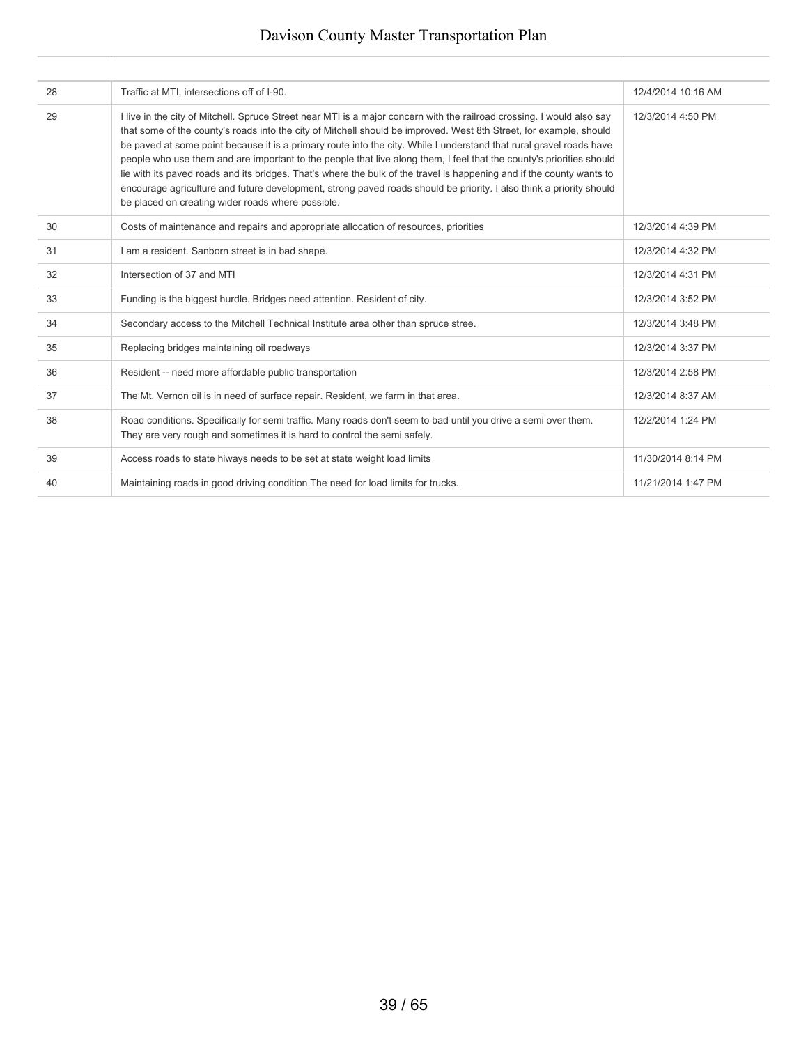| | | |
|---|---|---|
| 28 | Traffic at MTI, intersections off of I-90. | 12/4/2014 10:16 AM |
| 29 | I live in the city of Mitchell. Spruce Street near MTI is a major concern with the railroad crossing. I would also say that some of the county's roads into the city of Mitchell should be improved. West 8th Street, for example, should be paved at some point because it is a primary route into the city. While I understand that rural gravel roads have people who use them and are important to the people that live along them, I feel that the county's priorities should lie with its paved roads and its bridges. That's where the bulk of the travel is happening and if the county wants to encourage agriculture and future development, strong paved roads should be priority. I also think a priority should be placed on creating wider roads where possible. | 12/3/2014 4:50 PM |
| 30 | Costs of maintenance and repairs and appropriate allocation of resources, priorities | 12/3/2014 4:39 PM |
| 31 | I am a resident. Sanborn street is in bad shape. | 12/3/2014 4:32 PM |
| 32 | Intersection of 37 and MTI | 12/3/2014 4:31 PM |
| 33 | Funding is the biggest hurdle. Bridges need attention. Resident of city. | 12/3/2014 3:52 PM |
| 34 | Secondary access to the Mitchell Technical Institute area other than spruce stree. | 12/3/2014 3:48 PM |
| 35 | Replacing bridges maintaining oil roadways | 12/3/2014 3:37 PM |
| 36 | Resident -- need more affordable public transportation | 12/3/2014 2:58 PM |
| 37 | The Mt. Vernon oil is in need of surface repair. Resident, we farm in that area. | 12/3/2014 8:37 AM |
| 38 | Road conditions. Specifically for semi traffic. Many roads don't seem to bad until you drive a semi over them. They are very rough and sometimes it is hard to control the semi safely. | 12/2/2014 1:24 PM |
| 39 | Access roads to state hiways needs to be set at state weight load limits | 11/30/2014 8:14 PM |
| 40 | Maintaining roads in good driving condition.The need for load limits for trucks. | 11/21/2014 1:47 PM |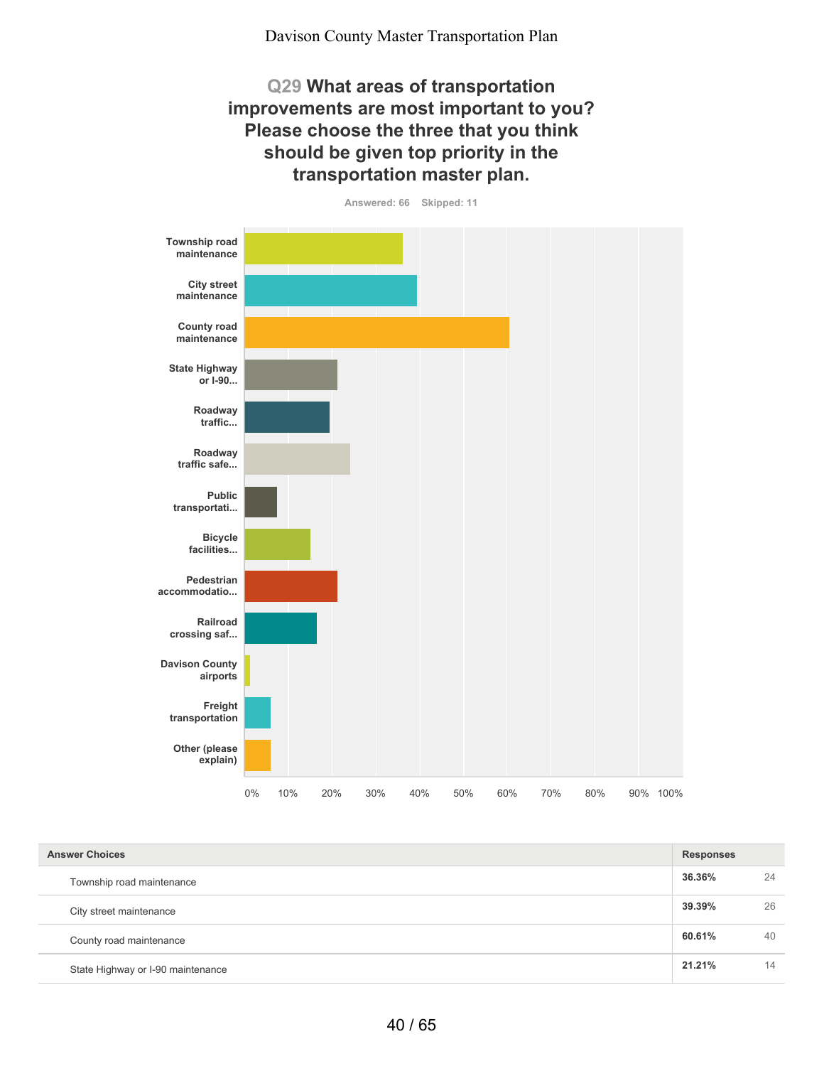## Q29 What areas of transportation improvements are most important to you? Please choose the three that you think should be given top priority in the transportation master plan.

Answered: 66 Skipped: 11

Township road maintenance

City street maintenance

County road maintenance

State Highway or I-90...

Roadway traffic...

Roadway traffic safe...

Public transportati...

Bicycle facilities...

Pedestrian accommodatio...

Railroad crossing saf...

Davison County airports

Freight transportation

Other (please explain)

0% 10% 20% 30% 40% 50% 60% 70% 80% 90% 100%

| Answer Choices | Responses | |
|---|---|---|
| Township road maintenance | 36.36% | 24 |
| City street maintenance | 39.39% | 26 |
| County road maintenance | 60.61% | 40 |
| State Highway or I-90 maintenance | 21.21% | 14 |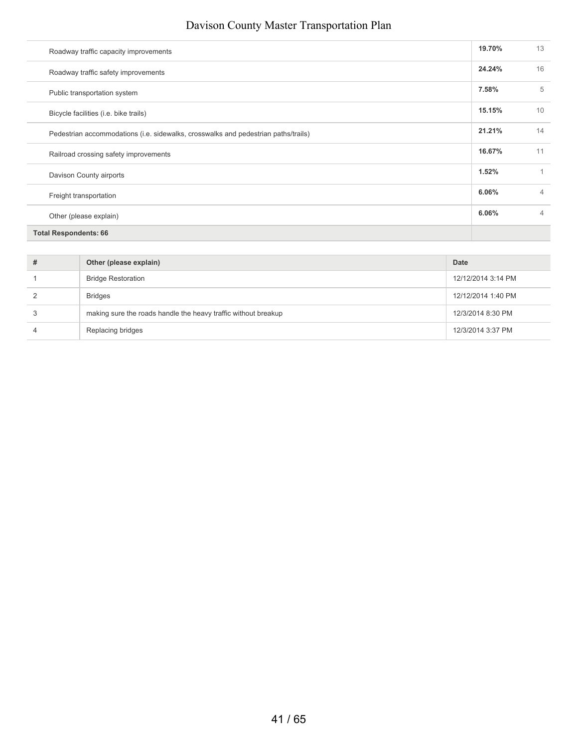| | | |
|---|---|---|
| Roadway traffic capacity improvements | **19.70%** | 13 |
| Roadway traffic safety improvements | **24.24%** | 16 |
| Public transportation system | **7.58%** | 5 |
| Bicycle facilities (i.e. bike trails) | **15.15%** | 10 |
| Pedestrian accommodations (i.e. sidewalks, crosswalks and pedestrian paths/trails) | **21.21%** | 14 |
| Railroad crossing safety improvements | **16.67%** | 11 |
| Davison County airports | **1.52%** | 1 |
| Freight transportation | **6.06%** | 4 |
| Other (please explain) | **6.06%** | 4 |
| **Total Respondents: 66** | | |

| # | Other (please explain) | Date |
|---|---|---|
| 1 | Bridge Restoration | 12/12/2014 3:14 PM |
| 2 | Bridges | 12/12/2014 1:40 PM |
| 3 | making sure the roads handle the heavy traffic without breakup | 12/3/2014 8:30 PM |
| 4 | Replacing bridges | 12/3/2014 3:37 PM |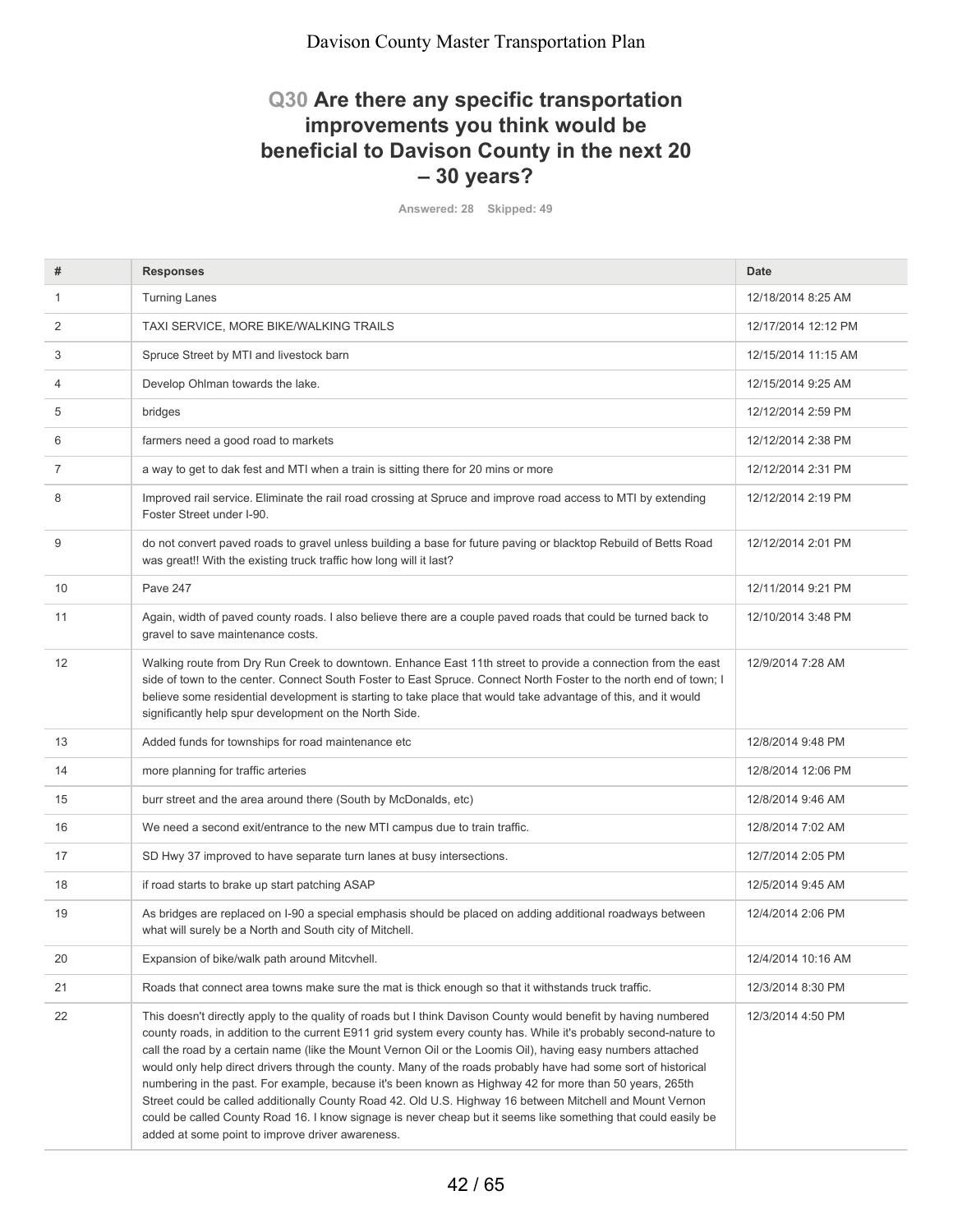## Q30 Are there any specific transportation improvements you think would be beneficial to Davison County in the next 20 – 30 years?

Answered: 28 Skipped: 49

| # | Responses | Date |
|---|---|---|
| 1 | Turning Lanes | 12/18/2014 8:25 AM |
| 2 | TAXI SERVICE, MORE BIKE/WALKING TRAILS | 12/17/2014 12:12 PM |
| 3 | Spruce Street by MTI and livestock barn | 12/15/2014 11:15 AM |
| 4 | Develop Ohlman towards the lake. | 12/15/2014 9:25 AM |
| 5 | bridges | 12/12/2014 2:59 PM |
| 6 | farmers need a good road to markets | 12/12/2014 2:38 PM |
| 7 | a way to get to dak fest and MTI when a train is sitting there for 20 mins or more | 12/12/2014 2:31 PM |
| 8 | Improved rail service. Eliminate the rail road crossing at Spruce and improve road access to MTI by extending Foster Street under I-90. | 12/12/2014 2:19 PM |
| 9 | do not convert paved roads to gravel unless building a base for future paving or blacktop Rebuild of Betts Road was great!! With the existing truck traffic how long will it last? | 12/12/2014 2:01 PM |
| 10 | Pave 247 | 12/11/2014 9:21 PM |
| 11 | Again, width of paved county roads. I also believe there are a couple paved roads that could be turned back to gravel to save maintenance costs. | 12/10/2014 3:48 PM |
| 12 | Walking route from Dry Run Creek to downtown. Enhance East 11th street to provide a connection from the east side of town to the center. Connect South Foster to East Spruce. Connect North Foster to the north end of town; I believe some residential development is starting to take place that would take advantage of this, and it would significantly help spur development on the North Side. | 12/9/2014 7:28 AM |
| 13 | Added funds for townships for road maintenance etc | 12/8/2014 9:48 PM |
| 14 | more planning for traffic arteries | 12/8/2014 12:06 PM |
| 15 | burr street and the area around there (South by McDonalds, etc) | 12/8/2014 9:46 AM |
| 16 | We need a second exit/entrance to the new MTI campus due to train traffic. | 12/8/2014 7:02 AM |
| 17 | SD Hwy 37 improved to have separate turn lanes at busy intersections. | 12/7/2014 2:05 PM |
| 18 | if road starts to brake up start patching ASAP | 12/5/2014 9:45 AM |
| 19 | As bridges are replaced on I-90 a special emphasis should be placed on adding additional roadways between what will surely be a North and South city of Mitchell. | 12/4/2014 2:06 PM |
| 20 | Expansion of bike/walk path around Mitcvhell. | 12/4/2014 10:16 AM |
| 21 | Roads that connect area towns make sure the mat is thick enough so that it withstands truck traffic. | 12/3/2014 8:30 PM |
| 22 | This doesn't directly apply to the quality of roads but I think Davison County would benefit by having numbered county roads, in addition to the current E911 grid system every county has. While it's probably second-nature to call the road by a certain name (like the Mount Vernon Oil or the Loomis Oil), having easy numbers attached would only help direct drivers through the county. Many of the roads probably have had some sort of historical numbering in the past. For example, because it's been known as Highway 42 for more than 50 years, 265th Street could be called additionally County Road 42. Old U.S. Highway 16 between Mitchell and Mount Vernon could be called County Road 16. I know signage is never cheap but it seems like something that could easily be added at some point to improve driver awareness. | 12/3/2014 4:50 PM |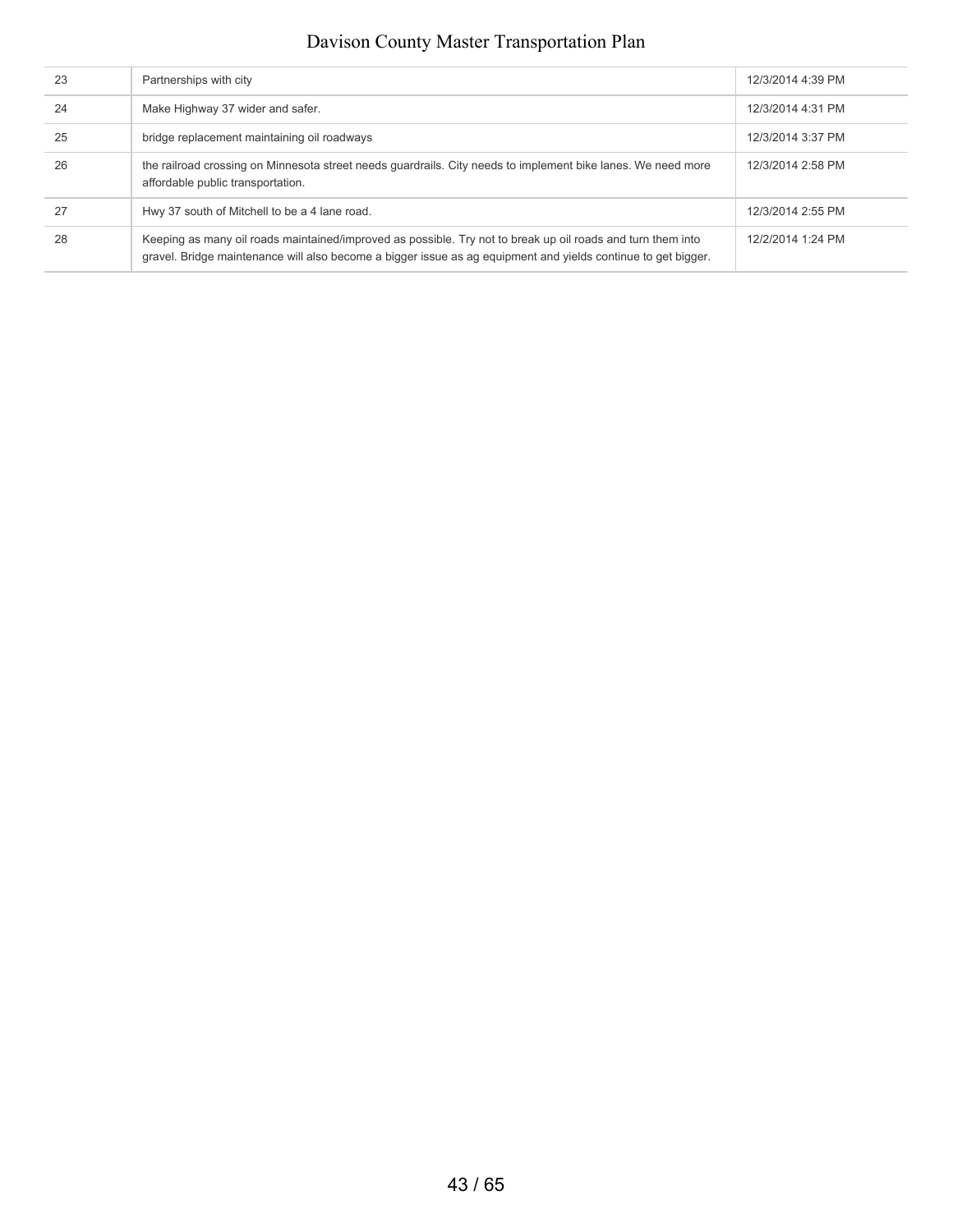| | | |
|---|---|---|
| 23 | Partnerships with city | 12/3/2014 4:39 PM |
| 24 | Make Highway 37 wider and safer. | 12/3/2014 4:31 PM |
| 25 | bridge replacement maintaining oil roadways | 12/3/2014 3:37 PM |
| 26 | the railroad crossing on Minnesota street needs guardrails. City needs to implement bike lanes. We need more affordable public transportation. | 12/3/2014 2:58 PM |
| 27 | Hwy 37 south of Mitchell to be a 4 lane road. | 12/3/2014 2:55 PM |
| 28 | Keeping as many oil roads maintained/improved as possible. Try not to break up oil roads and turn them into gravel. Bridge maintenance will also become a bigger issue as ag equipment and yields continue to get bigger. | 12/2/2014 1:24 PM |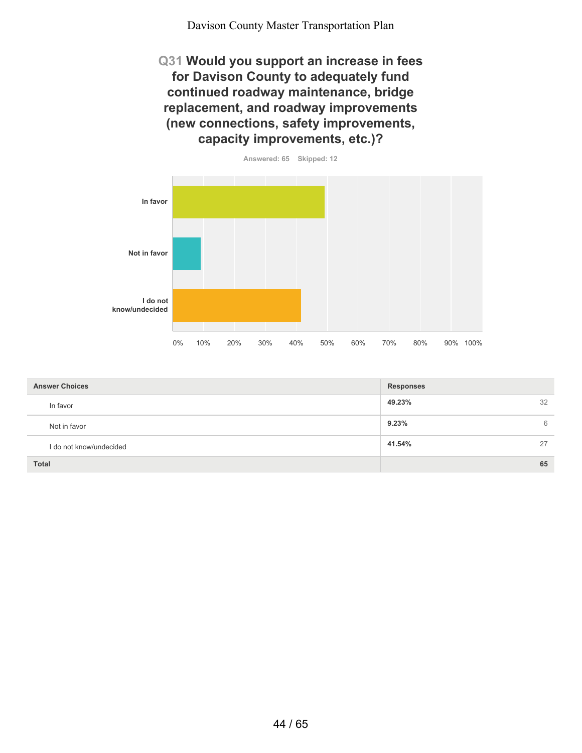## Q31 Would you support an increase in fees for Davison County to adequately fund continued roadway maintenance, bridge replacement, and roadway improvements (new connections, safety improvements, capacity improvements, etc.)?

Answered: 65 Skipped: 12

| Answer Choices | Responses | |
|---|---|---|
| In favor | **49.23%** | 32 |
| Not in favor | **9.23%** | 6 |
| I do not know/undecided | **41.54%** | 27 |
| **Total** | | **65** |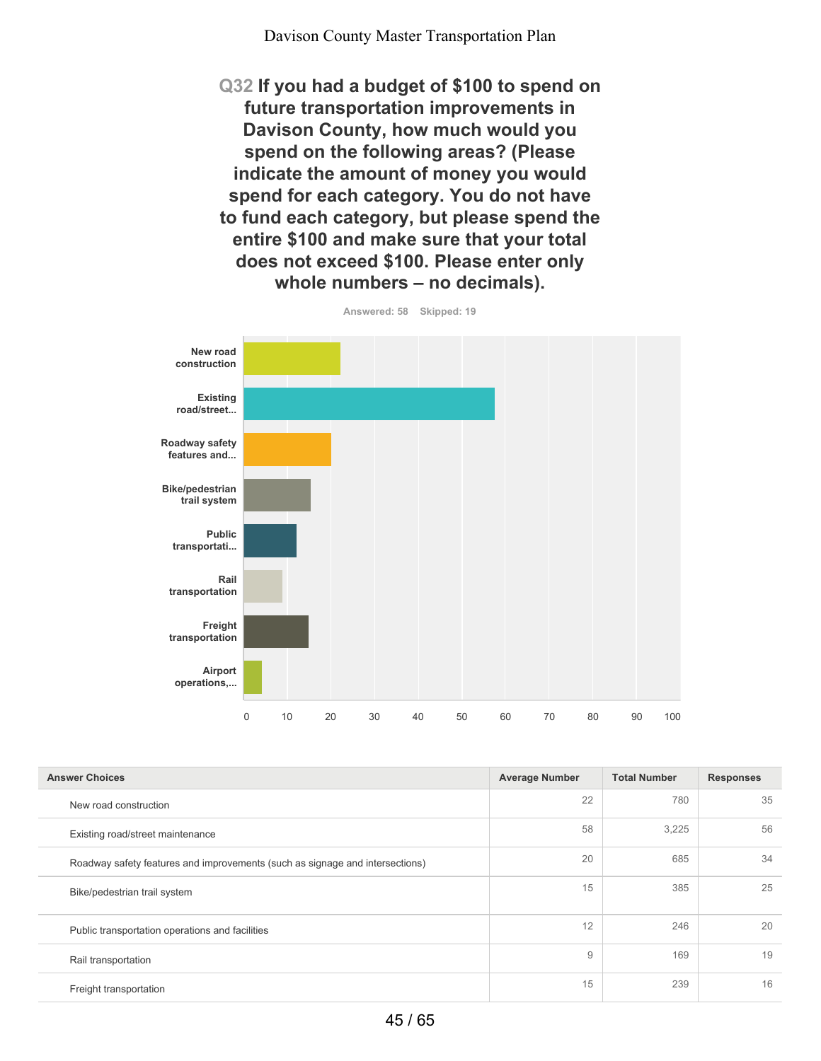## Q32 If you had a budget of $100 to spend on future transportation improvements in Davison County, how much would you spend on the following areas? (Please indicate the amount of money you would spend for each category. You do not have to fund each category, but please spend the entire $100 and make sure that your total does not exceed $100. Please enter only whole numbers – no decimals).

Answered: 58 Skipped: 19

| Answer Choices | Average Number | Total Number | Responses |
|---|---|---|---|
| New road construction | 22 | 780 | 35 |
| Existing road/street maintenance | 58 | 3,225 | 56 |
| Roadway safety features and improvements (such as signage and intersections) | 20 | 685 | 34 |
| Bike/pedestrian trail system | 15 | 385 | 25 |
| Public transportation operations and facilities | 12 | 246 | 20 |
| Rail transportation | 9 | 169 | 19 |
| Freight transportation | 15 | 239 | 16 |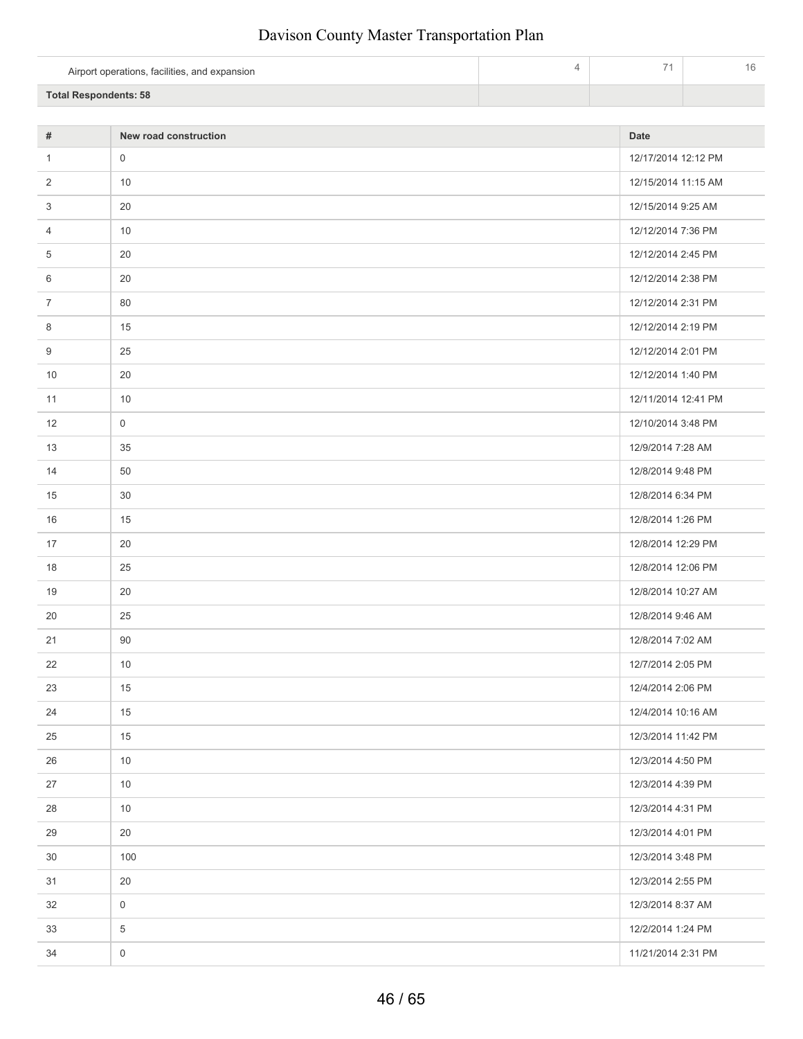| | | | |
|---|---|---|---|
| Airport operations, facilities, and expansion | 4 | 71 | 16 |
| **Total Respondents: 58** | | | |

| # | New road construction | Date |
|---|---|---|
| 1 | 0 | 12/17/2014 12:12 PM |
| 2 | 10 | 12/15/2014 11:15 AM |
| 3 | 20 | 12/15/2014 9:25 AM |
| 4 | 10 | 12/12/2014 7:36 PM |
| 5 | 20 | 12/12/2014 2:45 PM |
| 6 | 20 | 12/12/2014 2:38 PM |
| 7 | 80 | 12/12/2014 2:31 PM |
| 8 | 15 | 12/12/2014 2:19 PM |
| 9 | 25 | 12/12/2014 2:01 PM |
| 10 | 20 | 12/12/2014 1:40 PM |
| 11 | 10 | 12/11/2014 12:41 PM |
| 12 | 0 | 12/10/2014 3:48 PM |
| 13 | 35 | 12/9/2014 7:28 AM |
| 14 | 50 | 12/8/2014 9:48 PM |
| 15 | 30 | 12/8/2014 6:34 PM |
| 16 | 15 | 12/8/2014 1:26 PM |
| 17 | 20 | 12/8/2014 12:29 PM |
| 18 | 25 | 12/8/2014 12:06 PM |
| 19 | 20 | 12/8/2014 10:27 AM |
| 20 | 25 | 12/8/2014 9:46 AM |
| 21 | 90 | 12/8/2014 7:02 AM |
| 22 | 10 | 12/7/2014 2:05 PM |
| 23 | 15 | 12/4/2014 2:06 PM |
| 24 | 15 | 12/4/2014 10:16 AM |
| 25 | 15 | 12/3/2014 11:42 PM |
| 26 | 10 | 12/3/2014 4:50 PM |
| 27 | 10 | 12/3/2014 4:39 PM |
| 28 | 10 | 12/3/2014 4:31 PM |
| 29 | 20 | 12/3/2014 4:01 PM |
| 30 | 100 | 12/3/2014 3:48 PM |
| 31 | 20 | 12/3/2014 2:55 PM |
| 32 | 0 | 12/3/2014 8:37 AM |
| 33 | 5 | 12/2/2014 1:24 PM |
| 34 | 0 | 11/21/2014 2:31 PM |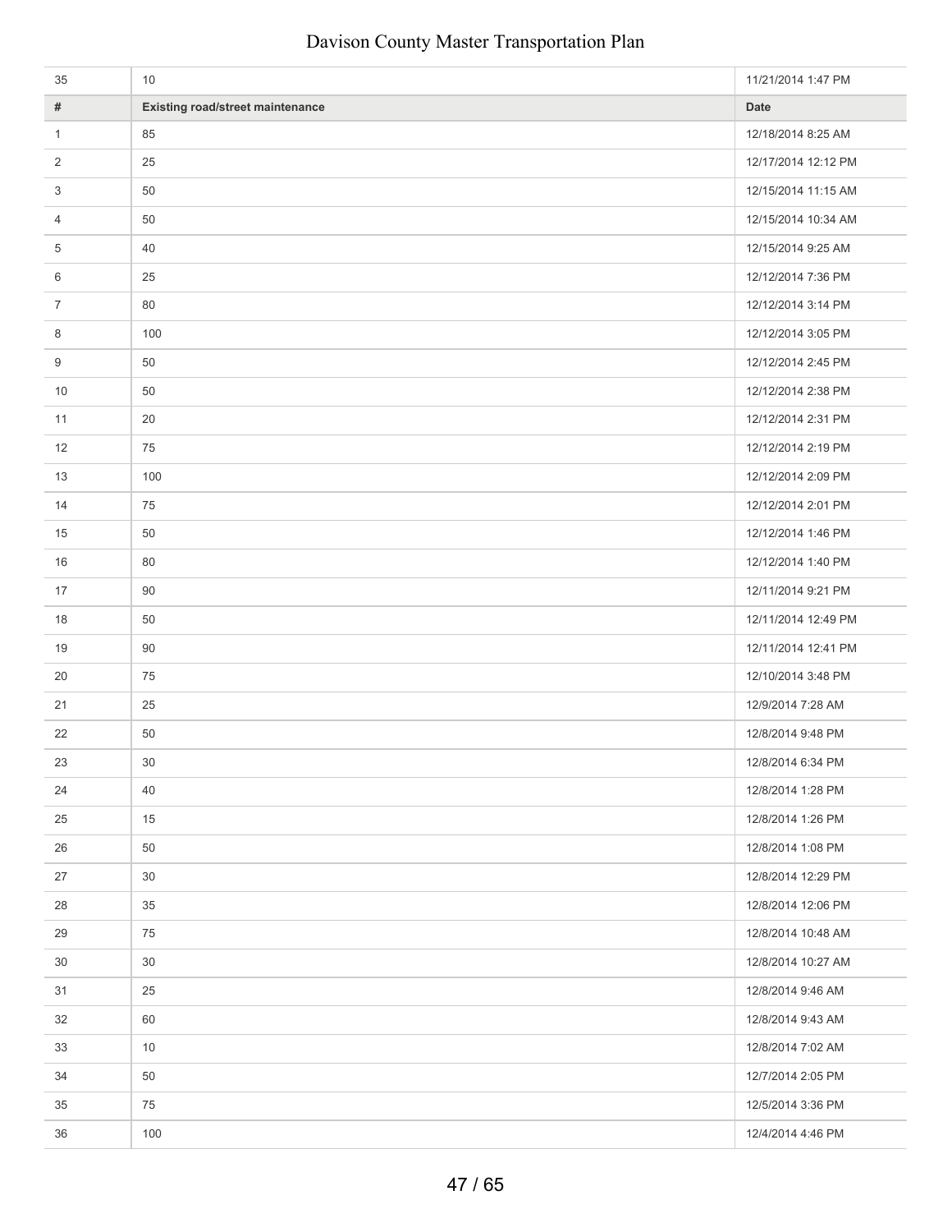| 35 | 10 | 11/21/2014 1:47 PM |
|---|---|---|
| **#** | **Existing road/street maintenance** | **Date** |
| 1 | 85 | 12/18/2014 8:25 AM |
| 2 | 25 | 12/17/2014 12:12 PM |
| 3 | 50 | 12/15/2014 11:15 AM |
| 4 | 50 | 12/15/2014 10:34 AM |
| 5 | 40 | 12/15/2014 9:25 AM |
| 6 | 25 | 12/12/2014 7:36 PM |
| 7 | 80 | 12/12/2014 3:14 PM |
| 8 | 100 | 12/12/2014 3:05 PM |
| 9 | 50 | 12/12/2014 2:45 PM |
| 10 | 50 | 12/12/2014 2:38 PM |
| 11 | 20 | 12/12/2014 2:31 PM |
| 12 | 75 | 12/12/2014 2:19 PM |
| 13 | 100 | 12/12/2014 2:09 PM |
| 14 | 75 | 12/12/2014 2:01 PM |
| 15 | 50 | 12/12/2014 1:46 PM |
| 16 | 80 | 12/12/2014 1:40 PM |
| 17 | 90 | 12/11/2014 9:21 PM |
| 18 | 50 | 12/11/2014 12:49 PM |
| 19 | 90 | 12/11/2014 12:41 PM |
| 20 | 75 | 12/10/2014 3:48 PM |
| 21 | 25 | 12/9/2014 7:28 AM |
| 22 | 50 | 12/8/2014 9:48 PM |
| 23 | 30 | 12/8/2014 6:34 PM |
| 24 | 40 | 12/8/2014 1:28 PM |
| 25 | 15 | 12/8/2014 1:26 PM |
| 26 | 50 | 12/8/2014 1:08 PM |
| 27 | 30 | 12/8/2014 12:29 PM |
| 28 | 35 | 12/8/2014 12:06 PM |
| 29 | 75 | 12/8/2014 10:48 AM |
| 30 | 30 | 12/8/2014 10:27 AM |
| 31 | 25 | 12/8/2014 9:46 AM |
| 32 | 60 | 12/8/2014 9:43 AM |
| 33 | 10 | 12/8/2014 7:02 AM |
| 34 | 50 | 12/7/2014 2:05 PM |
| 35 | 75 | 12/5/2014 3:36 PM |
| 36 | 100 | 12/4/2014 4:46 PM |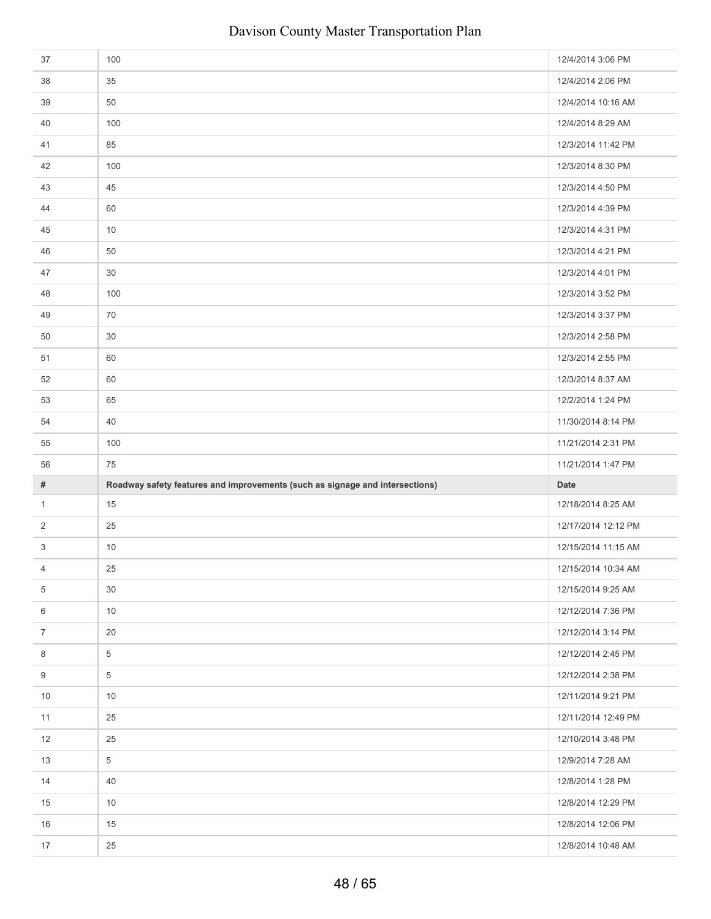| # | | Date |
|---|---|---|
| 37 | 100 | 12/4/2014 3:06 PM |
| 38 | 35 | 12/4/2014 2:06 PM |
| 39 | 50 | 12/4/2014 10:16 AM |
| 40 | 100 | 12/4/2014 8:29 AM |
| 41 | 85 | 12/3/2014 11:42 PM |
| 42 | 100 | 12/3/2014 8:30 PM |
| 43 | 45 | 12/3/2014 4:50 PM |
| 44 | 60 | 12/3/2014 4:39 PM |
| 45 | 10 | 12/3/2014 4:31 PM |
| 46 | 50 | 12/3/2014 4:21 PM |
| 47 | 30 | 12/3/2014 4:01 PM |
| 48 | 100 | 12/3/2014 3:52 PM |
| 49 | 70 | 12/3/2014 3:37 PM |
| 50 | 30 | 12/3/2014 2:58 PM |
| 51 | 60 | 12/3/2014 2:55 PM |
| 52 | 60 | 12/3/2014 8:37 AM |
| 53 | 65 | 12/2/2014 1:24 PM |
| 54 | 40 | 11/30/2014 8:14 PM |
| 55 | 100 | 11/21/2014 2:31 PM |
| 56 | 75 | 11/21/2014 1:47 PM |

| # | Roadway safety features and improvements (such as signage and intersections) | Date |
|---|---|---|
| 1 | 15 | 12/18/2014 8:25 AM |
| 2 | 25 | 12/17/2014 12:12 PM |
| 3 | 10 | 12/15/2014 11:15 AM |
| 4 | 25 | 12/15/2014 10:34 AM |
| 5 | 30 | 12/15/2014 9:25 AM |
| 6 | 10 | 12/12/2014 7:36 PM |
| 7 | 20 | 12/12/2014 3:14 PM |
| 8 | 5 | 12/12/2014 2:45 PM |
| 9 | 5 | 12/12/2014 2:38 PM |
| 10 | 10 | 12/11/2014 9:21 PM |
| 11 | 25 | 12/11/2014 12:49 PM |
| 12 | 25 | 12/10/2014 3:48 PM |
| 13 | 5 | 12/9/2014 7:28 AM |
| 14 | 40 | 12/8/2014 1:28 PM |
| 15 | 10 | 12/8/2014 12:29 PM |
| 16 | 15 | 12/8/2014 12:06 PM |
| 17 | 25 | 12/8/2014 10:48 AM |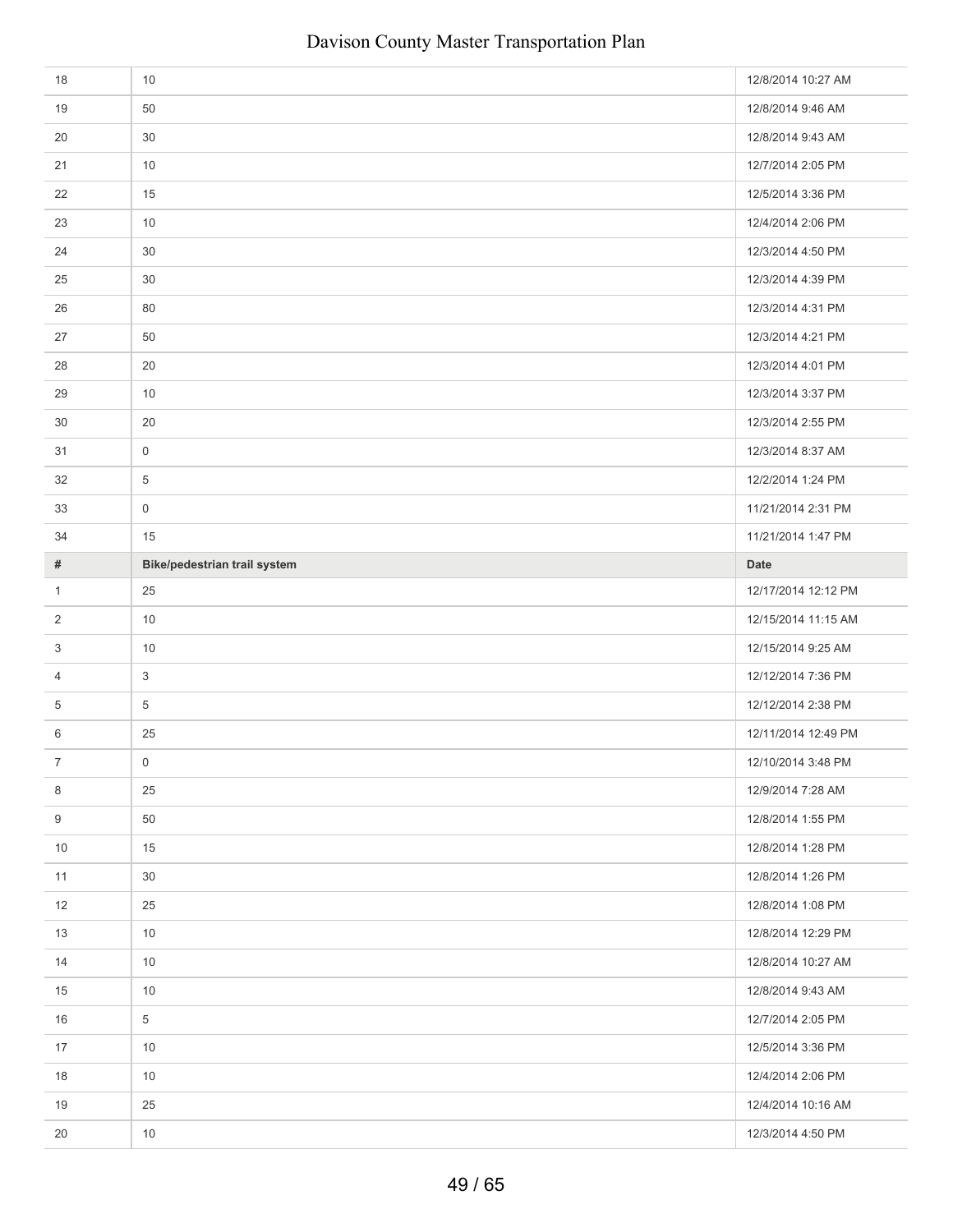| # | | Date |
|---|---|---|
| 18 | 10 | 12/8/2014 10:27 AM |
| 19 | 50 | 12/8/2014 9:46 AM |
| 20 | 30 | 12/8/2014 9:43 AM |
| 21 | 10 | 12/7/2014 2:05 PM |
| 22 | 15 | 12/5/2014 3:36 PM |
| 23 | 10 | 12/4/2014 2:06 PM |
| 24 | 30 | 12/3/2014 4:50 PM |
| 25 | 30 | 12/3/2014 4:39 PM |
| 26 | 80 | 12/3/2014 4:31 PM |
| 27 | 50 | 12/3/2014 4:21 PM |
| 28 | 20 | 12/3/2014 4:01 PM |
| 29 | 10 | 12/3/2014 3:37 PM |
| 30 | 20 | 12/3/2014 2:55 PM |
| 31 | 0 | 12/3/2014 8:37 AM |
| 32 | 5 | 12/2/2014 1:24 PM |
| 33 | 0 | 11/21/2014 2:31 PM |
| 34 | 15 | 11/21/2014 1:47 PM |

| # | Bike/pedestrian trail system | Date |
|---|---|---|
| 1 | 25 | 12/17/2014 12:12 PM |
| 2 | 10 | 12/15/2014 11:15 AM |
| 3 | 10 | 12/15/2014 9:25 AM |
| 4 | 3 | 12/12/2014 7:36 PM |
| 5 | 5 | 12/12/2014 2:38 PM |
| 6 | 25 | 12/11/2014 12:49 PM |
| 7 | 0 | 12/10/2014 3:48 PM |
| 8 | 25 | 12/9/2014 7:28 AM |
| 9 | 50 | 12/8/2014 1:55 PM |
| 10 | 15 | 12/8/2014 1:28 PM |
| 11 | 30 | 12/8/2014 1:26 PM |
| 12 | 25 | 12/8/2014 1:08 PM |
| 13 | 10 | 12/8/2014 12:29 PM |
| 14 | 10 | 12/8/2014 10:27 AM |
| 15 | 10 | 12/8/2014 9:43 AM |
| 16 | 5 | 12/7/2014 2:05 PM |
| 17 | 10 | 12/5/2014 3:36 PM |
| 18 | 10 | 12/4/2014 2:06 PM |
| 19 | 25 | 12/4/2014 10:16 AM |
| 20 | 10 | 12/3/2014 4:50 PM |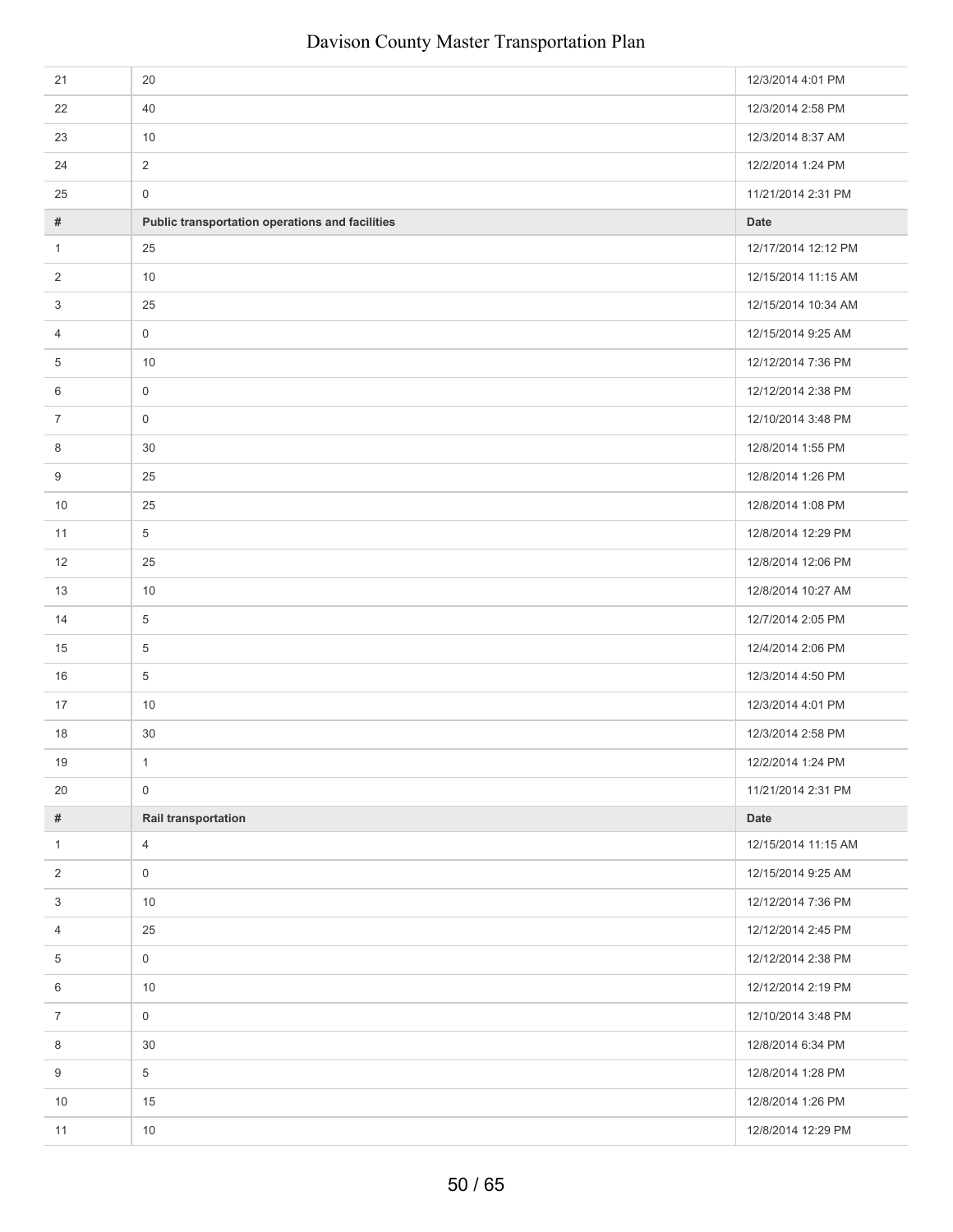| # | | Date |
|---|---|---|
| 21 | 20 | 12/3/2014 4:01 PM |
| 22 | 40 | 12/3/2014 2:58 PM |
| 23 | 10 | 12/3/2014 8:37 AM |
| 24 | 2 | 12/2/2014 1:24 PM |
| 25 | 0 | 11/21/2014 2:31 PM |

| # | Public transportation operations and facilities | Date |
|---|---|---|
| 1 | 25 | 12/17/2014 12:12 PM |
| 2 | 10 | 12/15/2014 11:15 AM |
| 3 | 25 | 12/15/2014 10:34 AM |
| 4 | 0 | 12/15/2014 9:25 AM |
| 5 | 10 | 12/12/2014 7:36 PM |
| 6 | 0 | 12/12/2014 2:38 PM |
| 7 | 0 | 12/10/2014 3:48 PM |
| 8 | 30 | 12/8/2014 1:55 PM |
| 9 | 25 | 12/8/2014 1:26 PM |
| 10 | 25 | 12/8/2014 1:08 PM |
| 11 | 5 | 12/8/2014 12:29 PM |
| 12 | 25 | 12/8/2014 12:06 PM |
| 13 | 10 | 12/8/2014 10:27 AM |
| 14 | 5 | 12/7/2014 2:05 PM |
| 15 | 5 | 12/4/2014 2:06 PM |
| 16 | 5 | 12/3/2014 4:50 PM |
| 17 | 10 | 12/3/2014 4:01 PM |
| 18 | 30 | 12/3/2014 2:58 PM |
| 19 | 1 | 12/2/2014 1:24 PM |
| 20 | 0 | 11/21/2014 2:31 PM |

| # | Rail transportation | Date |
|---|---|---|
| 1 | 4 | 12/15/2014 11:15 AM |
| 2 | 0 | 12/15/2014 9:25 AM |
| 3 | 10 | 12/12/2014 7:36 PM |
| 4 | 25 | 12/12/2014 2:45 PM |
| 5 | 0 | 12/12/2014 2:38 PM |
| 6 | 10 | 12/12/2014 2:19 PM |
| 7 | 0 | 12/10/2014 3:48 PM |
| 8 | 30 | 12/8/2014 6:34 PM |
| 9 | 5 | 12/8/2014 1:28 PM |
| 10 | 15 | 12/8/2014 1:26 PM |
| 11 | 10 | 12/8/2014 12:29 PM |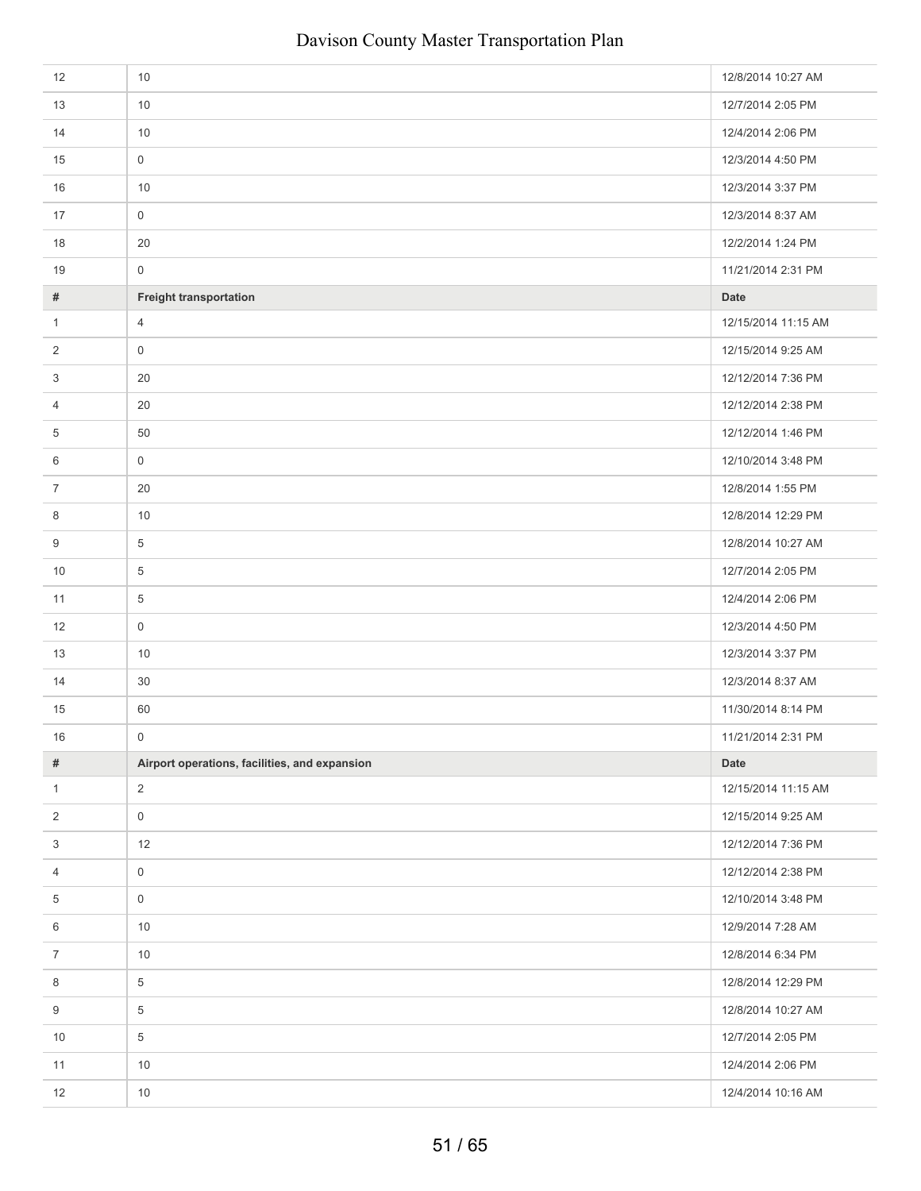| # | | Date |
|---|---|---|
| 12 | 10 | 12/8/2014 10:27 AM |
| 13 | 10 | 12/7/2014 2:05 PM |
| 14 | 10 | 12/4/2014 2:06 PM |
| 15 | 0 | 12/3/2014 4:50 PM |
| 16 | 10 | 12/3/2014 3:37 PM |
| 17 | 0 | 12/3/2014 8:37 AM |
| 18 | 20 | 12/2/2014 1:24 PM |
| 19 | 0 | 11/21/2014 2:31 PM |

| # | Freight transportation | Date |
|---|---|---|
| 1 | 4 | 12/15/2014 11:15 AM |
| 2 | 0 | 12/15/2014 9:25 AM |
| 3 | 20 | 12/12/2014 7:36 PM |
| 4 | 20 | 12/12/2014 2:38 PM |
| 5 | 50 | 12/12/2014 1:46 PM |
| 6 | 0 | 12/10/2014 3:48 PM |
| 7 | 20 | 12/8/2014 1:55 PM |
| 8 | 10 | 12/8/2014 12:29 PM |
| 9 | 5 | 12/8/2014 10:27 AM |
| 10 | 5 | 12/7/2014 2:05 PM |
| 11 | 5 | 12/4/2014 2:06 PM |
| 12 | 0 | 12/3/2014 4:50 PM |
| 13 | 10 | 12/3/2014 3:37 PM |
| 14 | 30 | 12/3/2014 8:37 AM |
| 15 | 60 | 11/30/2014 8:14 PM |
| 16 | 0 | 11/21/2014 2:31 PM |

| # | Airport operations, facilities, and expansion | Date |
|---|---|---|
| 1 | 2 | 12/15/2014 11:15 AM |
| 2 | 0 | 12/15/2014 9:25 AM |
| 3 | 12 | 12/12/2014 7:36 PM |
| 4 | 0 | 12/12/2014 2:38 PM |
| 5 | 0 | 12/10/2014 3:48 PM |
| 6 | 10 | 12/9/2014 7:28 AM |
| 7 | 10 | 12/8/2014 6:34 PM |
| 8 | 5 | 12/8/2014 12:29 PM |
| 9 | 5 | 12/8/2014 10:27 AM |
| 10 | 5 | 12/7/2014 2:05 PM |
| 11 | 10 | 12/4/2014 2:06 PM |
| 12 | 10 | 12/4/2014 10:16 AM |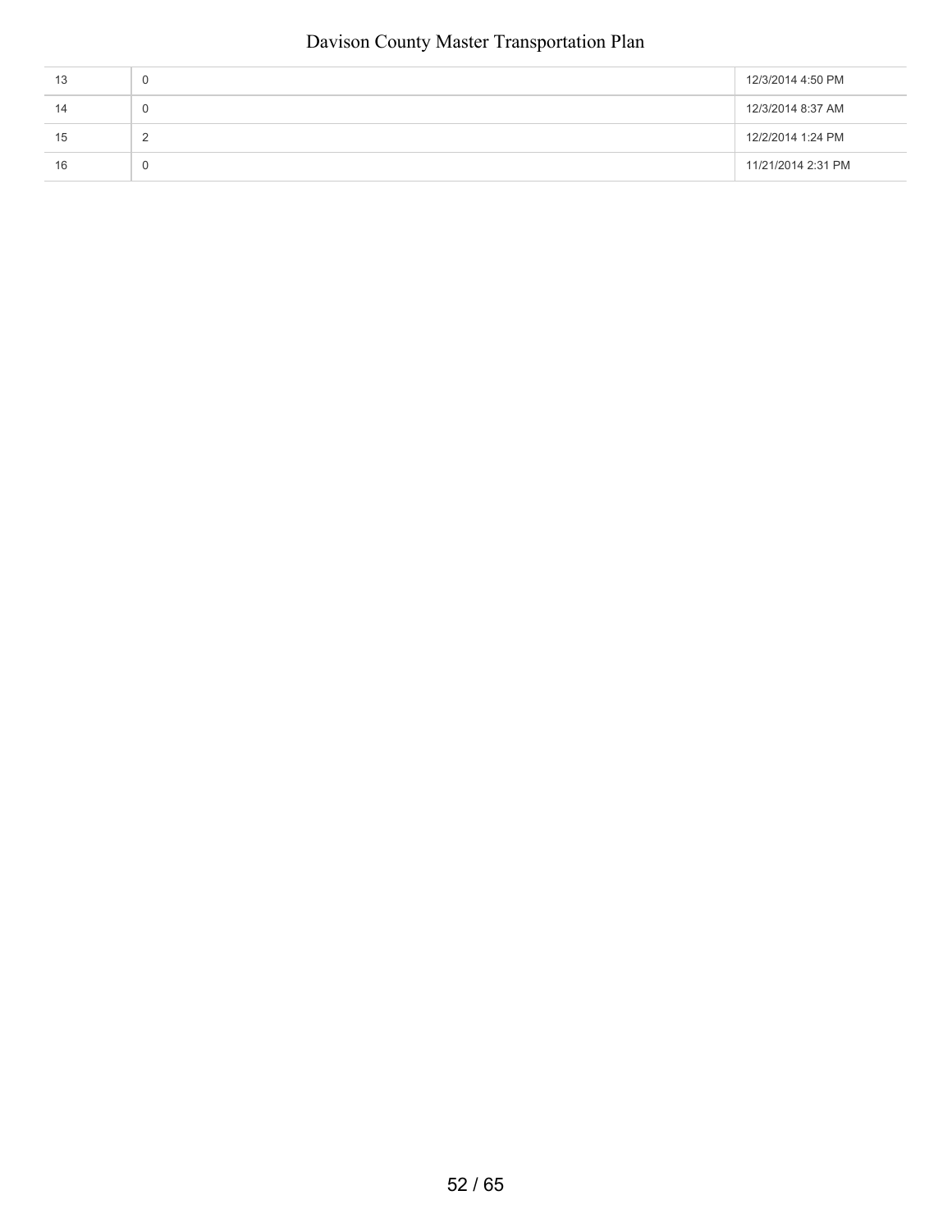| | | |
|---|---|---|
| 13 | 0 | 12/3/2014 4:50 PM |
| 14 | 0 | 12/3/2014 8:37 AM |
| 15 | 2 | 12/2/2014 1:24 PM |
| 16 | 0 | 11/21/2014 2:31 PM |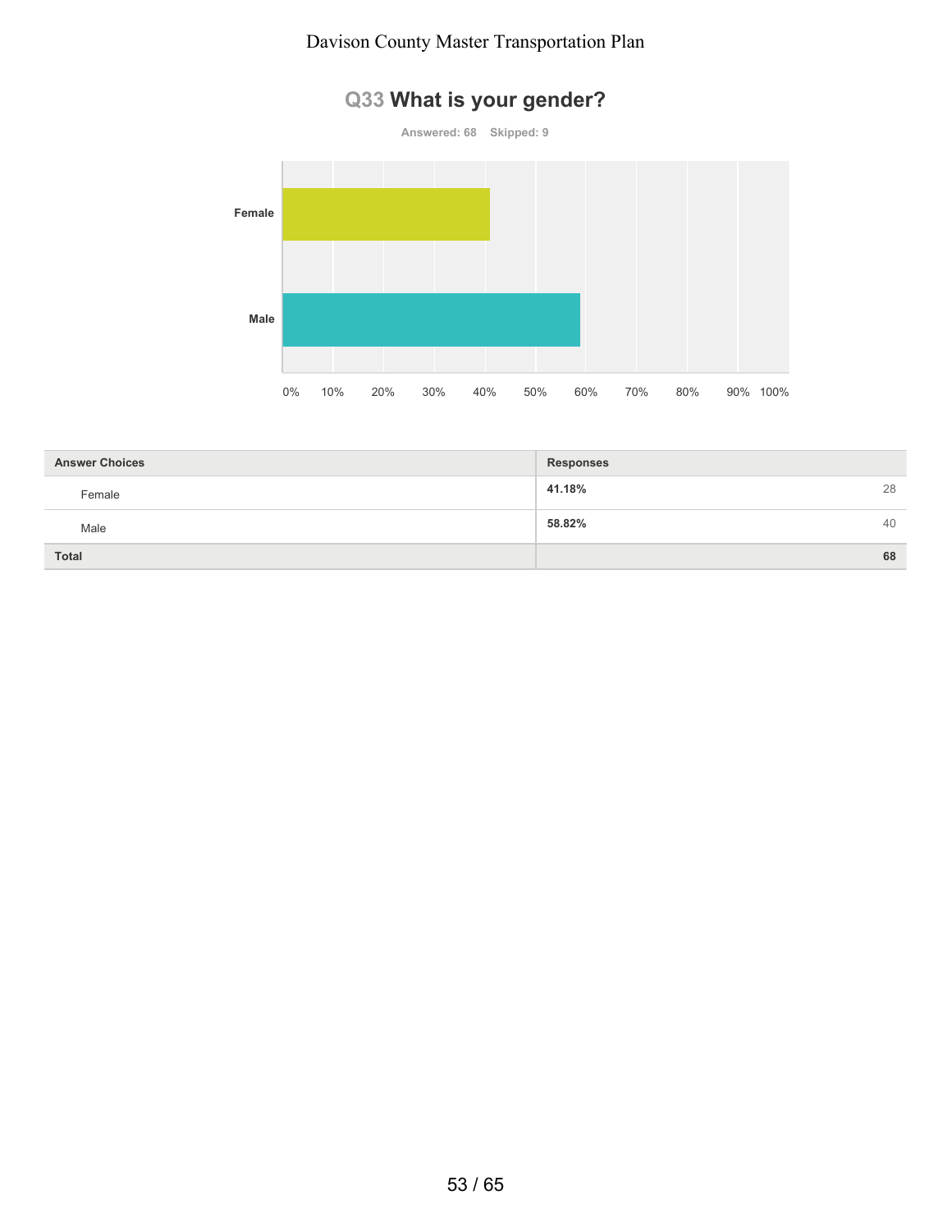## Q33 What is your gender?

Answered: 68 Skipped: 9

| Answer Choices | Responses | |
|---|---|---|
| Female | 41.18% | 28 |
| Male | 58.82% | 40 |
| **Total** | | **68** |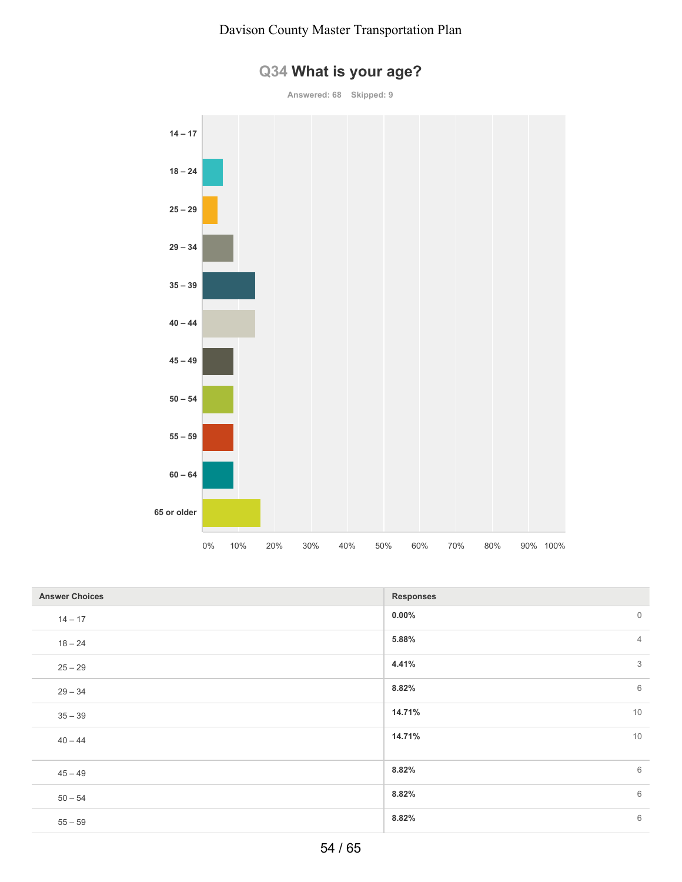## Q34 What is your age?

Answered: 68 Skipped: 9

| Answer Choices | Responses | |
|---|---|---|
| 14 – 17 | 0.00% | 0 |
| 18 – 24 | 5.88% | 4 |
| 25 – 29 | 4.41% | 3 |
| 29 – 34 | 8.82% | 6 |
| 35 – 39 | 14.71% | 10 |
| 40 – 44 | 14.71% | 10 |
| 45 – 49 | 8.82% | 6 |
| 50 – 54 | 8.82% | 6 |
| 55 – 59 | 8.82% | 6 |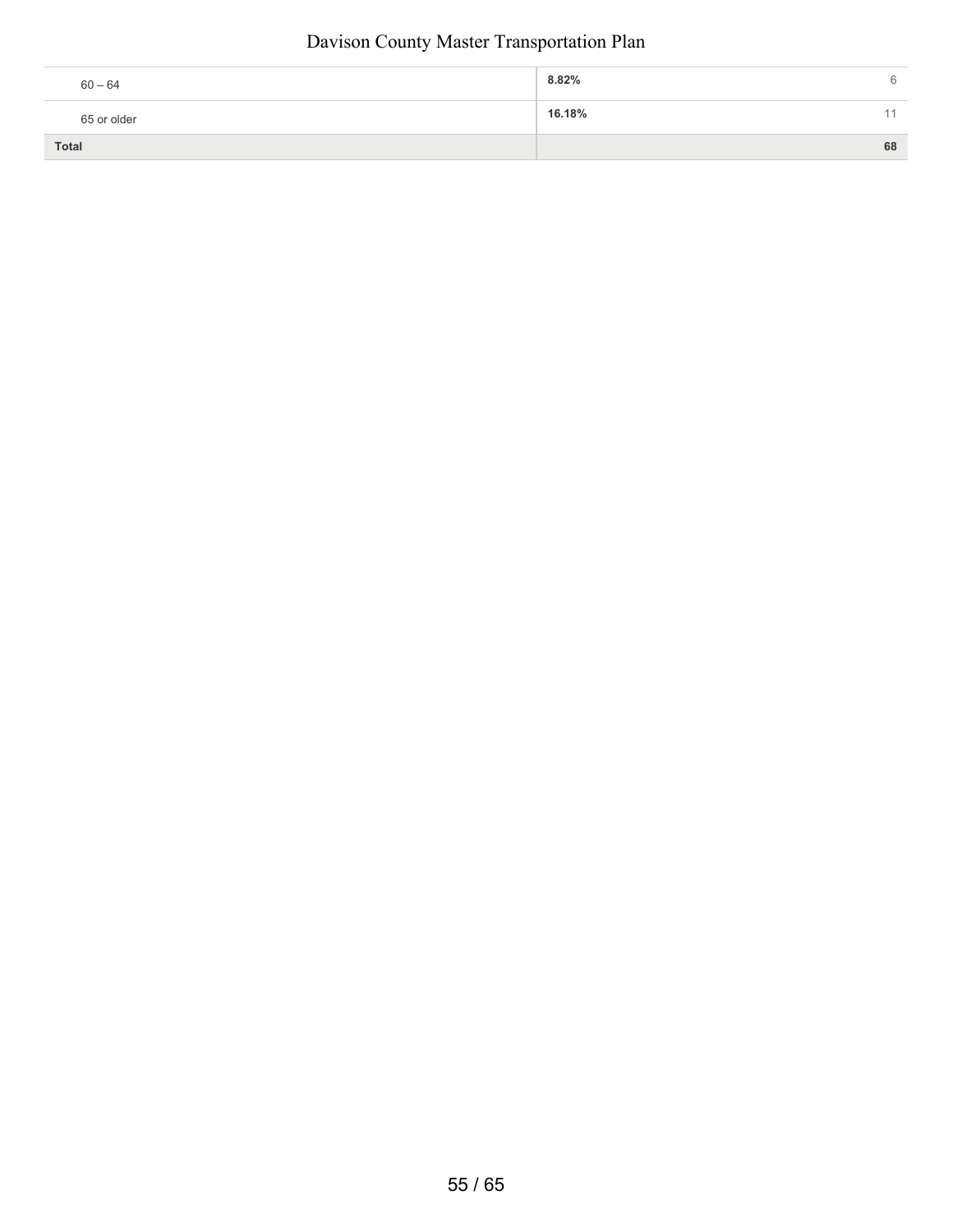| | | |
|---|---|---|
| 60 – 64 | 8.82% | 6 |
| 65 or older | 16.18% | 11 |
| **Total** | | **68** |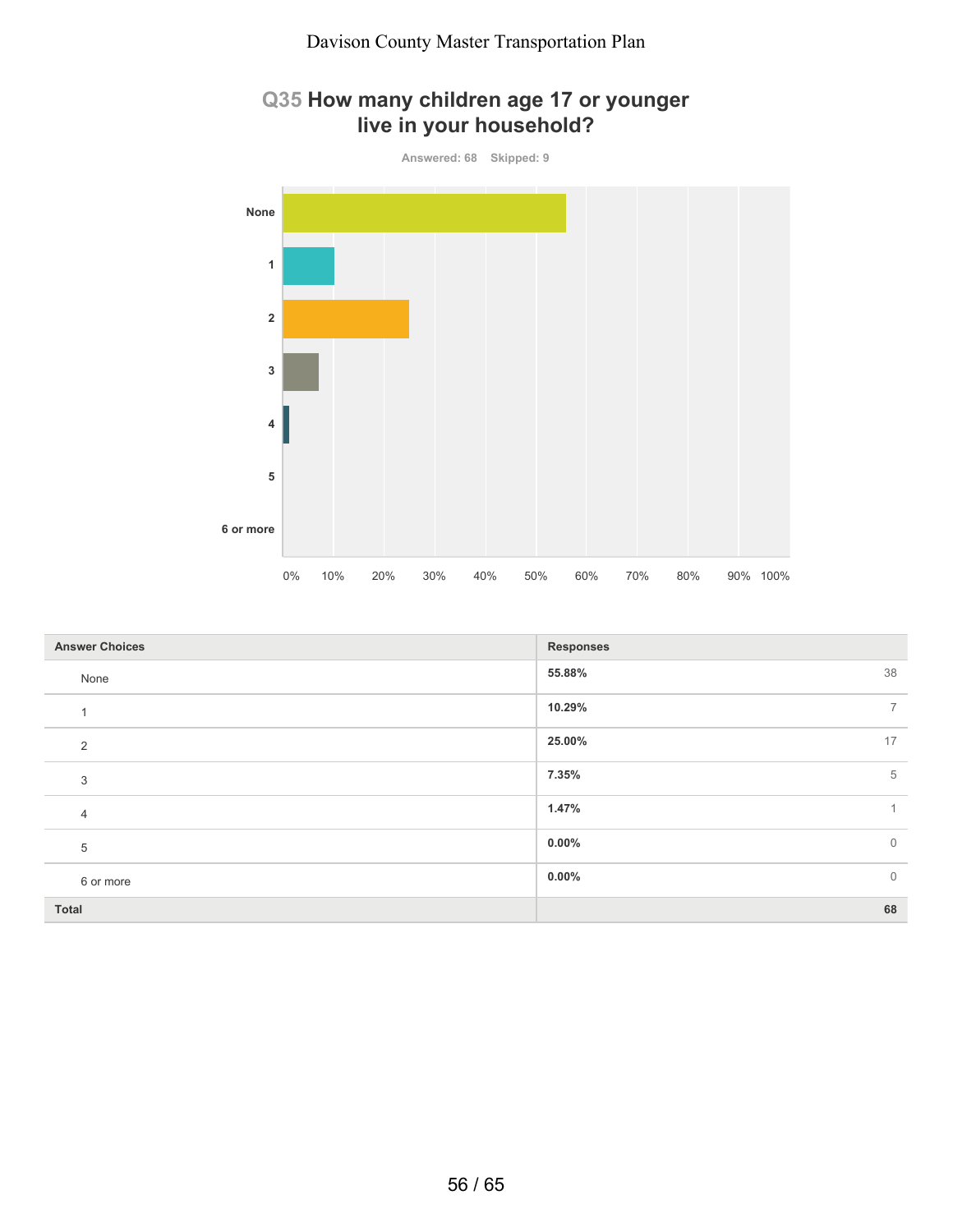## Q35 How many children age 17 or younger live in your household?

Answered: 68 Skipped: 9

| Answer Choices | Responses | |
|---|---|---|
| None | 55.88% | 38 |
| 1 | 10.29% | 7 |
| 2 | 25.00% | 17 |
| 3 | 7.35% | 5 |
| 4 | 1.47% | 1 |
| 5 | 0.00% | 0 |
| 6 or more | 0.00% | 0 |
| Total | | 68 |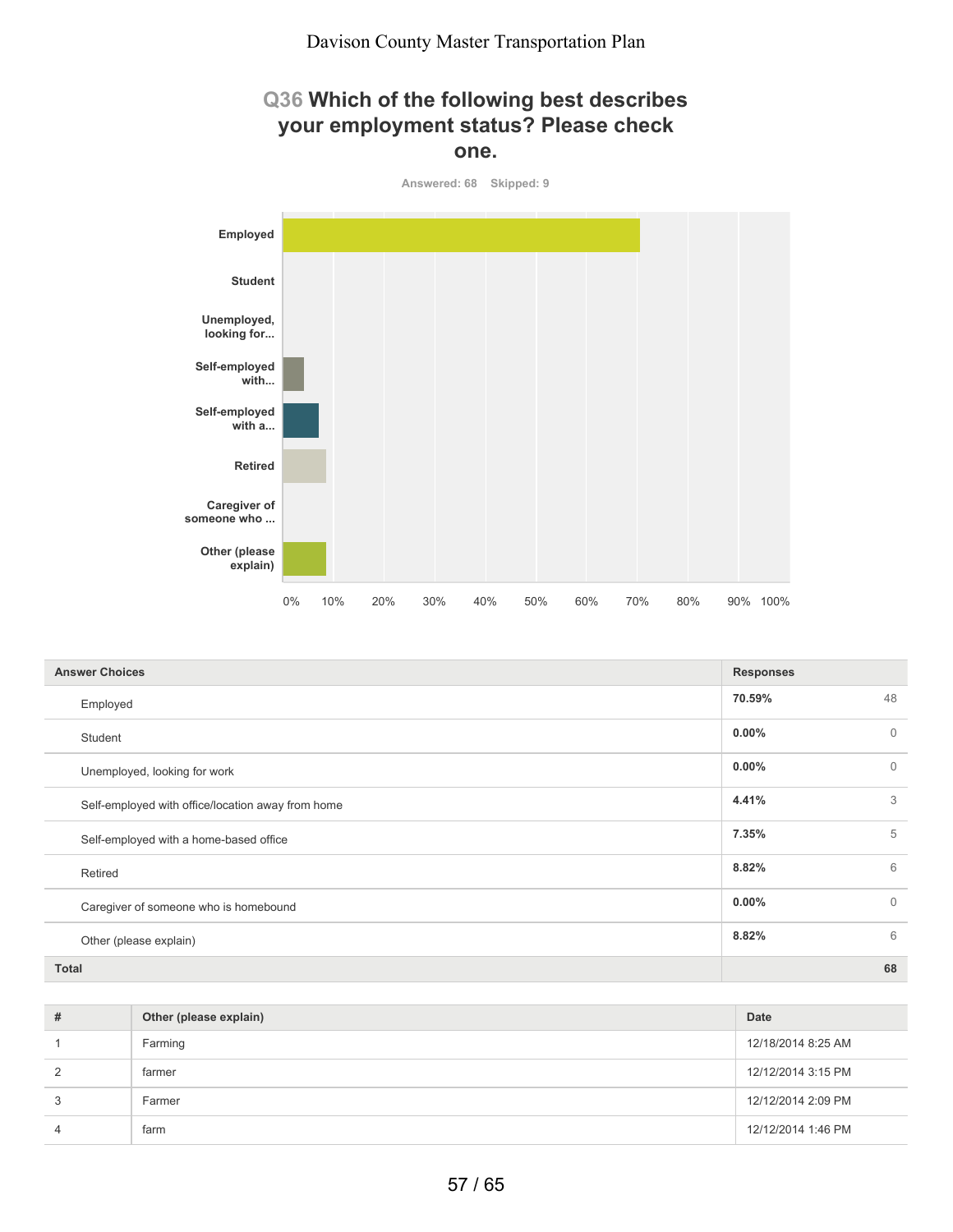## Q36 Which of the following best describes your employment status? Please check one.

Answered: 68 Skipped: 9

| Answer Choices | Responses | |
|---|---|---|
| Employed | 70.59% | 48 |
| Student | 0.00% | 0 |
| Unemployed, looking for work | 0.00% | 0 |
| Self-employed with office/location away from home | 4.41% | 3 |
| Self-employed with a home-based office | 7.35% | 5 |
| Retired | 8.82% | 6 |
| Caregiver of someone who is homebound | 0.00% | 0 |
| Other (please explain) | 8.82% | 6 |
| **Total** | | **68** |

| # | Other (please explain) | Date |
|---|---|---|
| 1 | Farming | 12/18/2014 8:25 AM |
| 2 | farmer | 12/12/2014 3:15 PM |
| 3 | Farmer | 12/12/2014 2:09 PM |
| 4 | farm | 12/12/2014 1:46 PM |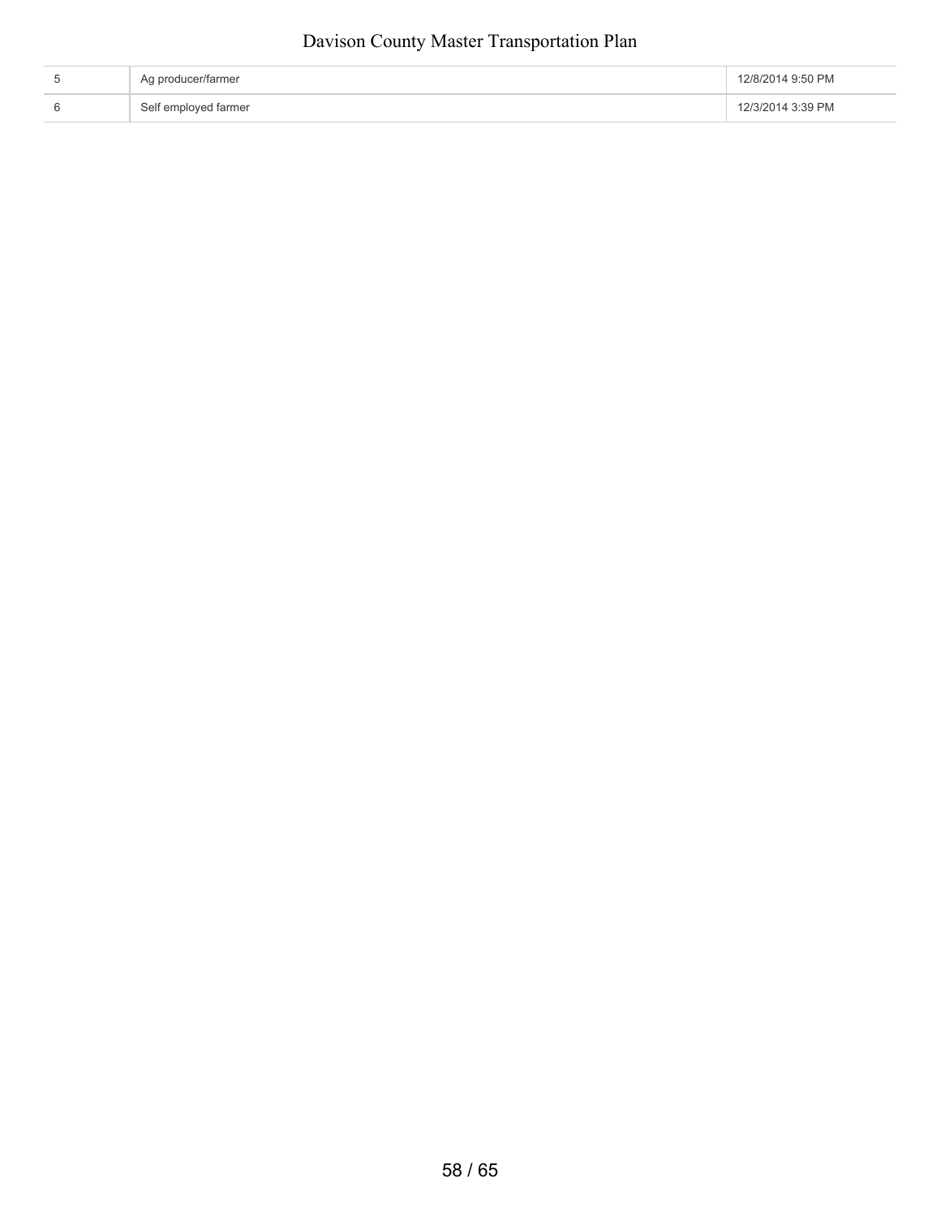| | | |
|---|---|---|
| 5 | Ag producer/farmer | 12/8/2014 9:50 PM |
| 6 | Self employed farmer | 12/3/2014 3:39 PM |